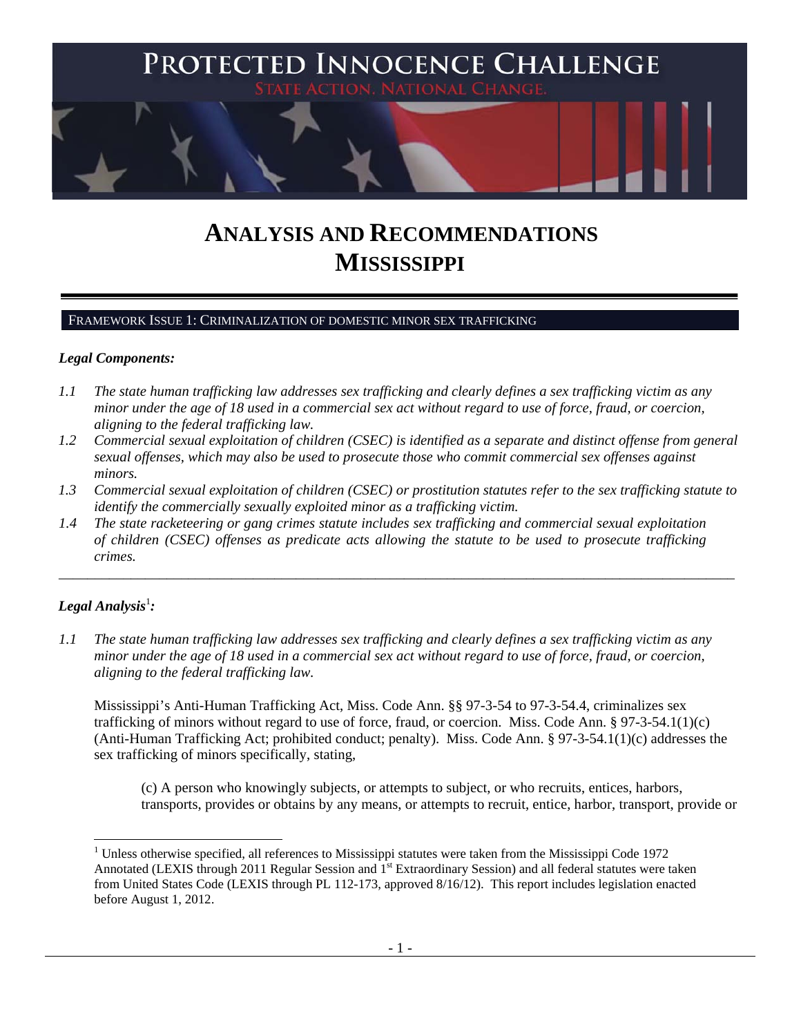# PROTECTED INNOCENCE CHALLENGE

STATE ACTION. NATIONAL CHANGE.

# ANALYSIS AND RECOMMENDATIONS MISSISSIPPI

## FRAMEWORK ISSUE 1: CRIMINALIZATION OF DOMESTIC MINOR SEX TRAFFICKING

***Legal Components:***

*1.1 The state human trafficking law addresses sex trafficking and clearly defines a sex trafficking victim as any minor under the age of 18 used in a commercial sex act without regard to use of force, fraud, or coercion, aligning to the federal trafficking law.*

*1.2 Commercial sexual exploitation of children (CSEC) is identified as a separate and distinct offense from general sexual offenses, which may also be used to prosecute those who commit commercial sex offenses against minors.*

*1.3 Commercial sexual exploitation of children (CSEC) or prostitution statutes refer to the sex trafficking statute to identify the commercially sexually exploited minor as a trafficking victim.*

*1.4 The state racketeering or gang crimes statute includes sex trafficking and commercial sexual exploitation of children (CSEC) offenses as predicate acts allowing the statute to be used to prosecute trafficking crimes.*

---

***Legal Analysis***[1]***:***

*1.1 The state human trafficking law addresses sex trafficking and clearly defines a sex trafficking victim as any minor under the age of 18 used in a commercial sex act without regard to use of force, fraud, or coercion, aligning to the federal trafficking law.*

Mississippi's Anti-Human Trafficking Act, Miss. Code Ann. §§ 97-3-54 to 97-3-54.4, criminalizes sex trafficking of minors without regard to use of force, fraud, or coercion. Miss. Code Ann. § 97-3-54.1(1)(c) (Anti-Human Trafficking Act; prohibited conduct; penalty). Miss. Code Ann. § 97-3-54.1(1)(c) addresses the sex trafficking of minors specifically, stating,

> (c) A person who knowingly subjects, or attempts to subject, or who recruits, entices, harbors, transports, provides or obtains by any means, or attempts to recruit, entice, harbor, transport, provide or

[1] Unless otherwise specified, all references to Mississippi statutes were taken from the Mississippi Code 1972 Annotated (LEXIS through 2011 Regular Session and 1st Extraordinary Session) and all federal statutes were taken from United States Code (LEXIS through PL 112-173, approved 8/16/12). This report includes legislation enacted before August 1, 2012.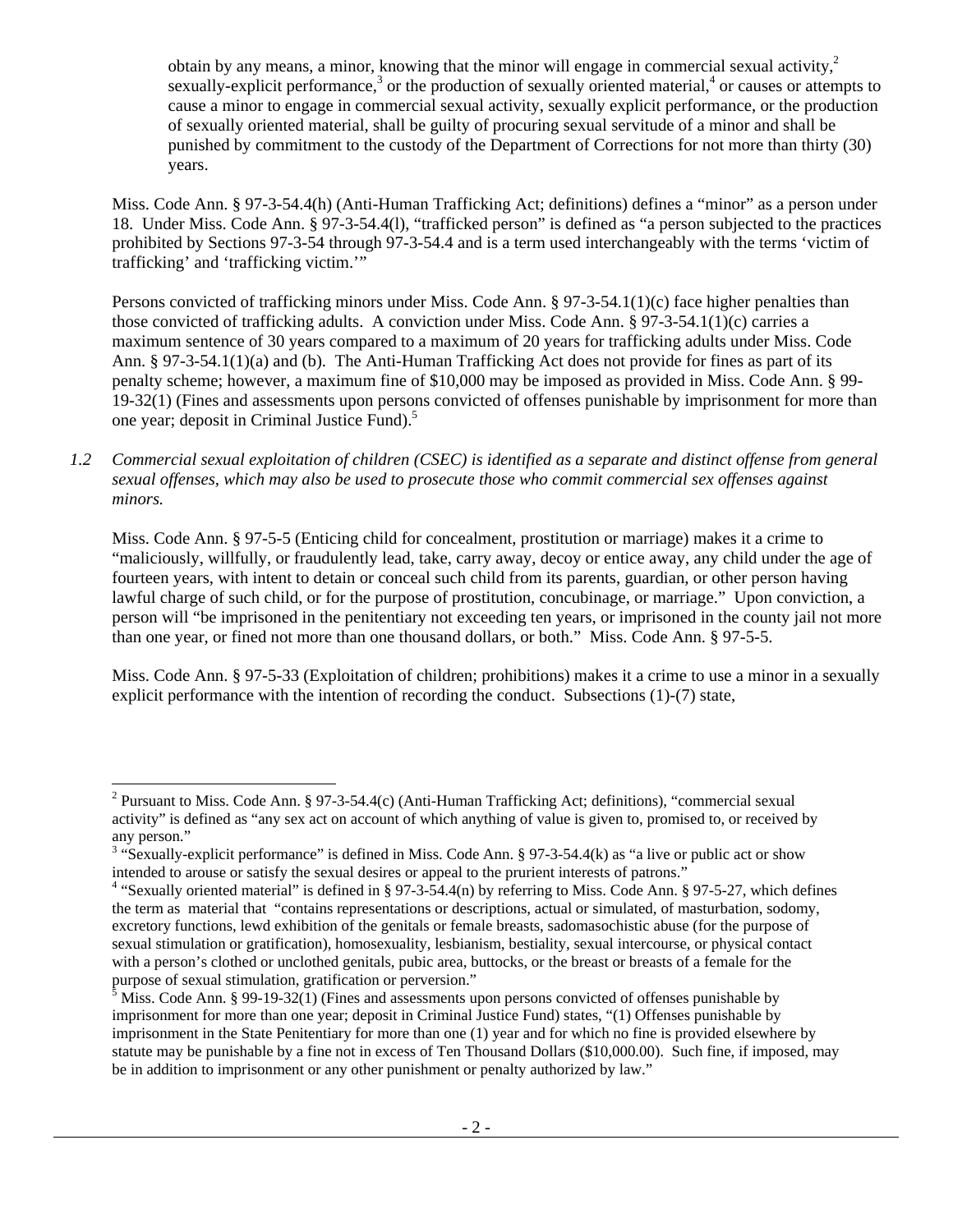> obtain by any means, a minor, knowing that the minor will engage in commercial sexual activity,[2] sexually-explicit performance,[3] or the production of sexually oriented material,[4] or causes or attempts to cause a minor to engage in commercial sexual activity, sexually explicit performance, or the production of sexually oriented material, shall be guilty of procuring sexual servitude of a minor and shall be punished by commitment to the custody of the Department of Corrections for not more than thirty (30) years.

Miss. Code Ann. § 97-3-54.4(h) (Anti-Human Trafficking Act; definitions) defines a "minor" as a person under 18. Under Miss. Code Ann. § 97-3-54.4(l), "trafficked person" is defined as "a person subjected to the practices prohibited by Sections 97-3-54 through 97-3-54.4 and is a term used interchangeably with the terms 'victim of trafficking' and 'trafficking victim.'"

Persons convicted of trafficking minors under Miss. Code Ann. § 97-3-54.1(1)(c) face higher penalties than those convicted of trafficking adults. A conviction under Miss. Code Ann. § 97-3-54.1(1)(c) carries a maximum sentence of 30 years compared to a maximum of 20 years for trafficking adults under Miss. Code Ann. § 97-3-54.1(1)(a) and (b). The Anti-Human Trafficking Act does not provide for fines as part of its penalty scheme; however, a maximum fine of $10,000 may be imposed as provided in Miss. Code Ann. § 99-19-32(1) (Fines and assessments upon persons convicted of offenses punishable by imprisonment for more than one year; deposit in Criminal Justice Fund).[5]

*1.2 Commercial sexual exploitation of children (CSEC) is identified as a separate and distinct offense from general sexual offenses, which may also be used to prosecute those who commit commercial sex offenses against minors.*

Miss. Code Ann. § 97-5-5 (Enticing child for concealment, prostitution or marriage) makes it a crime to "maliciously, willfully, or fraudulently lead, take, carry away, decoy or entice away, any child under the age of fourteen years, with intent to detain or conceal such child from its parents, guardian, or other person having lawful charge of such child, or for the purpose of prostitution, concubinage, or marriage." Upon conviction, a person will "be imprisoned in the penitentiary not exceeding ten years, or imprisoned in the county jail not more than one year, or fined not more than one thousand dollars, or both." Miss. Code Ann. § 97-5-5.

Miss. Code Ann. § 97-5-33 (Exploitation of children; prohibitions) makes it a crime to use a minor in a sexually explicit performance with the intention of recording the conduct. Subsections (1)-(7) state,

---

[2] Pursuant to Miss. Code Ann. § 97-3-54.4(c) (Anti-Human Trafficking Act; definitions), "commercial sexual activity" is defined as "any sex act on account of which anything of value is given to, promised to, or received by any person."

[3] "Sexually-explicit performance" is defined in Miss. Code Ann. § 97-3-54.4(k) as "a live or public act or show intended to arouse or satisfy the sexual desires or appeal to the prurient interests of patrons."

[4] "Sexually oriented material" is defined in § 97-3-54.4(n) by referring to Miss. Code Ann. § 97-5-27, which defines the term as material that "contains representations or descriptions, actual or simulated, of masturbation, sodomy, excretory functions, lewd exhibition of the genitals or female breasts, sadomasochistic abuse (for the purpose of sexual stimulation or gratification), homosexuality, lesbianism, bestiality, sexual intercourse, or physical contact with a person's clothed or unclothed genitals, pubic area, buttocks, or the breast or breasts of a female for the purpose of sexual stimulation, gratification or perversion."

[5] Miss. Code Ann. § 99-19-32(1) (Fines and assessments upon persons convicted of offenses punishable by imprisonment for more than one year; deposit in Criminal Justice Fund) states, "(1) Offenses punishable by imprisonment in the State Penitentiary for more than one (1) year and for which no fine is provided elsewhere by statute may be punishable by a fine not in excess of Ten Thousand Dollars ($10,000.00). Such fine, if imposed, may be in addition to imprisonment or any other punishment or penalty authorized by law."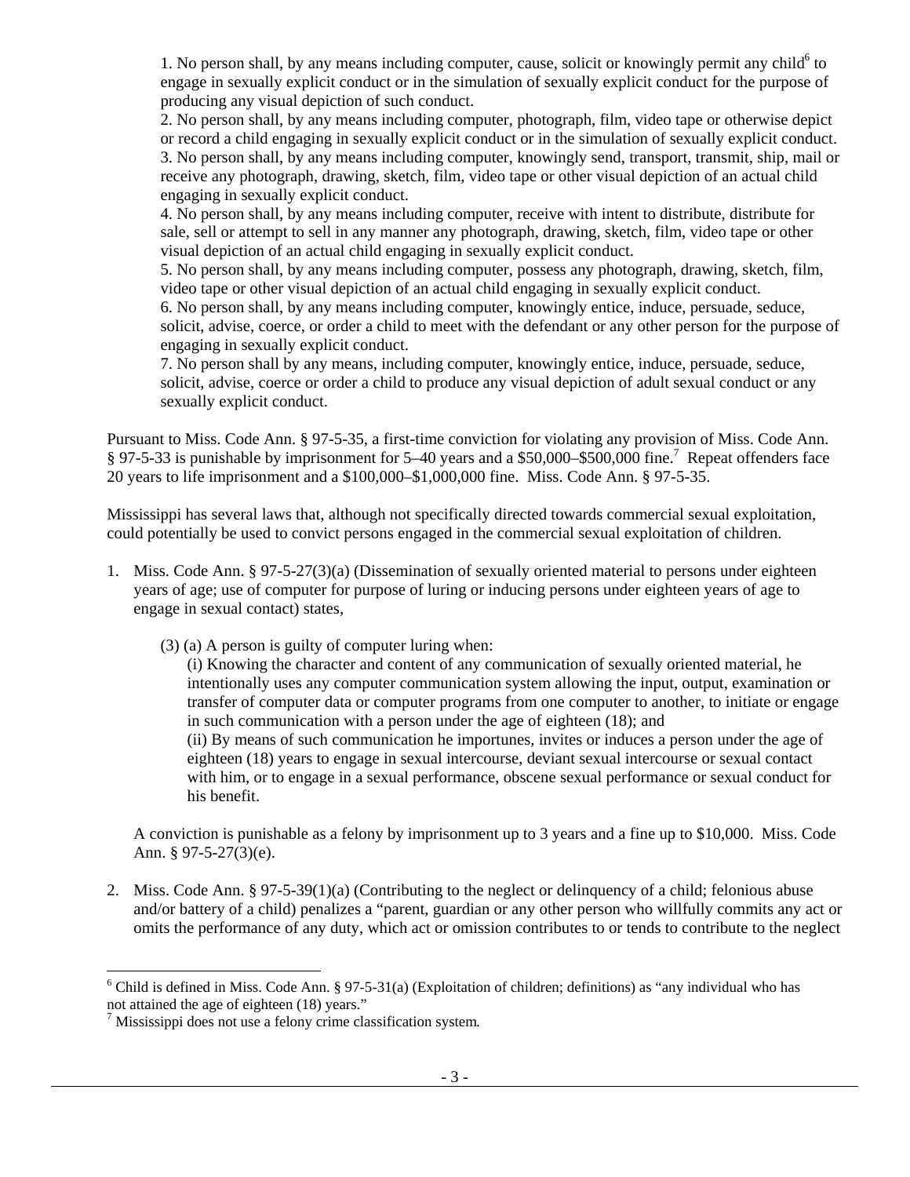1. No person shall, by any means including computer, cause, solicit or knowingly permit any child[6] to engage in sexually explicit conduct or in the simulation of sexually explicit conduct for the purpose of producing any visual depiction of such conduct.
2. No person shall, by any means including computer, photograph, film, video tape or otherwise depict or record a child engaging in sexually explicit conduct or in the simulation of sexually explicit conduct.
3. No person shall, by any means including computer, knowingly send, transport, transmit, ship, mail or receive any photograph, drawing, sketch, film, video tape or other visual depiction of an actual child engaging in sexually explicit conduct.
4. No person shall, by any means including computer, receive with intent to distribute, distribute for sale, sell or attempt to sell in any manner any photograph, drawing, sketch, film, video tape or other visual depiction of an actual child engaging in sexually explicit conduct.
5. No person shall, by any means including computer, possess any photograph, drawing, sketch, film, video tape or other visual depiction of an actual child engaging in sexually explicit conduct.
6. No person shall, by any means including computer, knowingly entice, induce, persuade, seduce, solicit, advise, coerce, or order a child to meet with the defendant or any other person for the purpose of engaging in sexually explicit conduct.
7. No person shall by any means, including computer, knowingly entice, induce, persuade, seduce, solicit, advise, coerce or order a child to produce any visual depiction of adult sexual conduct or any sexually explicit conduct.

Pursuant to Miss. Code Ann. § 97-5-35, a first-time conviction for violating any provision of Miss. Code Ann. § 97-5-33 is punishable by imprisonment for 5–40 years and a $50,000–$500,000 fine.[7] Repeat offenders face 20 years to life imprisonment and a $100,000–$1,000,000 fine. Miss. Code Ann. § 97-5-35.

Mississippi has several laws that, although not specifically directed towards commercial sexual exploitation, could potentially be used to convict persons engaged in the commercial sexual exploitation of children.

1. Miss. Code Ann. § 97-5-27(3)(a) (Dissemination of sexually oriented material to persons under eighteen years of age; use of computer for purpose of luring or inducing persons under eighteen years of age to engage in sexual contact) states,

   (3) (a) A person is guilty of computer luring when:
   (i) Knowing the character and content of any communication of sexually oriented material, he intentionally uses any computer communication system allowing the input, output, examination or transfer of computer data or computer programs from one computer to another, to initiate or engage in such communication with a person under the age of eighteen (18); and
   (ii) By means of such communication he importunes, invites or induces a person under the age of eighteen (18) years to engage in sexual intercourse, deviant sexual intercourse or sexual contact with him, or to engage in a sexual performance, obscene sexual performance or sexual conduct for his benefit.

   A conviction is punishable as a felony by imprisonment up to 3 years and a fine up to $10,000. Miss. Code Ann. § 97-5-27(3)(e).

2. Miss. Code Ann. § 97-5-39(1)(a) (Contributing to the neglect or delinquency of a child; felonious abuse and/or battery of a child) penalizes a "parent, guardian or any other person who willfully commits any act or omits the performance of any duty, which act or omission contributes to or tends to contribute to the neglect

---

[6] Child is defined in Miss. Code Ann. § 97-5-31(a) (Exploitation of children; definitions) as "any individual who has not attained the age of eighteen (18) years."

[7] Mississippi does not use a felony crime classification system.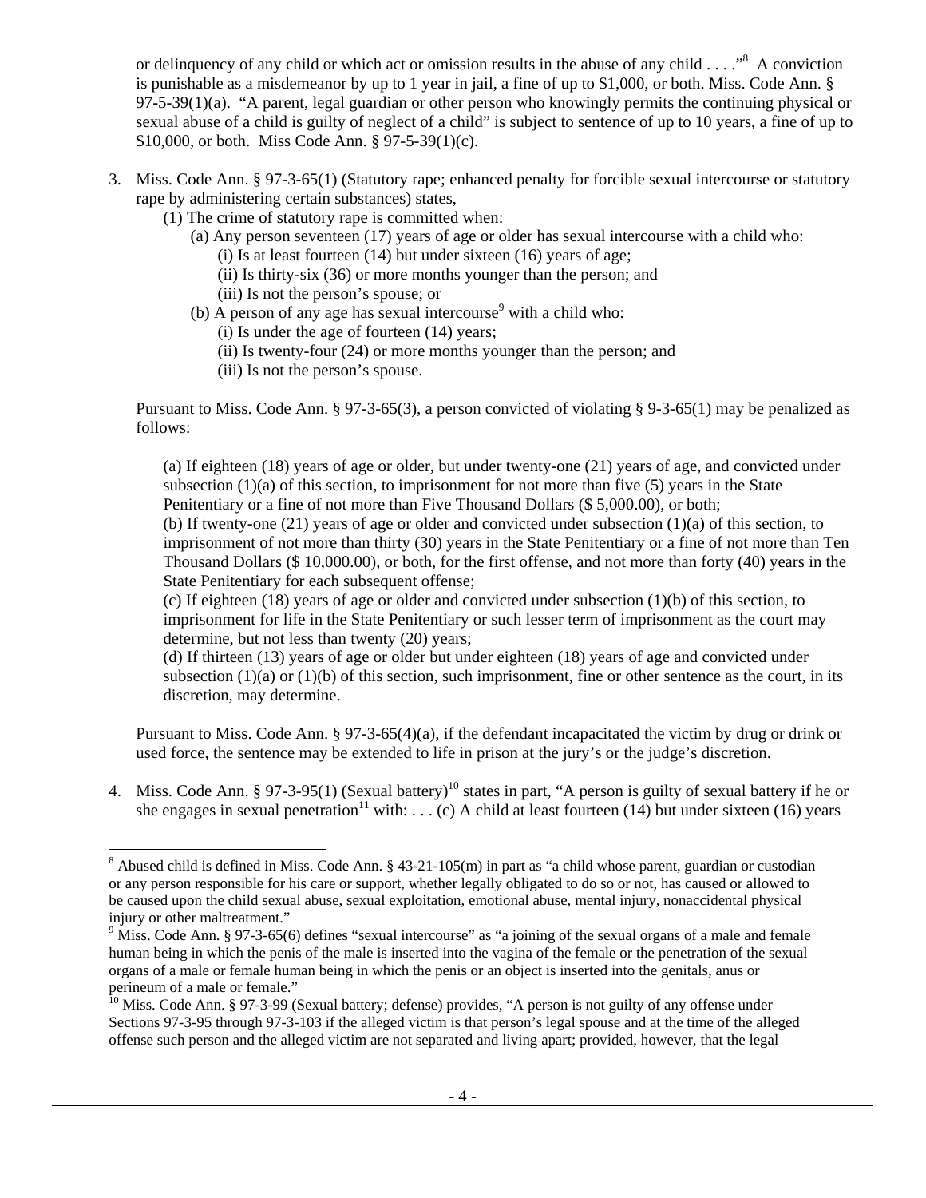or delinquency of any child or which act or omission results in the abuse of any child . . . ."[8] A conviction is punishable as a misdemeanor by up to 1 year in jail, a fine of up to $1,000, or both. Miss. Code Ann. § 97-5-39(1)(a). "A parent, legal guardian or other person who knowingly permits the continuing physical or sexual abuse of a child is guilty of neglect of a child" is subject to sentence of up to 10 years, a fine of up to $10,000, or both. Miss Code Ann. § 97-5-39(1)(c).

3. Miss. Code Ann. § 97-3-65(1) (Statutory rape; enhanced penalty for forcible sexual intercourse or statutory rape by administering certain substances) states,
   (1) The crime of statutory rape is committed when:
      (a) Any person seventeen (17) years of age or older has sexual intercourse with a child who:
         (i) Is at least fourteen (14) but under sixteen (16) years of age;
         (ii) Is thirty-six (36) or more months younger than the person; and
         (iii) Is not the person's spouse; or
      (b) A person of any age has sexual intercourse[9] with a child who:
         (i) Is under the age of fourteen (14) years;
         (ii) Is twenty-four (24) or more months younger than the person; and
         (iii) Is not the person's spouse.

   Pursuant to Miss. Code Ann. § 97-3-65(3), a person convicted of violating § 9-3-65(1) may be penalized as follows:

   (a) If eighteen (18) years of age or older, but under twenty-one (21) years of age, and convicted under subsection (1)(a) of this section, to imprisonment for not more than five (5) years in the State Penitentiary or a fine of not more than Five Thousand Dollars ($ 5,000.00), or both;
   (b) If twenty-one (21) years of age or older and convicted under subsection (1)(a) of this section, to imprisonment of not more than thirty (30) years in the State Penitentiary or a fine of not more than Ten Thousand Dollars ($ 10,000.00), or both, for the first offense, and not more than forty (40) years in the State Penitentiary for each subsequent offense;
   (c) If eighteen (18) years of age or older and convicted under subsection (1)(b) of this section, to imprisonment for life in the State Penitentiary or such lesser term of imprisonment as the court may determine, but not less than twenty (20) years;
   (d) If thirteen (13) years of age or older but under eighteen (18) years of age and convicted under subsection (1)(a) or (1)(b) of this section, such imprisonment, fine or other sentence as the court, in its discretion, may determine.

   Pursuant to Miss. Code Ann. § 97-3-65(4)(a), if the defendant incapacitated the victim by drug or drink or used force, the sentence may be extended to life in prison at the jury's or the judge's discretion.

4. Miss. Code Ann. § 97-3-95(1) (Sexual battery)[10] states in part, "A person is guilty of sexual battery if he or she engages in sexual penetration[11] with: . . . (c) A child at least fourteen (14) but under sixteen (16) years

---

[8] Abused child is defined in Miss. Code Ann. § 43-21-105(m) in part as "a child whose parent, guardian or custodian or any person responsible for his care or support, whether legally obligated to do so or not, has caused or allowed to be caused upon the child sexual abuse, sexual exploitation, emotional abuse, mental injury, nonaccidental physical injury or other maltreatment."

[9] Miss. Code Ann. § 97-3-65(6) defines "sexual intercourse" as "a joining of the sexual organs of a male and female human being in which the penis of the male is inserted into the vagina of the female or the penetration of the sexual organs of a male or female human being in which the penis or an object is inserted into the genitals, anus or perineum of a male or female."

[10] Miss. Code Ann. § 97-3-99 (Sexual battery; defense) provides, "A person is not guilty of any offense under Sections 97-3-95 through 97-3-103 if the alleged victim is that person's legal spouse and at the time of the alleged offense such person and the alleged victim are not separated and living apart; provided, however, that the legal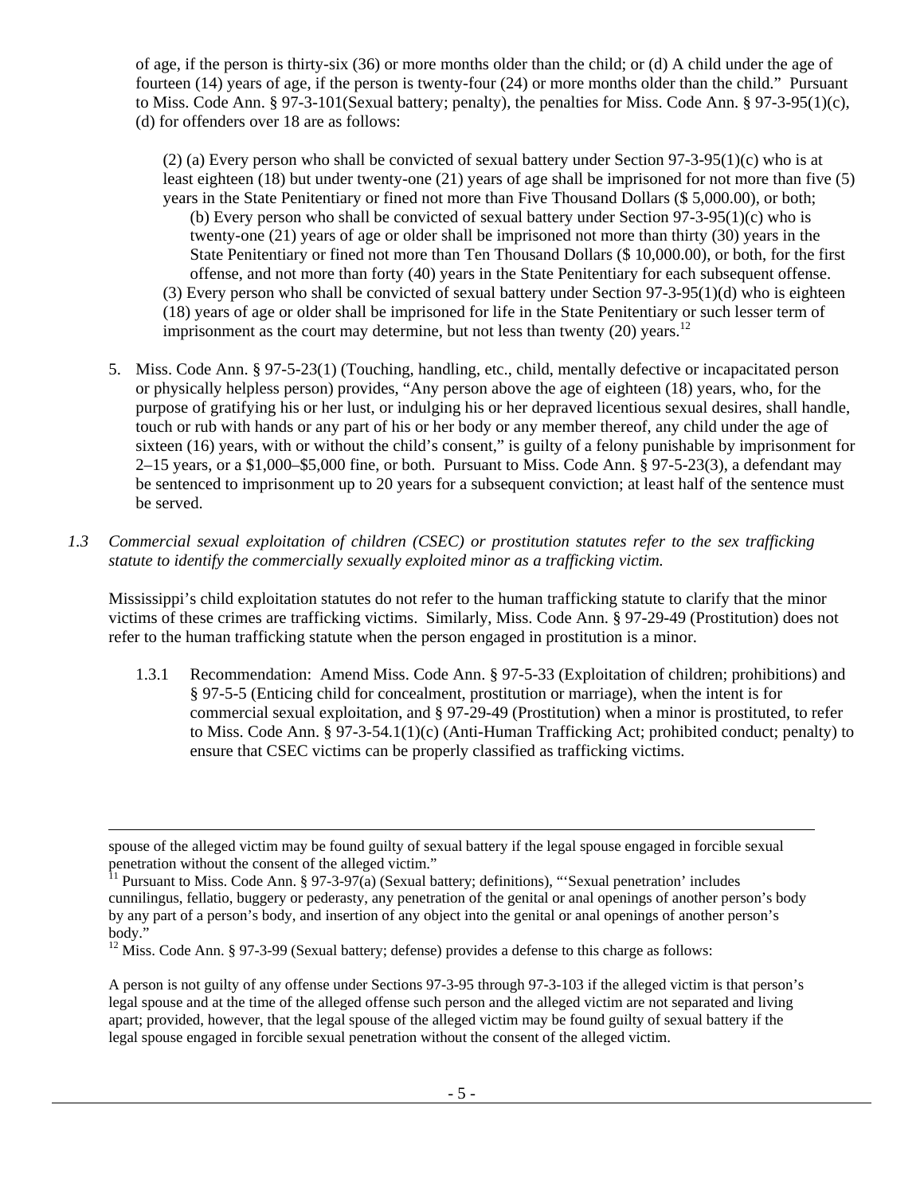of age, if the person is thirty-six (36) or more months older than the child; or (d) A child under the age of fourteen (14) years of age, if the person is twenty-four (24) or more months older than the child." Pursuant to Miss. Code Ann. § 97-3-101(Sexual battery; penalty), the penalties for Miss. Code Ann. § 97-3-95(1)(c), (d) for offenders over 18 are as follows:

> (2) (a) Every person who shall be convicted of sexual battery under Section 97-3-95(1)(c) who is at least eighteen (18) but under twenty-one (21) years of age shall be imprisoned for not more than five (5) years in the State Penitentiary or fined not more than Five Thousand Dollars ($ 5,000.00), or both;
>
> (b) Every person who shall be convicted of sexual battery under Section 97-3-95(1)(c) who is twenty-one (21) years of age or older shall be imprisoned not more than thirty (30) years in the State Penitentiary or fined not more than Ten Thousand Dollars ($ 10,000.00), or both, for the first offense, and not more than forty (40) years in the State Penitentiary for each subsequent offense.
>
> (3) Every person who shall be convicted of sexual battery under Section 97-3-95(1)(d) who is eighteen (18) years of age or older shall be imprisoned for life in the State Penitentiary or such lesser term of imprisonment as the court may determine, but not less than twenty (20) years.[12]

5. Miss. Code Ann. § 97-5-23(1) (Touching, handling, etc., child, mentally defective or incapacitated person or physically helpless person) provides, "Any person above the age of eighteen (18) years, who, for the purpose of gratifying his or her lust, or indulging his or her depraved licentious sexual desires, shall handle, touch or rub with hands or any part of his or her body or any member thereof, any child under the age of sixteen (16) years, with or without the child's consent," is guilty of a felony punishable by imprisonment for 2–15 years, or a $1,000–$5,000 fine, or both. Pursuant to Miss. Code Ann. § 97-5-23(3), a defendant may be sentenced to imprisonment up to 20 years for a subsequent conviction; at least half of the sentence must be served.

*1.3 Commercial sexual exploitation of children (CSEC) or prostitution statutes refer to the sex trafficking statute to identify the commercially sexually exploited minor as a trafficking victim.*

Mississippi's child exploitation statutes do not refer to the human trafficking statute to clarify that the minor victims of these crimes are trafficking victims. Similarly, Miss. Code Ann. § 97-29-49 (Prostitution) does not refer to the human trafficking statute when the person engaged in prostitution is a minor.

1.3.1 Recommendation: Amend Miss. Code Ann. § 97-5-33 (Exploitation of children; prohibitions) and § 97-5-5 (Enticing child for concealment, prostitution or marriage), when the intent is for commercial sexual exploitation, and § 97-29-49 (Prostitution) when a minor is prostituted, to refer to Miss. Code Ann. § 97-3-54.1(1)(c) (Anti-Human Trafficking Act; prohibited conduct; penalty) to ensure that CSEC victims can be properly classified as trafficking victims.

---

spouse of the alleged victim may be found guilty of sexual battery if the legal spouse engaged in forcible sexual penetration without the consent of the alleged victim."

[11] Pursuant to Miss. Code Ann. § 97-3-97(a) (Sexual battery; definitions), "'Sexual penetration' includes cunnilingus, fellatio, buggery or pederasty, any penetration of the genital or anal openings of another person's body by any part of a person's body, and insertion of any object into the genital or anal openings of another person's body."

[12] Miss. Code Ann. § 97-3-99 (Sexual battery; defense) provides a defense to this charge as follows:

A person is not guilty of any offense under Sections 97-3-95 through 97-3-103 if the alleged victim is that person's legal spouse and at the time of the alleged offense such person and the alleged victim are not separated and living apart; provided, however, that the legal spouse of the alleged victim may be found guilty of sexual battery if the legal spouse engaged in forcible sexual penetration without the consent of the alleged victim.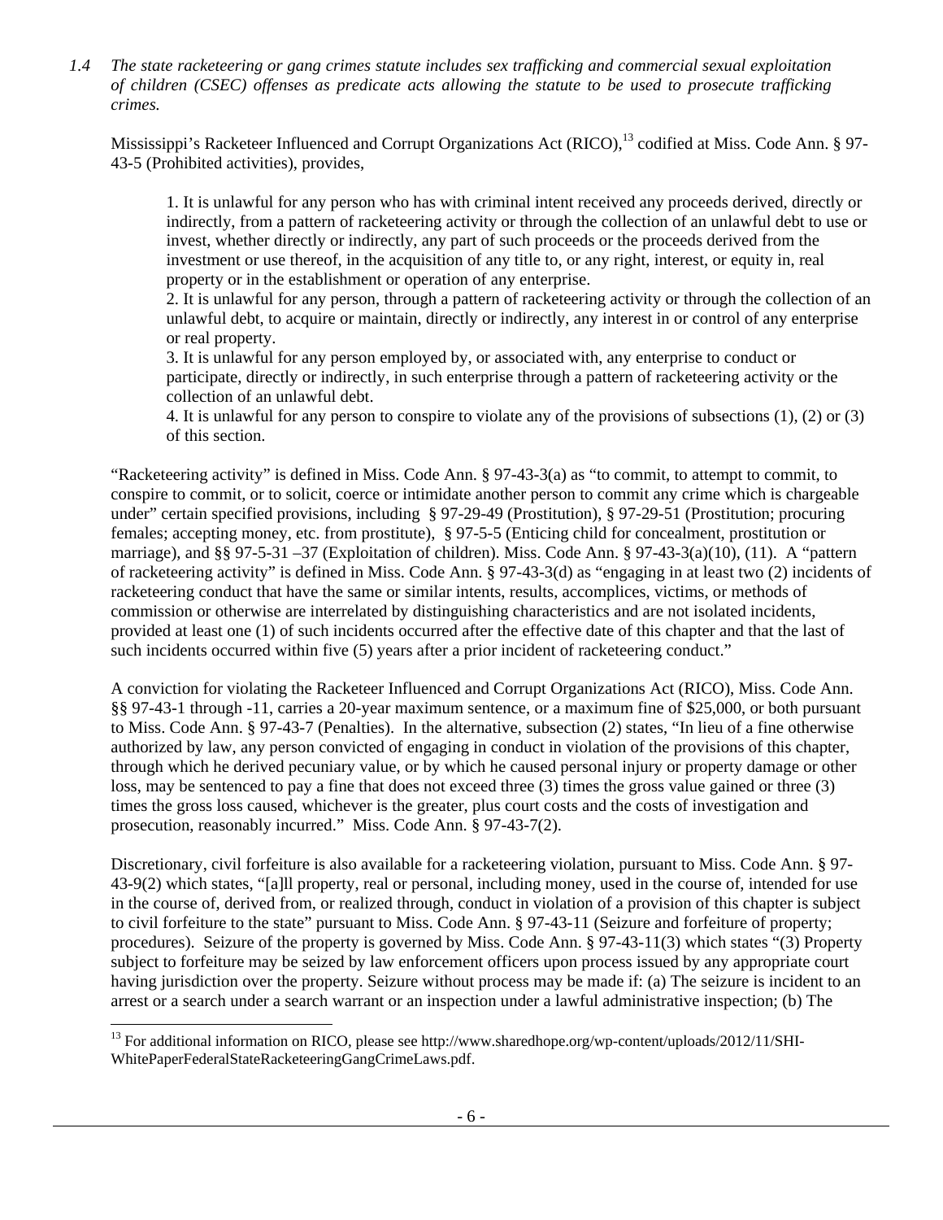*1.4 The state racketeering or gang crimes statute includes sex trafficking and commercial sexual exploitation of children (CSEC) offenses as predicate acts allowing the statute to be used to prosecute trafficking crimes.*

Mississippi's Racketeer Influenced and Corrupt Organizations Act (RICO),[13] codified at Miss. Code Ann. § 97-43-5 (Prohibited activities), provides,

> 1. It is unlawful for any person who has with criminal intent received any proceeds derived, directly or indirectly, from a pattern of racketeering activity or through the collection of an unlawful debt to use or invest, whether directly or indirectly, any part of such proceeds or the proceeds derived from the investment or use thereof, in the acquisition of any title to, or any right, interest, or equity in, real property or in the establishment or operation of any enterprise.
> 2. It is unlawful for any person, through a pattern of racketeering activity or through the collection of an unlawful debt, to acquire or maintain, directly or indirectly, any interest in or control of any enterprise or real property.
> 3. It is unlawful for any person employed by, or associated with, any enterprise to conduct or participate, directly or indirectly, in such enterprise through a pattern of racketeering activity or the collection of an unlawful debt.
> 4. It is unlawful for any person to conspire to violate any of the provisions of subsections (1), (2) or (3) of this section.

"Racketeering activity" is defined in Miss. Code Ann. § 97-43-3(a) as "to commit, to attempt to commit, to conspire to commit, or to solicit, coerce or intimidate another person to commit any crime which is chargeable under" certain specified provisions, including § 97-29-49 (Prostitution), § 97-29-51 (Prostitution; procuring females; accepting money, etc. from prostitute), § 97-5-5 (Enticing child for concealment, prostitution or marriage), and §§ 97-5-31 –37 (Exploitation of children). Miss. Code Ann. § 97-43-3(a)(10), (11). A "pattern of racketeering activity" is defined in Miss. Code Ann. § 97-43-3(d) as "engaging in at least two (2) incidents of racketeering conduct that have the same or similar intents, results, accomplices, victims, or methods of commission or otherwise are interrelated by distinguishing characteristics and are not isolated incidents, provided at least one (1) of such incidents occurred after the effective date of this chapter and that the last of such incidents occurred within five (5) years after a prior incident of racketeering conduct."

A conviction for violating the Racketeer Influenced and Corrupt Organizations Act (RICO), Miss. Code Ann. §§ 97-43-1 through -11, carries a 20-year maximum sentence, or a maximum fine of $25,000, or both pursuant to Miss. Code Ann. § 97-43-7 (Penalties). In the alternative, subsection (2) states, "In lieu of a fine otherwise authorized by law, any person convicted of engaging in conduct in violation of the provisions of this chapter, through which he derived pecuniary value, or by which he caused personal injury or property damage or other loss, may be sentenced to pay a fine that does not exceed three (3) times the gross value gained or three (3) times the gross loss caused, whichever is the greater, plus court costs and the costs of investigation and prosecution, reasonably incurred." Miss. Code Ann. § 97-43-7(2).

Discretionary, civil forfeiture is also available for a racketeering violation, pursuant to Miss. Code Ann. § 97-43-9(2) which states, "[a]ll property, real or personal, including money, used in the course of, intended for use in the course of, derived from, or realized through, conduct in violation of a provision of this chapter is subject to civil forfeiture to the state" pursuant to Miss. Code Ann. § 97-43-11 (Seizure and forfeiture of property; procedures). Seizure of the property is governed by Miss. Code Ann. § 97-43-11(3) which states "(3) Property subject to forfeiture may be seized by law enforcement officers upon process issued by any appropriate court having jurisdiction over the property. Seizure without process may be made if: (a) The seizure is incident to an arrest or a search under a search warrant or an inspection under a lawful administrative inspection; (b) The

---

[13] For additional information on RICO, please see http://www.sharedhope.org/wp-content/uploads/2012/11/SHI-WhitePaperFederalStateRacketeeringGangCrimeLaws.pdf.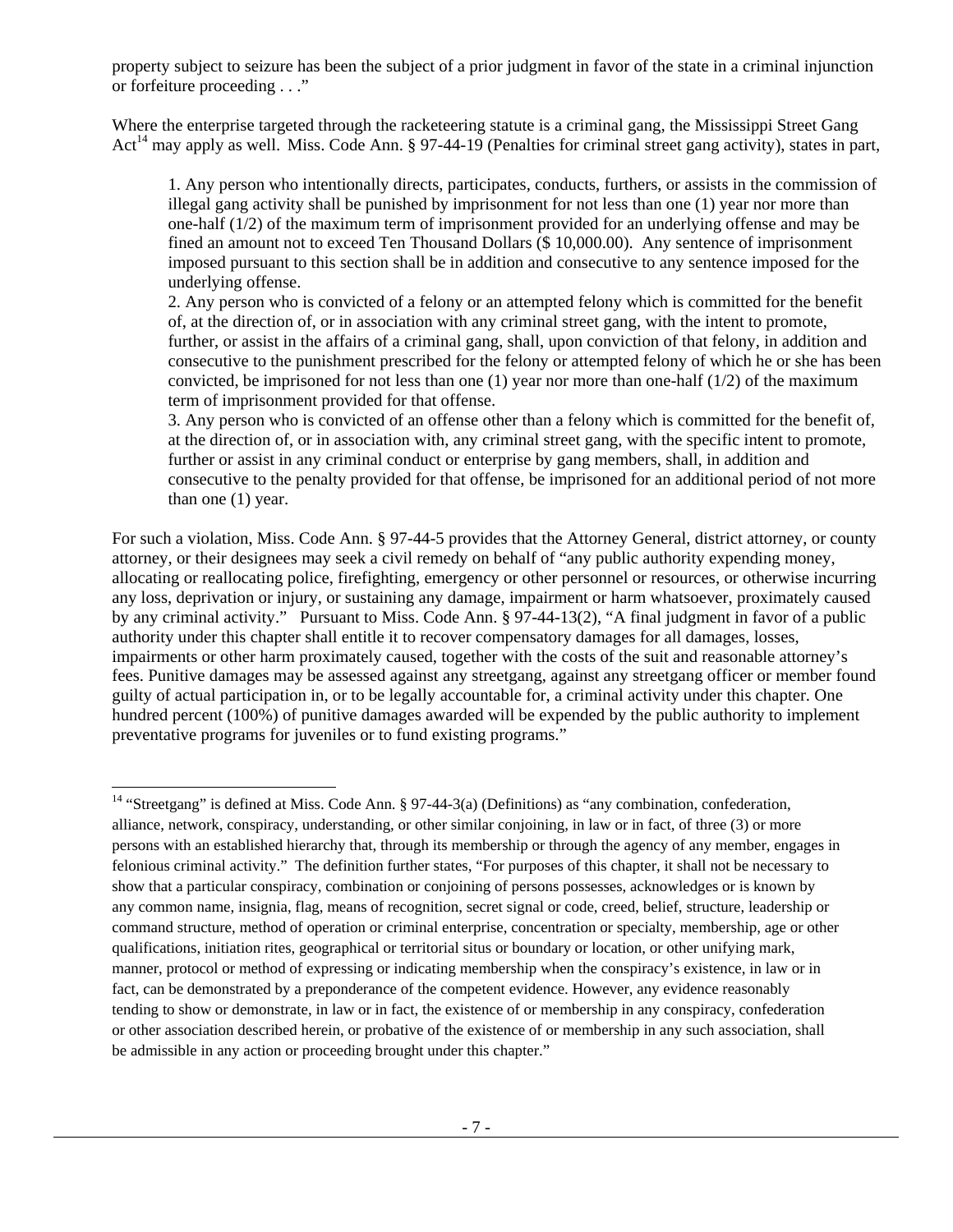property subject to seizure has been the subject of a prior judgment in favor of the state in a criminal injunction or forfeiture proceeding . . ."

Where the enterprise targeted through the racketeering statute is a criminal gang, the Mississippi Street Gang Act[14] may apply as well. Miss. Code Ann. § 97-44-19 (Penalties for criminal street gang activity), states in part,

> 1. Any person who intentionally directs, participates, conducts, furthers, or assists in the commission of illegal gang activity shall be punished by imprisonment for not less than one (1) year nor more than one-half (1/2) of the maximum term of imprisonment provided for an underlying offense and may be fined an amount not to exceed Ten Thousand Dollars ($ 10,000.00). Any sentence of imprisonment imposed pursuant to this section shall be in addition and consecutive to any sentence imposed for the underlying offense.
> 2. Any person who is convicted of a felony or an attempted felony which is committed for the benefit of, at the direction of, or in association with any criminal street gang, with the intent to promote, further, or assist in the affairs of a criminal gang, shall, upon conviction of that felony, in addition and consecutive to the punishment prescribed for the felony or attempted felony of which he or she has been convicted, be imprisoned for not less than one (1) year nor more than one-half (1/2) of the maximum term of imprisonment provided for that offense.
> 3. Any person who is convicted of an offense other than a felony which is committed for the benefit of, at the direction of, or in association with, any criminal street gang, with the specific intent to promote, further or assist in any criminal conduct or enterprise by gang members, shall, in addition and consecutive to the penalty provided for that offense, be imprisoned for an additional period of not more than one (1) year.

For such a violation, Miss. Code Ann. § 97-44-5 provides that the Attorney General, district attorney, or county attorney, or their designees may seek a civil remedy on behalf of "any public authority expending money, allocating or reallocating police, firefighting, emergency or other personnel or resources, or otherwise incurring any loss, deprivation or injury, or sustaining any damage, impairment or harm whatsoever, proximately caused by any criminal activity." Pursuant to Miss. Code Ann. § 97-44-13(2), "A final judgment in favor of a public authority under this chapter shall entitle it to recover compensatory damages for all damages, losses, impairments or other harm proximately caused, together with the costs of the suit and reasonable attorney's fees. Punitive damages may be assessed against any streetgang, against any streetgang officer or member found guilty of actual participation in, or to be legally accountable for, a criminal activity under this chapter. One hundred percent (100%) of punitive damages awarded will be expended by the public authority to implement preventative programs for juveniles or to fund existing programs."

---

[14] "Streetgang" is defined at Miss. Code Ann. § 97-44-3(a) (Definitions) as "any combination, confederation, alliance, network, conspiracy, understanding, or other similar conjoining, in law or in fact, of three (3) or more persons with an established hierarchy that, through its membership or through the agency of any member, engages in felonious criminal activity." The definition further states, "For purposes of this chapter, it shall not be necessary to show that a particular conspiracy, combination or conjoining of persons possesses, acknowledges or is known by any common name, insignia, flag, means of recognition, secret signal or code, creed, belief, structure, leadership or command structure, method of operation or criminal enterprise, concentration or specialty, membership, age or other qualifications, initiation rites, geographical or territorial situs or boundary or location, or other unifying mark, manner, protocol or method of expressing or indicating membership when the conspiracy's existence, in law or in fact, can be demonstrated by a preponderance of the competent evidence. However, any evidence reasonably tending to show or demonstrate, in law or in fact, the existence of or membership in any conspiracy, confederation or other association described herein, or probative of the existence of or membership in any such association, shall be admissible in any action or proceeding brought under this chapter."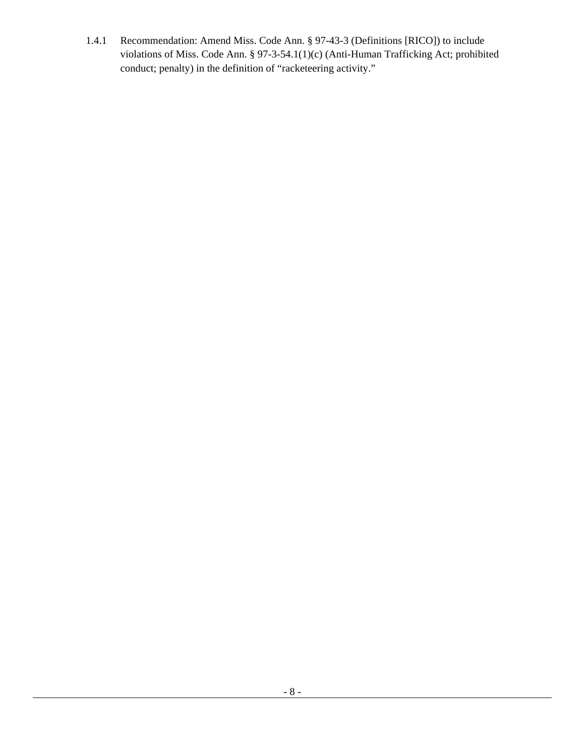1.4.1 Recommendation: Amend Miss. Code Ann. § 97-43-3 (Definitions [RICO]) to include violations of Miss. Code Ann. § 97-3-54.1(1)(c) (Anti-Human Trafficking Act; prohibited conduct; penalty) in the definition of "racketeering activity."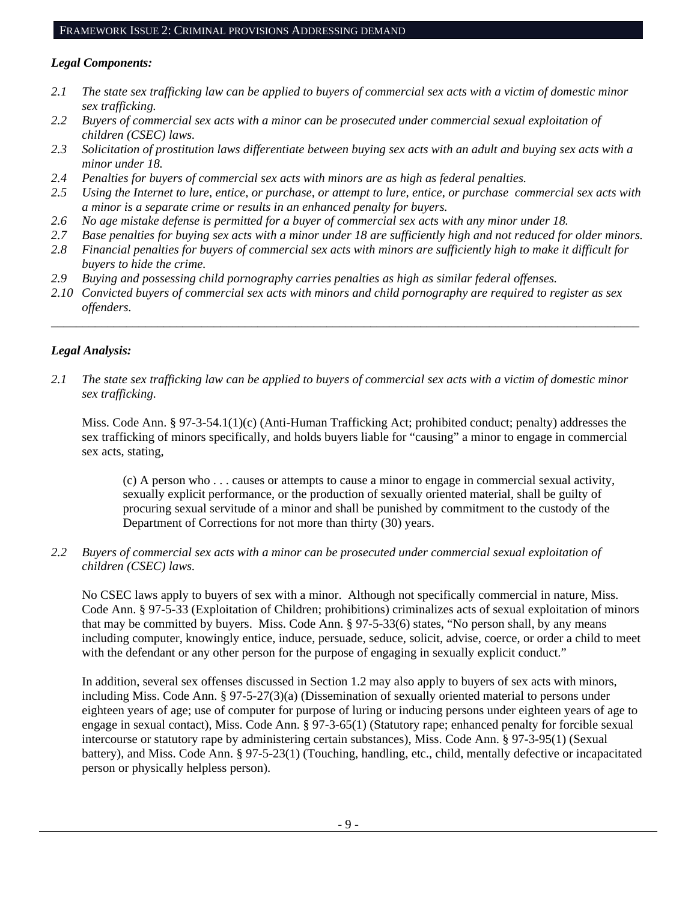## FRAMEWORK ISSUE 2: CRIMINAL PROVISIONS ADDRESSING DEMAND

***Legal Components:***

*2.1 The state sex trafficking law can be applied to buyers of commercial sex acts with a victim of domestic minor sex trafficking.*
*2.2 Buyers of commercial sex acts with a minor can be prosecuted under commercial sexual exploitation of children (CSEC) laws.*
*2.3 Solicitation of prostitution laws differentiate between buying sex acts with an adult and buying sex acts with a minor under 18.*
*2.4 Penalties for buyers of commercial sex acts with minors are as high as federal penalties.*
*2.5 Using the Internet to lure, entice, or purchase, or attempt to lure, entice, or purchase commercial sex acts with a minor is a separate crime or results in an enhanced penalty for buyers.*
*2.6 No age mistake defense is permitted for a buyer of commercial sex acts with any minor under 18.*
*2.7 Base penalties for buying sex acts with a minor under 18 are sufficiently high and not reduced for older minors.*
*2.8 Financial penalties for buyers of commercial sex acts with minors are sufficiently high to make it difficult for buyers to hide the crime.*
*2.9 Buying and possessing child pornography carries penalties as high as similar federal offenses.*
*2.10 Convicted buyers of commercial sex acts with minors and child pornography are required to register as sex offenders.*

---

***Legal Analysis:***

*2.1 The state sex trafficking law can be applied to buyers of commercial sex acts with a victim of domestic minor sex trafficking.*

Miss. Code Ann. § 97-3-54.1(1)(c) (Anti-Human Trafficking Act; prohibited conduct; penalty) addresses the sex trafficking of minors specifically, and holds buyers liable for "causing" a minor to engage in commercial sex acts, stating,

> (c) A person who . . . causes or attempts to cause a minor to engage in commercial sexual activity, sexually explicit performance, or the production of sexually oriented material, shall be guilty of procuring sexual servitude of a minor and shall be punished by commitment to the custody of the Department of Corrections for not more than thirty (30) years.

*2.2 Buyers of commercial sex acts with a minor can be prosecuted under commercial sexual exploitation of children (CSEC) laws.*

No CSEC laws apply to buyers of sex with a minor. Although not specifically commercial in nature, Miss. Code Ann. § 97-5-33 (Exploitation of Children; prohibitions) criminalizes acts of sexual exploitation of minors that may be committed by buyers. Miss. Code Ann. § 97-5-33(6) states, "No person shall, by any means including computer, knowingly entice, induce, persuade, seduce, solicit, advise, coerce, or order a child to meet with the defendant or any other person for the purpose of engaging in sexually explicit conduct."

In addition, several sex offenses discussed in Section 1.2 may also apply to buyers of sex acts with minors, including Miss. Code Ann. § 97-5-27(3)(a) (Dissemination of sexually oriented material to persons under eighteen years of age; use of computer for purpose of luring or inducing persons under eighteen years of age to engage in sexual contact), Miss. Code Ann. § 97-3-65(1) (Statutory rape; enhanced penalty for forcible sexual intercourse or statutory rape by administering certain substances), Miss. Code Ann. § 97-3-95(1) (Sexual battery), and Miss. Code Ann. § 97-5-23(1) (Touching, handling, etc., child, mentally defective or incapacitated person or physically helpless person).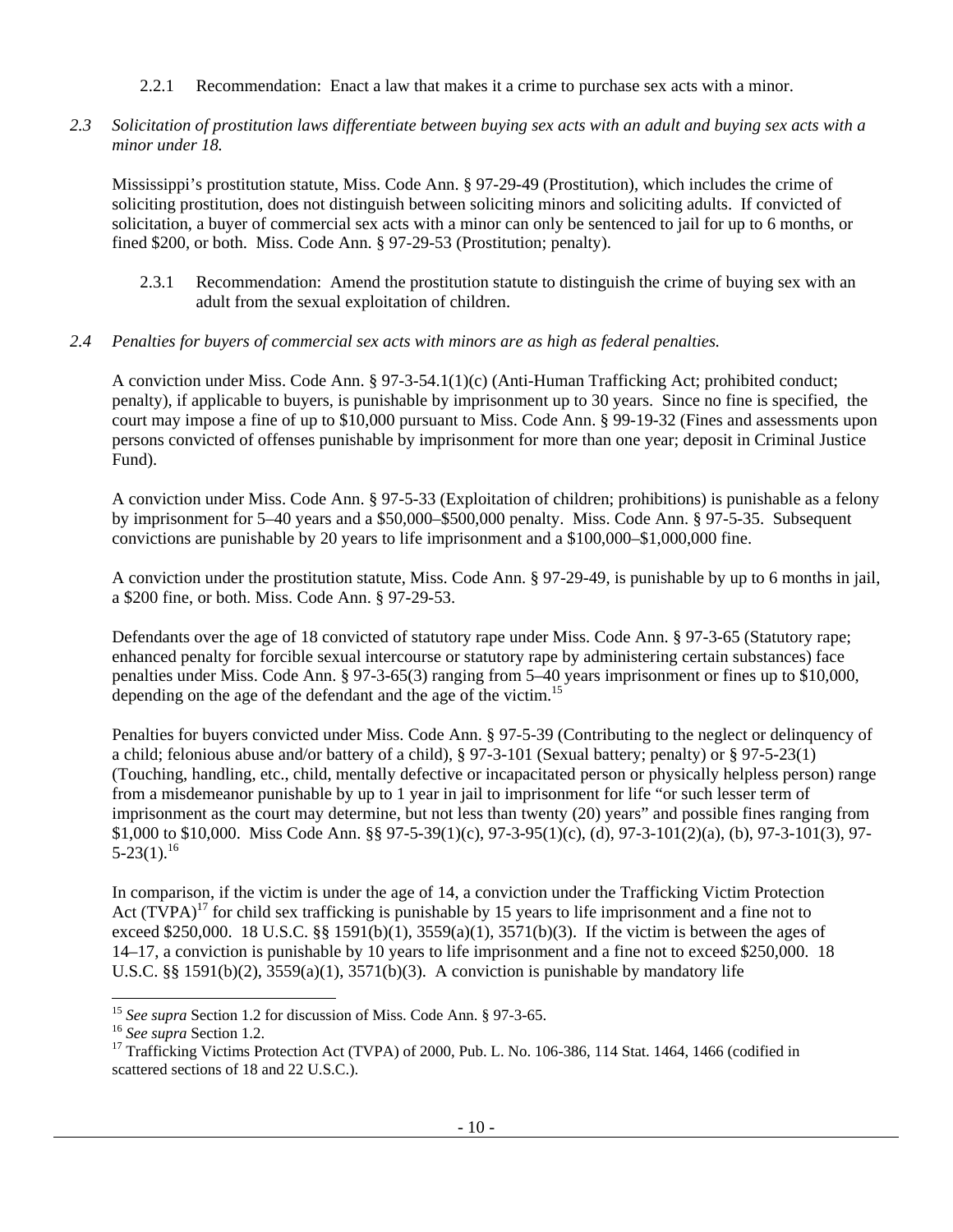2.2.1 Recommendation: Enact a law that makes it a crime to purchase sex acts with a minor.

*2.3 Solicitation of prostitution laws differentiate between buying sex acts with an adult and buying sex acts with a minor under 18.*

Mississippi's prostitution statute, Miss. Code Ann. § 97-29-49 (Prostitution), which includes the crime of soliciting prostitution, does not distinguish between soliciting minors and soliciting adults. If convicted of solicitation, a buyer of commercial sex acts with a minor can only be sentenced to jail for up to 6 months, or fined $200, or both. Miss. Code Ann. § 97-29-53 (Prostitution; penalty).

2.3.1 Recommendation: Amend the prostitution statute to distinguish the crime of buying sex with an adult from the sexual exploitation of children.

*2.4 Penalties for buyers of commercial sex acts with minors are as high as federal penalties.*

A conviction under Miss. Code Ann. § 97-3-54.1(1)(c) (Anti-Human Trafficking Act; prohibited conduct; penalty), if applicable to buyers, is punishable by imprisonment up to 30 years. Since no fine is specified, the court may impose a fine of up to $10,000 pursuant to Miss. Code Ann. § 99-19-32 (Fines and assessments upon persons convicted of offenses punishable by imprisonment for more than one year; deposit in Criminal Justice Fund).

A conviction under Miss. Code Ann. § 97-5-33 (Exploitation of children; prohibitions) is punishable as a felony by imprisonment for 5–40 years and a $50,000–$500,000 penalty. Miss. Code Ann. § 97-5-35. Subsequent convictions are punishable by 20 years to life imprisonment and a $100,000–$1,000,000 fine.

A conviction under the prostitution statute, Miss. Code Ann. § 97-29-49, is punishable by up to 6 months in jail, a $200 fine, or both. Miss. Code Ann. § 97-29-53.

Defendants over the age of 18 convicted of statutory rape under Miss. Code Ann. § 97-3-65 (Statutory rape; enhanced penalty for forcible sexual intercourse or statutory rape by administering certain substances) face penalties under Miss. Code Ann. § 97-3-65(3) ranging from 5–40 years imprisonment or fines up to $10,000, depending on the age of the defendant and the age of the victim.[15]

Penalties for buyers convicted under Miss. Code Ann. § 97-5-39 (Contributing to the neglect or delinquency of a child; felonious abuse and/or battery of a child), § 97-3-101 (Sexual battery; penalty) or § 97-5-23(1) (Touching, handling, etc., child, mentally defective or incapacitated person or physically helpless person) range from a misdemeanor punishable by up to 1 year in jail to imprisonment for life "or such lesser term of imprisonment as the court may determine, but not less than twenty (20) years" and possible fines ranging from $1,000 to $10,000. Miss Code Ann. §§ 97-5-39(1)(c), 97-3-95(1)(c), (d), 97-3-101(2)(a), (b), 97-3-101(3), 97-5-23(1).[16]

In comparison, if the victim is under the age of 14, a conviction under the Trafficking Victim Protection Act (TVPA)[17] for child sex trafficking is punishable by 15 years to life imprisonment and a fine not to exceed $250,000. 18 U.S.C. §§ 1591(b)(1), 3559(a)(1), 3571(b)(3). If the victim is between the ages of 14–17, a conviction is punishable by 10 years to life imprisonment and a fine not to exceed $250,000. 18 U.S.C. §§ 1591(b)(2), 3559(a)(1), 3571(b)(3). A conviction is punishable by mandatory life

---

[15] *See supra* Section 1.2 for discussion of Miss. Code Ann. § 97-3-65.

[16] *See supra* Section 1.2.

[17] Trafficking Victims Protection Act (TVPA) of 2000, Pub. L. No. 106-386, 114 Stat. 1464, 1466 (codified in scattered sections of 18 and 22 U.S.C.).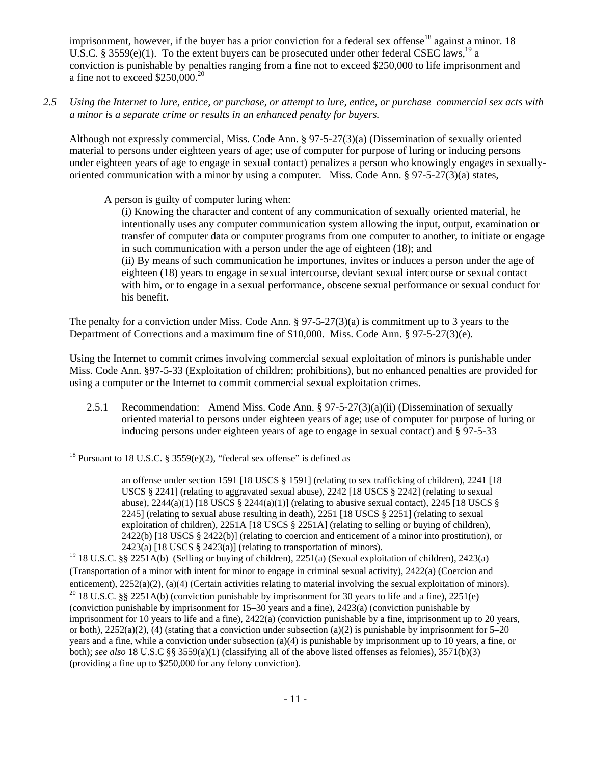imprisonment, however, if the buyer has a prior conviction for a federal sex offense[18] against a minor. 18 U.S.C. § 3559(e)(1). To the extent buyers can be prosecuted under other federal CSEC laws,[19] a conviction is punishable by penalties ranging from a fine not to exceed $250,000 to life imprisonment and a fine not to exceed $250,000.[20]

*2.5 Using the Internet to lure, entice, or purchase, or attempt to lure, entice, or purchase commercial sex acts with a minor is a separate crime or results in an enhanced penalty for buyers.*

Although not expressly commercial, Miss. Code Ann. § 97-5-27(3)(a) (Dissemination of sexually oriented material to persons under eighteen years of age; use of computer for purpose of luring or inducing persons under eighteen years of age to engage in sexual contact) penalizes a person who knowingly engages in sexually-oriented communication with a minor by using a computer. Miss. Code Ann. § 97-5-27(3)(a) states,

> A person is guilty of computer luring when:
>
> (i) Knowing the character and content of any communication of sexually oriented material, he intentionally uses any computer communication system allowing the input, output, examination or transfer of computer data or computer programs from one computer to another, to initiate or engage in such communication with a person under the age of eighteen (18); and
>
> (ii) By means of such communication he importunes, invites or induces a person under the age of eighteen (18) years to engage in sexual intercourse, deviant sexual intercourse or sexual contact with him, or to engage in a sexual performance, obscene sexual performance or sexual conduct for his benefit.

The penalty for a conviction under Miss. Code Ann. § 97-5-27(3)(a) is commitment up to 3 years to the Department of Corrections and a maximum fine of $10,000. Miss. Code Ann. § 97-5-27(3)(e).

Using the Internet to commit crimes involving commercial sexual exploitation of minors is punishable under Miss. Code Ann. §97-5-33 (Exploitation of children; prohibitions), but no enhanced penalties are provided for using a computer or the Internet to commit commercial sexual exploitation crimes.

2.5.1 Recommendation: Amend Miss. Code Ann. § 97-5-27(3)(a)(ii) (Dissemination of sexually oriented material to persons under eighteen years of age; use of computer for purpose of luring or inducing persons under eighteen years of age to engage in sexual contact) and § 97-5-33

---

[18] Pursuant to 18 U.S.C. § 3559(e)(2), "federal sex offense" is defined as

> an offense under section 1591 [18 USCS § 1591] (relating to sex trafficking of children), 2241 [18 USCS § 2241] (relating to aggravated sexual abuse), 2242 [18 USCS § 2242] (relating to sexual abuse), 2244(a)(1) [18 USCS § 2244(a)(1)] (relating to abusive sexual contact), 2245 [18 USCS § 2245] (relating to sexual abuse resulting in death), 2251 [18 USCS § 2251] (relating to sexual exploitation of children), 2251A [18 USCS § 2251A] (relating to selling or buying of children), 2422(b) [18 USCS § 2422(b)] (relating to coercion and enticement of a minor into prostitution), or 2423(a) [18 USCS § 2423(a)] (relating to transportation of minors).

[19] 18 U.S.C. §§ 2251A(b) (Selling or buying of children), 2251(a) (Sexual exploitation of children), 2423(a) (Transportation of a minor with intent for minor to engage in criminal sexual activity), 2422(a) (Coercion and enticement), 2252(a)(2), (a)(4) (Certain activities relating to material involving the sexual exploitation of minors).

[20] 18 U.S.C. §§ 2251A(b) (conviction punishable by imprisonment for 30 years to life and a fine), 2251(e) (conviction punishable by imprisonment for 15–30 years and a fine), 2423(a) (conviction punishable by imprisonment for 10 years to life and a fine), 2422(a) (conviction punishable by a fine, imprisonment up to 20 years, or both), 2252(a)(2), (4) (stating that a conviction under subsection (a)(2) is punishable by imprisonment for 5–20 years and a fine, while a conviction under subsection (a)(4) is punishable by imprisonment up to 10 years, a fine, or both); *see also* 18 U.S.C §§ 3559(a)(1) (classifying all of the above listed offenses as felonies), 3571(b)(3) (providing a fine up to $250,000 for any felony conviction).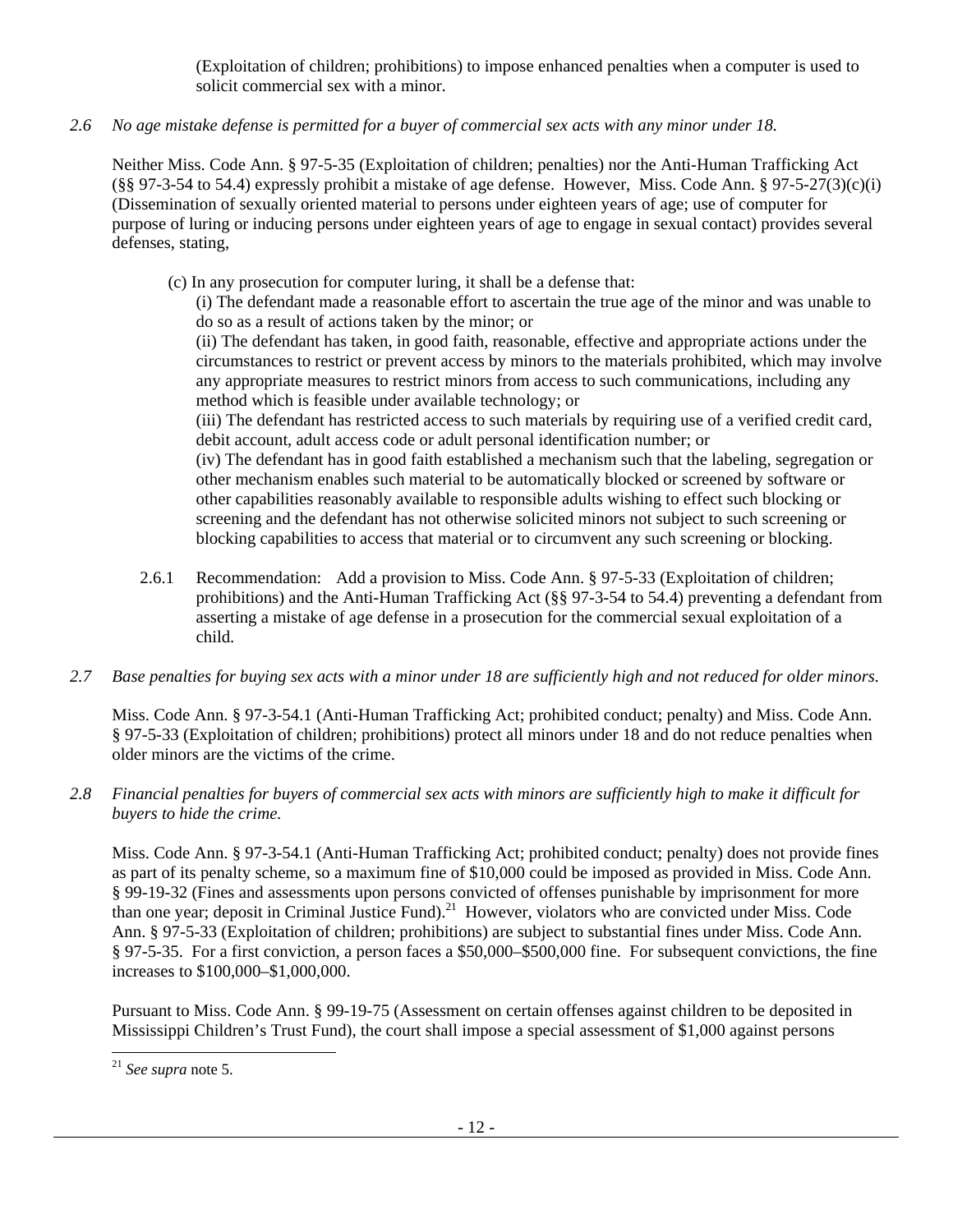(Exploitation of children; prohibitions) to impose enhanced penalties when a computer is used to solicit commercial sex with a minor.

*2.6 No age mistake defense is permitted for a buyer of commercial sex acts with any minor under 18.*

Neither Miss. Code Ann. § 97-5-35 (Exploitation of children; penalties) nor the Anti-Human Trafficking Act (§§ 97-3-54 to 54.4) expressly prohibit a mistake of age defense. However, Miss. Code Ann. § 97-5-27(3)(c)(i) (Dissemination of sexually oriented material to persons under eighteen years of age; use of computer for purpose of luring or inducing persons under eighteen years of age to engage in sexual contact) provides several defenses, stating,

> (c) In any prosecution for computer luring, it shall be a defense that:
>
> (i) The defendant made a reasonable effort to ascertain the true age of the minor and was unable to do so as a result of actions taken by the minor; or
>
> (ii) The defendant has taken, in good faith, reasonable, effective and appropriate actions under the circumstances to restrict or prevent access by minors to the materials prohibited, which may involve any appropriate measures to restrict minors from access to such communications, including any method which is feasible under available technology; or
>
> (iii) The defendant has restricted access to such materials by requiring use of a verified credit card, debit account, adult access code or adult personal identification number; or
>
> (iv) The defendant has in good faith established a mechanism such that the labeling, segregation or other mechanism enables such material to be automatically blocked or screened by software or other capabilities reasonably available to responsible adults wishing to effect such blocking or screening and the defendant has not otherwise solicited minors not subject to such screening or blocking capabilities to access that material or to circumvent any such screening or blocking.

2.6.1 Recommendation: Add a provision to Miss. Code Ann. § 97-5-33 (Exploitation of children; prohibitions) and the Anti-Human Trafficking Act (§§ 97-3-54 to 54.4) preventing a defendant from asserting a mistake of age defense in a prosecution for the commercial sexual exploitation of a child.

*2.7 Base penalties for buying sex acts with a minor under 18 are sufficiently high and not reduced for older minors.*

Miss. Code Ann. § 97-3-54.1 (Anti-Human Trafficking Act; prohibited conduct; penalty) and Miss. Code Ann. § 97-5-33 (Exploitation of children; prohibitions) protect all minors under 18 and do not reduce penalties when older minors are the victims of the crime.

*2.8 Financial penalties for buyers of commercial sex acts with minors are sufficiently high to make it difficult for buyers to hide the crime.*

Miss. Code Ann. § 97-3-54.1 (Anti-Human Trafficking Act; prohibited conduct; penalty) does not provide fines as part of its penalty scheme, so a maximum fine of $10,000 could be imposed as provided in Miss. Code Ann. § 99-19-32 (Fines and assessments upon persons convicted of offenses punishable by imprisonment for more than one year; deposit in Criminal Justice Fund).[21] However, violators who are convicted under Miss. Code Ann. § 97-5-33 (Exploitation of children; prohibitions) are subject to substantial fines under Miss. Code Ann. § 97-5-35. For a first conviction, a person faces a $50,000–$500,000 fine. For subsequent convictions, the fine increases to $100,000–$1,000,000.

Pursuant to Miss. Code Ann. § 99-19-75 (Assessment on certain offenses against children to be deposited in Mississippi Children's Trust Fund), the court shall impose a special assessment of $1,000 against persons

[21] *See supra* note 5.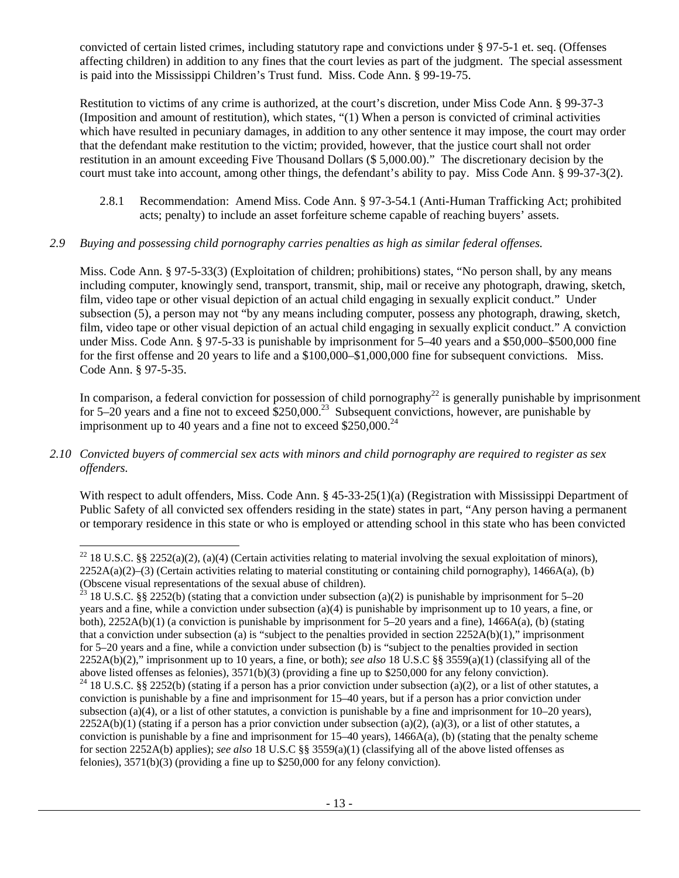convicted of certain listed crimes, including statutory rape and convictions under § 97-5-1 et. seq. (Offenses affecting children) in addition to any fines that the court levies as part of the judgment. The special assessment is paid into the Mississippi Children's Trust fund. Miss. Code Ann. § 99-19-75.

Restitution to victims of any crime is authorized, at the court's discretion, under Miss Code Ann. § 99-37-3 (Imposition and amount of restitution), which states, "(1) When a person is convicted of criminal activities which have resulted in pecuniary damages, in addition to any other sentence it may impose, the court may order that the defendant make restitution to the victim; provided, however, that the justice court shall not order restitution in an amount exceeding Five Thousand Dollars ($ 5,000.00)." The discretionary decision by the court must take into account, among other things, the defendant's ability to pay. Miss Code Ann. § 99-37-3(2).

2.8.1 Recommendation: Amend Miss. Code Ann. § 97-3-54.1 (Anti-Human Trafficking Act; prohibited acts; penalty) to include an asset forfeiture scheme capable of reaching buyers' assets.

*2.9 Buying and possessing child pornography carries penalties as high as similar federal offenses.*

Miss. Code Ann. § 97-5-33(3) (Exploitation of children; prohibitions) states, "No person shall, by any means including computer, knowingly send, transport, transmit, ship, mail or receive any photograph, drawing, sketch, film, video tape or other visual depiction of an actual child engaging in sexually explicit conduct." Under subsection (5), a person may not "by any means including computer, possess any photograph, drawing, sketch, film, video tape or other visual depiction of an actual child engaging in sexually explicit conduct." A conviction under Miss. Code Ann. § 97-5-33 is punishable by imprisonment for 5–40 years and a $50,000–$500,000 fine for the first offense and 20 years to life and a $100,000–$1,000,000 fine for subsequent convictions. Miss. Code Ann. § 97-5-35.

In comparison, a federal conviction for possession of child pornography[22] is generally punishable by imprisonment for 5–20 years and a fine not to exceed $250,000.[23] Subsequent convictions, however, are punishable by imprisonment up to 40 years and a fine not to exceed $250,000.[24]

*2.10 Convicted buyers of commercial sex acts with minors and child pornography are required to register as sex offenders.*

With respect to adult offenders, Miss. Code Ann. § 45-33-25(1)(a) (Registration with Mississippi Department of Public Safety of all convicted sex offenders residing in the state) states in part, "Any person having a permanent or temporary residence in this state or who is employed or attending school in this state who has been convicted

---

[22] 18 U.S.C. §§ 2252(a)(2), (a)(4) (Certain activities relating to material involving the sexual exploitation of minors), 2252A(a)(2)–(3) (Certain activities relating to material constituting or containing child pornography), 1466A(a), (b) (Obscene visual representations of the sexual abuse of children).

[23] 18 U.S.C. §§ 2252(b) (stating that a conviction under subsection (a)(2) is punishable by imprisonment for 5–20 years and a fine, while a conviction under subsection (a)(4) is punishable by imprisonment up to 10 years, a fine, or both), 2252A(b)(1) (a conviction is punishable by imprisonment for 5–20 years and a fine), 1466A(a), (b) (stating that a conviction under subsection (a) is "subject to the penalties provided in section 2252A(b)(1)," imprisonment for 5–20 years and a fine, while a conviction under subsection (b) is "subject to the penalties provided in section 2252A(b)(2)," imprisonment up to 10 years, a fine, or both); *see also* 18 U.S.C §§ 3559(a)(1) (classifying all of the above listed offenses as felonies), 3571(b)(3) (providing a fine up to $250,000 for any felony conviction).

[24] 18 U.S.C. §§ 2252(b) (stating if a person has a prior conviction under subsection (a)(2), or a list of other statutes, a conviction is punishable by a fine and imprisonment for 15–40 years, but if a person has a prior conviction under subsection (a)(4), or a list of other statutes, a conviction is punishable by a fine and imprisonment for 10–20 years), 2252A(b)(1) (stating if a person has a prior conviction under subsection (a)(2), (a)(3), or a list of other statutes, a conviction is punishable by a fine and imprisonment for 15–40 years), 1466A(a), (b) (stating that the penalty scheme for section 2252A(b) applies); *see also* 18 U.S.C §§ 3559(a)(1) (classifying all of the above listed offenses as felonies), 3571(b)(3) (providing a fine up to $250,000 for any felony conviction).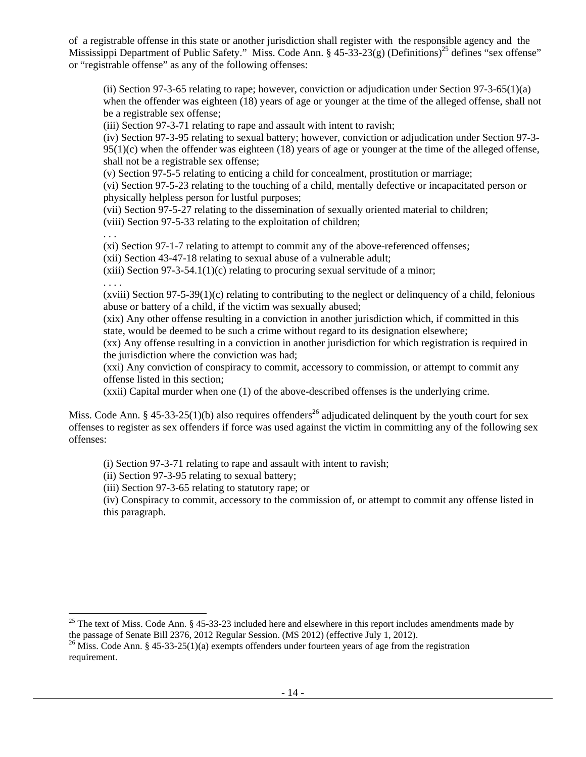of a registrable offense in this state or another jurisdiction shall register with the responsible agency and the Mississippi Department of Public Safety." Miss. Code Ann. § 45-33-23(g) (Definitions)[25] defines "sex offense" or "registrable offense" as any of the following offenses:

> (ii) Section 97-3-65 relating to rape; however, conviction or adjudication under Section 97-3-65(1)(a) when the offender was eighteen (18) years of age or younger at the time of the alleged offense, shall not be a registrable sex offense;
> (iii) Section 97-3-71 relating to rape and assault with intent to ravish;
> (iv) Section 97-3-95 relating to sexual battery; however, conviction or adjudication under Section 97-3-95(1)(c) when the offender was eighteen (18) years of age or younger at the time of the alleged offense, shall not be a registrable sex offense;
> (v) Section 97-5-5 relating to enticing a child for concealment, prostitution or marriage;
> (vi) Section 97-5-23 relating to the touching of a child, mentally defective or incapacitated person or physically helpless person for lustful purposes;
> (vii) Section 97-5-27 relating to the dissemination of sexually oriented material to children;
> (viii) Section 97-5-33 relating to the exploitation of children;
> . . .
> (xi) Section 97-1-7 relating to attempt to commit any of the above-referenced offenses;
> (xii) Section 43-47-18 relating to sexual abuse of a vulnerable adult;
> (xiii) Section 97-3-54.1(1)(c) relating to procuring sexual servitude of a minor;
> . . . .
> (xviii) Section 97-5-39(1)(c) relating to contributing to the neglect or delinquency of a child, felonious abuse or battery of a child, if the victim was sexually abused;
> (xix) Any other offense resulting in a conviction in another jurisdiction which, if committed in this state, would be deemed to be such a crime without regard to its designation elsewhere;
> (xx) Any offense resulting in a conviction in another jurisdiction for which registration is required in the jurisdiction where the conviction was had;
> (xxi) Any conviction of conspiracy to commit, accessory to commission, or attempt to commit any offense listed in this section;
> (xxii) Capital murder when one (1) of the above-described offenses is the underlying crime.

Miss. Code Ann. § 45-33-25(1)(b) also requires offenders[26] adjudicated delinquent by the youth court for sex offenses to register as sex offenders if force was used against the victim in committing any of the following sex offenses:

> (i) Section 97-3-71 relating to rape and assault with intent to ravish;
> (ii) Section 97-3-95 relating to sexual battery;
> (iii) Section 97-3-65 relating to statutory rape; or
> (iv) Conspiracy to commit, accessory to the commission of, or attempt to commit any offense listed in this paragraph.

---

[25] The text of Miss. Code Ann. § 45-33-23 included here and elsewhere in this report includes amendments made by the passage of Senate Bill 2376, 2012 Regular Session. (MS 2012) (effective July 1, 2012).

[26] Miss. Code Ann. § 45-33-25(1)(a) exempts offenders under fourteen years of age from the registration requirement.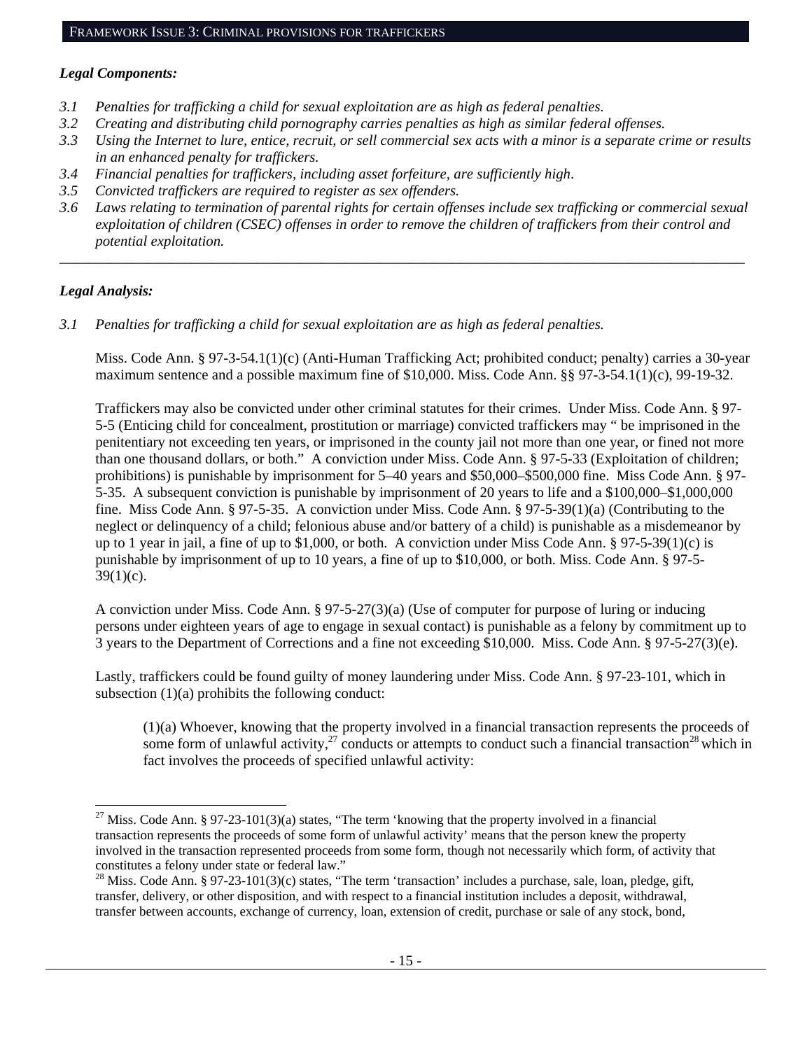## FRAMEWORK ISSUE 3: CRIMINAL PROVISIONS FOR TRAFFICKERS

***Legal Components:***

*3.1 Penalties for trafficking a child for sexual exploitation are as high as federal penalties.*
*3.2 Creating and distributing child pornography carries penalties as high as similar federal offenses.*
*3.3 Using the Internet to lure, entice, recruit, or sell commercial sex acts with a minor is a separate crime or results in an enhanced penalty for traffickers.*
*3.4 Financial penalties for traffickers, including asset forfeiture, are sufficiently high.*
*3.5 Convicted traffickers are required to register as sex offenders.*
*3.6 Laws relating to termination of parental rights for certain offenses include sex trafficking or commercial sexual exploitation of children (CSEC) offenses in order to remove the children of traffickers from their control and potential exploitation.*

---

***Legal Analysis:***

*3.1 Penalties for trafficking a child for sexual exploitation are as high as federal penalties.*

Miss. Code Ann. § 97-3-54.1(1)(c) (Anti-Human Trafficking Act; prohibited conduct; penalty) carries a 30-year maximum sentence and a possible maximum fine of $10,000. Miss. Code Ann. §§ 97-3-54.1(1)(c), 99-19-32.

Traffickers may also be convicted under other criminal statutes for their crimes. Under Miss. Code Ann. § 97-5-5 (Enticing child for concealment, prostitution or marriage) convicted traffickers may " be imprisoned in the penitentiary not exceeding ten years, or imprisoned in the county jail not more than one year, or fined not more than one thousand dollars, or both." A conviction under Miss. Code Ann. § 97-5-33 (Exploitation of children; prohibitions) is punishable by imprisonment for 5–40 years and $50,000–$500,000 fine. Miss Code Ann. § 97-5-35. A subsequent conviction is punishable by imprisonment of 20 years to life and a $100,000–$1,000,000 fine. Miss Code Ann. § 97-5-35. A conviction under Miss. Code Ann. § 97-5-39(1)(a) (Contributing to the neglect or delinquency of a child; felonious abuse and/or battery of a child) is punishable as a misdemeanor by up to 1 year in jail, a fine of up to $1,000, or both. A conviction under Miss Code Ann. § 97-5-39(1)(c) is punishable by imprisonment of up to 10 years, a fine of up to $10,000, or both. Miss. Code Ann. § 97-5-39(1)(c).

A conviction under Miss. Code Ann. § 97-5-27(3)(a) (Use of computer for purpose of luring or inducing persons under eighteen years of age to engage in sexual contact) is punishable as a felony by commitment up to 3 years to the Department of Corrections and a fine not exceeding $10,000. Miss. Code Ann. § 97-5-27(3)(e).

Lastly, traffickers could be found guilty of money laundering under Miss. Code Ann. § 97-23-101, which in subsection (1)(a) prohibits the following conduct:

> (1)(a) Whoever, knowing that the property involved in a financial transaction represents the proceeds of some form of unlawful activity,[27] conducts or attempts to conduct such a financial transaction[28] which in fact involves the proceeds of specified unlawful activity:

---

[27] Miss. Code Ann. § 97-23-101(3)(a) states, "The term 'knowing that the property involved in a financial transaction represents the proceeds of some form of unlawful activity' means that the person knew the property involved in the transaction represented proceeds from some form, though not necessarily which form, of activity that constitutes a felony under state or federal law."

[28] Miss. Code Ann. § 97-23-101(3)(c) states, "The term 'transaction' includes a purchase, sale, loan, pledge, gift, transfer, delivery, or other disposition, and with respect to a financial institution includes a deposit, withdrawal, transfer between accounts, exchange of currency, loan, extension of credit, purchase or sale of any stock, bond,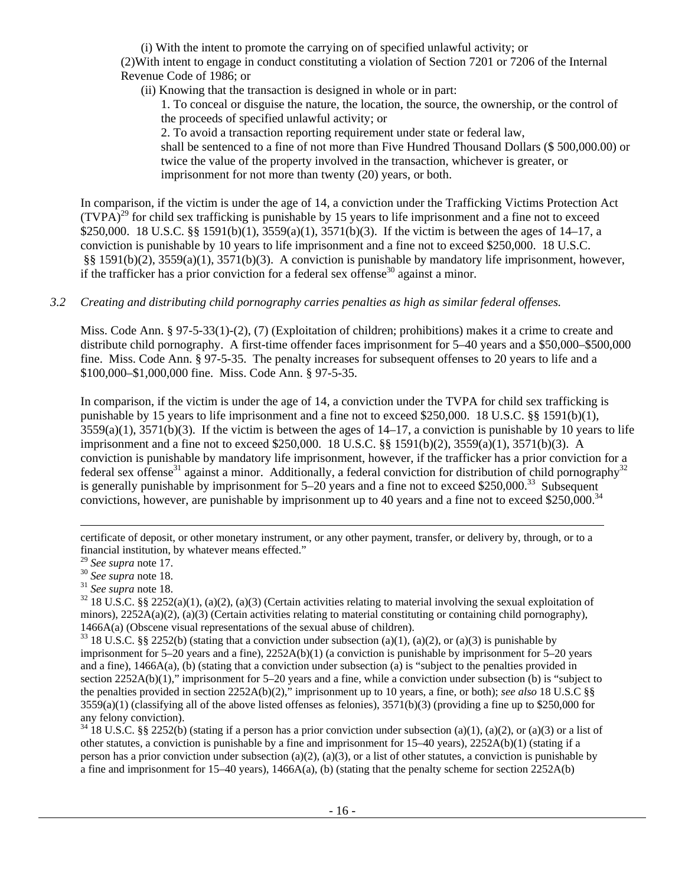(i) With the intent to promote the carrying on of specified unlawful activity; or

(2)With intent to engage in conduct constituting a violation of Section 7201 or 7206 of the Internal Revenue Code of 1986; or

(ii) Knowing that the transaction is designed in whole or in part:

1. To conceal or disguise the nature, the location, the source, the ownership, or the control of the proceeds of specified unlawful activity; or

2. To avoid a transaction reporting requirement under state or federal law,

shall be sentenced to a fine of not more than Five Hundred Thousand Dollars ($ 500,000.00) or twice the value of the property involved in the transaction, whichever is greater, or imprisonment for not more than twenty (20) years, or both.

In comparison, if the victim is under the age of 14, a conviction under the Trafficking Victims Protection Act (TVPA)[29] for child sex trafficking is punishable by 15 years to life imprisonment and a fine not to exceed $250,000. 18 U.S.C. §§ 1591(b)(1), 3559(a)(1), 3571(b)(3). If the victim is between the ages of 14–17, a conviction is punishable by 10 years to life imprisonment and a fine not to exceed $250,000. 18 U.S.C. §§ 1591(b)(2), 3559(a)(1), 3571(b)(3). A conviction is punishable by mandatory life imprisonment, however, if the trafficker has a prior conviction for a federal sex offense[30] against a minor.

*3.2 Creating and distributing child pornography carries penalties as high as similar federal offenses.*

Miss. Code Ann. § 97-5-33(1)-(2), (7) (Exploitation of children; prohibitions) makes it a crime to create and distribute child pornography. A first-time offender faces imprisonment for 5–40 years and a $50,000–$500,000 fine. Miss. Code Ann. § 97-5-35. The penalty increases for subsequent offenses to 20 years to life and a $100,000–$1,000,000 fine. Miss. Code Ann. § 97-5-35.

In comparison, if the victim is under the age of 14, a conviction under the TVPA for child sex trafficking is punishable by 15 years to life imprisonment and a fine not to exceed $250,000. 18 U.S.C. §§ 1591(b)(1), 3559(a)(1), 3571(b)(3). If the victim is between the ages of 14–17, a conviction is punishable by 10 years to life imprisonment and a fine not to exceed $250,000. 18 U.S.C. §§ 1591(b)(2), 3559(a)(1), 3571(b)(3). A conviction is punishable by mandatory life imprisonment, however, if the trafficker has a prior conviction for a federal sex offense[31] against a minor. Additionally, a federal conviction for distribution of child pornography[32] is generally punishable by imprisonment for 5–20 years and a fine not to exceed $250,000.[33] Subsequent convictions, however, are punishable by imprisonment up to 40 years and a fine not to exceed $250,000.[34]

---

certificate of deposit, or other monetary instrument, or any other payment, transfer, or delivery by, through, or to a financial institution, by whatever means effected."

[29] *See supra* note 17.

[30] *See supra* note 18.

[31] *See supra* note 18.

[32] 18 U.S.C. §§ 2252(a)(1), (a)(2), (a)(3) (Certain activities relating to material involving the sexual exploitation of minors), 2252A(a)(2), (a)(3) (Certain activities relating to material constituting or containing child pornography), 1466A(a) (Obscene visual representations of the sexual abuse of children).

[33] 18 U.S.C. §§ 2252(b) (stating that a conviction under subsection (a)(1), (a)(2), or (a)(3) is punishable by imprisonment for 5–20 years and a fine), 2252A(b)(1) (a conviction is punishable by imprisonment for 5–20 years and a fine), 1466A(a), (b) (stating that a conviction under subsection (a) is "subject to the penalties provided in section 2252A(b)(1)," imprisonment for 5–20 years and a fine, while a conviction under subsection (b) is "subject to the penalties provided in section 2252A(b)(2)," imprisonment up to 10 years, a fine, or both); *see also* 18 U.S.C §§ 3559(a)(1) (classifying all of the above listed offenses as felonies), 3571(b)(3) (providing a fine up to $250,000 for any felony conviction).

[34] 18 U.S.C. §§ 2252(b) (stating if a person has a prior conviction under subsection (a)(1), (a)(2), or (a)(3) or a list of other statutes, a conviction is punishable by a fine and imprisonment for 15–40 years), 2252A(b)(1) (stating if a person has a prior conviction under subsection (a)(2), (a)(3), or a list of other statutes, a conviction is punishable by a fine and imprisonment for 15–40 years), 1466A(a), (b) (stating that the penalty scheme for section 2252A(b)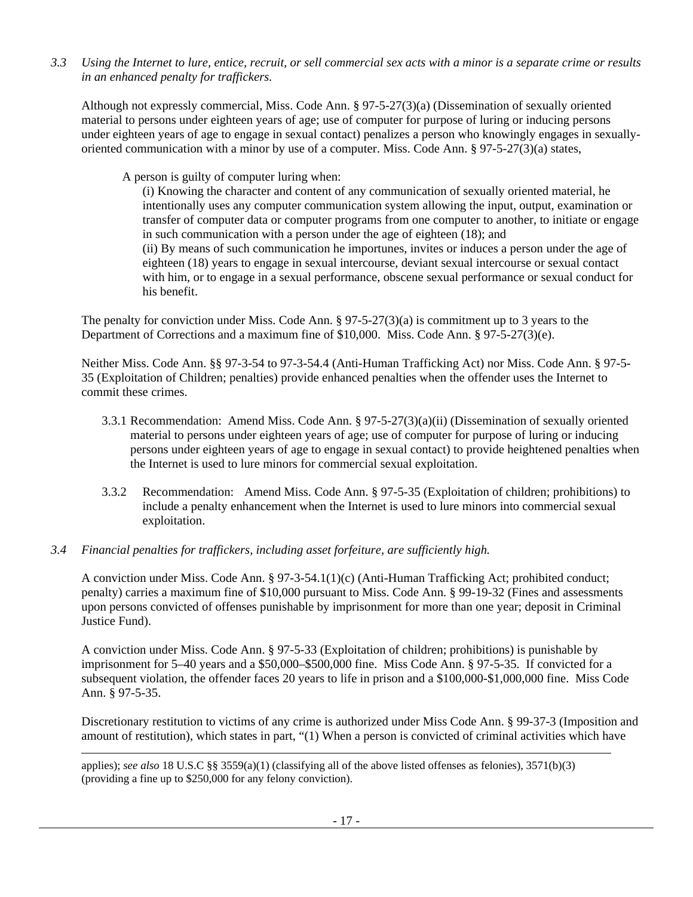*3.3 Using the Internet to lure, entice, recruit, or sell commercial sex acts with a minor is a separate crime or results in an enhanced penalty for traffickers.*

Although not expressly commercial, Miss. Code Ann. § 97-5-27(3)(a) (Dissemination of sexually oriented material to persons under eighteen years of age; use of computer for purpose of luring or inducing persons under eighteen years of age to engage in sexual contact) penalizes a person who knowingly engages in sexually-oriented communication with a minor by use of a computer. Miss. Code Ann. § 97-5-27(3)(a) states,

> A person is guilty of computer luring when:
>
> (i) Knowing the character and content of any communication of sexually oriented material, he intentionally uses any computer communication system allowing the input, output, examination or transfer of computer data or computer programs from one computer to another, to initiate or engage in such communication with a person under the age of eighteen (18); and
>
> (ii) By means of such communication he importunes, invites or induces a person under the age of eighteen (18) years to engage in sexual intercourse, deviant sexual intercourse or sexual contact with him, or to engage in a sexual performance, obscene sexual performance or sexual conduct for his benefit.

The penalty for conviction under Miss. Code Ann. § 97-5-27(3)(a) is commitment up to 3 years to the Department of Corrections and a maximum fine of $10,000. Miss. Code Ann. § 97-5-27(3)(e).

Neither Miss. Code Ann. §§ 97-3-54 to 97-3-54.4 (Anti-Human Trafficking Act) nor Miss. Code Ann. § 97-5-35 (Exploitation of Children; penalties) provide enhanced penalties when the offender uses the Internet to commit these crimes.

3.3.1 Recommendation: Amend Miss. Code Ann. § 97-5-27(3)(a)(ii) (Dissemination of sexually oriented material to persons under eighteen years of age; use of computer for purpose of luring or inducing persons under eighteen years of age to engage in sexual contact) to provide heightened penalties when the Internet is used to lure minors for commercial sexual exploitation.

3.3.2 Recommendation: Amend Miss. Code Ann. § 97-5-35 (Exploitation of children; prohibitions) to include a penalty enhancement when the Internet is used to lure minors into commercial sexual exploitation.

*3.4 Financial penalties for traffickers, including asset forfeiture, are sufficiently high.*

A conviction under Miss. Code Ann. § 97-3-54.1(1)(c) (Anti-Human Trafficking Act; prohibited conduct; penalty) carries a maximum fine of $10,000 pursuant to Miss. Code Ann. § 99-19-32 (Fines and assessments upon persons convicted of offenses punishable by imprisonment for more than one year; deposit in Criminal Justice Fund).

A conviction under Miss. Code Ann. § 97-5-33 (Exploitation of children; prohibitions) is punishable by imprisonment for 5–40 years and a $50,000–$500,000 fine. Miss Code Ann. § 97-5-35. If convicted for a subsequent violation, the offender faces 20 years to life in prison and a $100,000-$1,000,000 fine. Miss Code Ann. § 97-5-35.

Discretionary restitution to victims of any crime is authorized under Miss Code Ann. § 99-37-3 (Imposition and amount of restitution), which states in part, "(1) When a person is convicted of criminal activities which have

---

applies); *see also* 18 U.S.C §§ 3559(a)(1) (classifying all of the above listed offenses as felonies), 3571(b)(3) (providing a fine up to $250,000 for any felony conviction).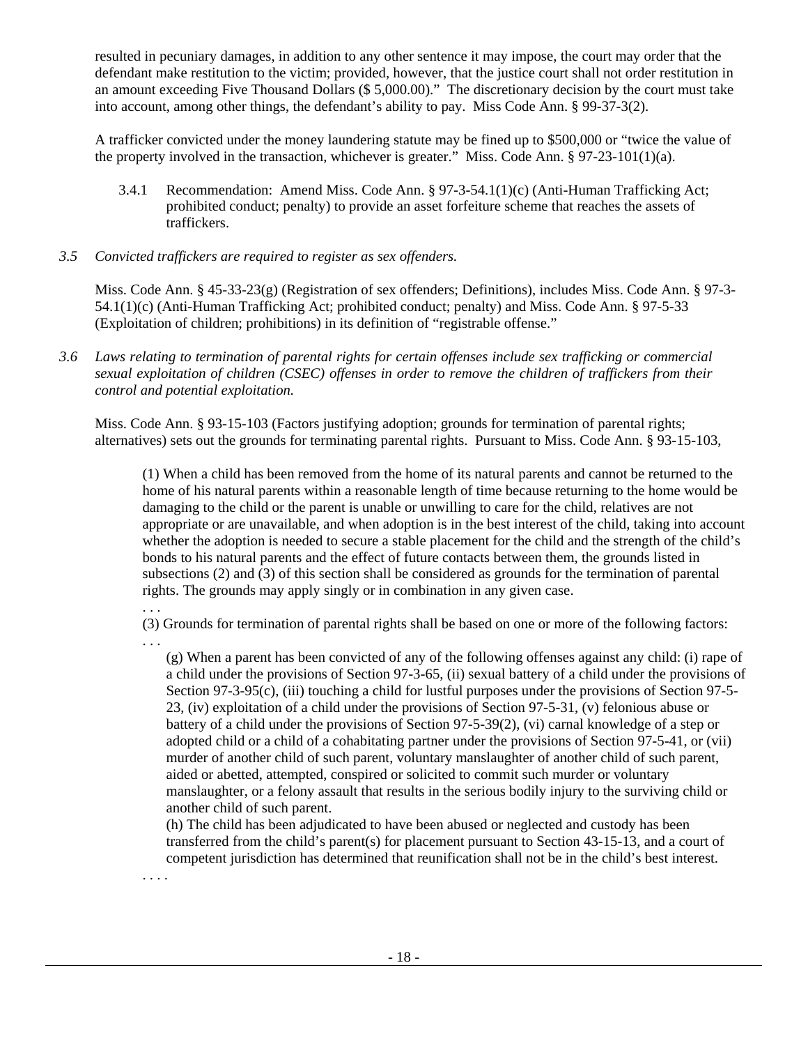resulted in pecuniary damages, in addition to any other sentence it may impose, the court may order that the defendant make restitution to the victim; provided, however, that the justice court shall not order restitution in an amount exceeding Five Thousand Dollars ($ 5,000.00)." The discretionary decision by the court must take into account, among other things, the defendant's ability to pay. Miss Code Ann. § 99-37-3(2).

A trafficker convicted under the money laundering statute may be fined up to $500,000 or "twice the value of the property involved in the transaction, whichever is greater." Miss. Code Ann. § 97-23-101(1)(a).

3.4.1 Recommendation: Amend Miss. Code Ann. § 97-3-54.1(1)(c) (Anti-Human Trafficking Act; prohibited conduct; penalty) to provide an asset forfeiture scheme that reaches the assets of traffickers.

*3.5 Convicted traffickers are required to register as sex offenders.*

Miss. Code Ann. § 45-33-23(g) (Registration of sex offenders; Definitions), includes Miss. Code Ann. § 97-3-54.1(1)(c) (Anti-Human Trafficking Act; prohibited conduct; penalty) and Miss. Code Ann. § 97-5-33 (Exploitation of children; prohibitions) in its definition of "registrable offense."

*3.6 Laws relating to termination of parental rights for certain offenses include sex trafficking or commercial sexual exploitation of children (CSEC) offenses in order to remove the children of traffickers from their control and potential exploitation.*

Miss. Code Ann. § 93-15-103 (Factors justifying adoption; grounds for termination of parental rights; alternatives) sets out the grounds for terminating parental rights. Pursuant to Miss. Code Ann. § 93-15-103,

> (1) When a child has been removed from the home of its natural parents and cannot be returned to the home of his natural parents within a reasonable length of time because returning to the home would be damaging to the child or the parent is unable or unwilling to care for the child, relatives are not appropriate or are unavailable, and when adoption is in the best interest of the child, taking into account whether the adoption is needed to secure a stable placement for the child and the strength of the child's bonds to his natural parents and the effect of future contacts between them, the grounds listed in subsections (2) and (3) of this section shall be considered as grounds for the termination of parental rights. The grounds may apply singly or in combination in any given case.
>
> . . .
>
> (3) Grounds for termination of parental rights shall be based on one or more of the following factors:
>
> . . .
>
> (g) When a parent has been convicted of any of the following offenses against any child: (i) rape of a child under the provisions of Section 97-3-65, (ii) sexual battery of a child under the provisions of Section 97-3-95(c), (iii) touching a child for lustful purposes under the provisions of Section 97-5-23, (iv) exploitation of a child under the provisions of Section 97-5-31, (v) felonious abuse or battery of a child under the provisions of Section 97-5-39(2), (vi) carnal knowledge of a step or adopted child or a child of a cohabitating partner under the provisions of Section 97-5-41, or (vii) murder of another child of such parent, voluntary manslaughter of another child of such parent, aided or abetted, attempted, conspired or solicited to commit such murder or voluntary manslaughter, or a felony assault that results in the serious bodily injury to the surviving child or another child of such parent.
>
> (h) The child has been adjudicated to have been abused or neglected and custody has been transferred from the child's parent(s) for placement pursuant to Section 43-15-13, and a court of competent jurisdiction has determined that reunification shall not be in the child's best interest.
>
> . . . .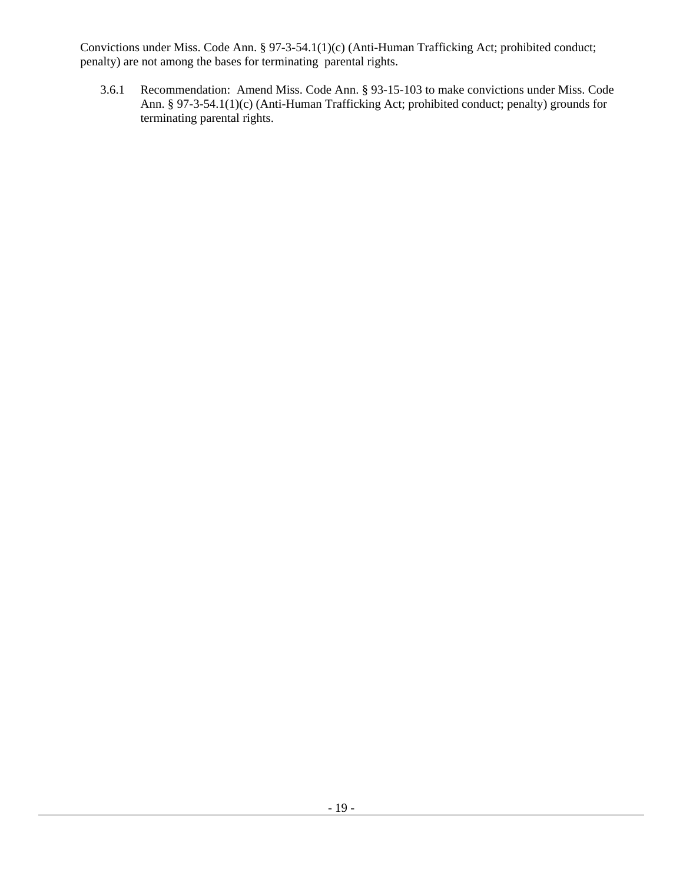Convictions under Miss. Code Ann. § 97-3-54.1(1)(c) (Anti-Human Trafficking Act; prohibited conduct; penalty) are not among the bases for terminating parental rights.

3.6.1 Recommendation: Amend Miss. Code Ann. § 93-15-103 to make convictions under Miss. Code Ann. § 97-3-54.1(1)(c) (Anti-Human Trafficking Act; prohibited conduct; penalty) grounds for terminating parental rights.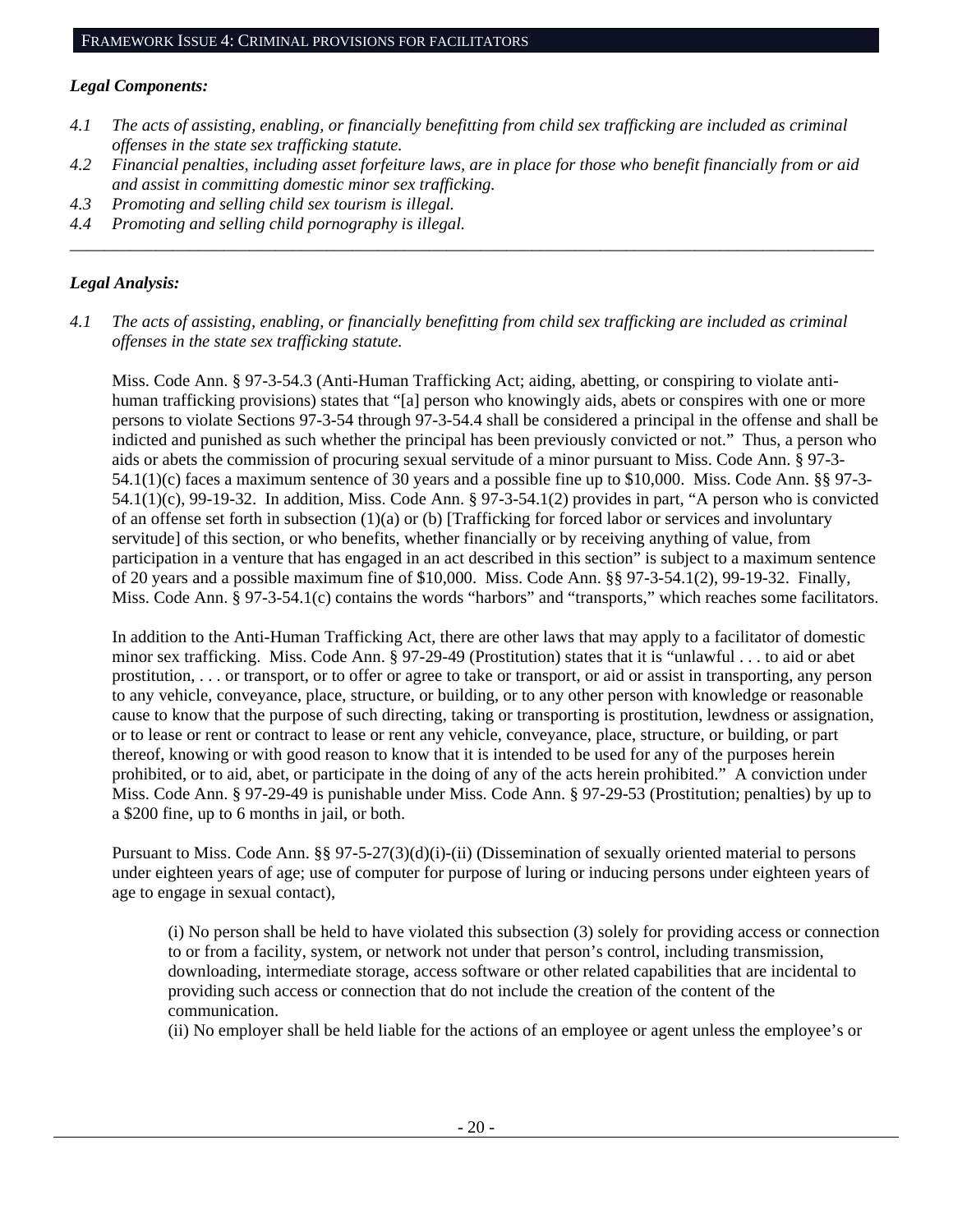## Framework Issue 4: Criminal provisions for facilitators

***Legal Components:***

*4.1 The acts of assisting, enabling, or financially benefitting from child sex trafficking are included as criminal offenses in the state sex trafficking statute.*

*4.2 Financial penalties, including asset forfeiture laws, are in place for those who benefit financially from or aid and assist in committing domestic minor sex trafficking.*

*4.3 Promoting and selling child sex tourism is illegal.*

*4.4 Promoting and selling child pornography is illegal.*

---

***Legal Analysis:***

*4.1 The acts of assisting, enabling, or financially benefitting from child sex trafficking are included as criminal offenses in the state sex trafficking statute.*

Miss. Code Ann. § 97-3-54.3 (Anti-Human Trafficking Act; aiding, abetting, or conspiring to violate anti-human trafficking provisions) states that "[a] person who knowingly aids, abets or conspires with one or more persons to violate Sections 97-3-54 through 97-3-54.4 shall be considered a principal in the offense and shall be indicted and punished as such whether the principal has been previously convicted or not." Thus, a person who aids or abets the commission of procuring sexual servitude of a minor pursuant to Miss. Code Ann. § 97-3-54.1(1)(c) faces a maximum sentence of 30 years and a possible fine up to $10,000. Miss. Code Ann. §§ 97-3-54.1(1)(c), 99-19-32. In addition, Miss. Code Ann. § 97-3-54.1(2) provides in part, "A person who is convicted of an offense set forth in subsection (1)(a) or (b) [Trafficking for forced labor or services and involuntary servitude] of this section, or who benefits, whether financially or by receiving anything of value, from participation in a venture that has engaged in an act described in this section" is subject to a maximum sentence of 20 years and a possible maximum fine of $10,000. Miss. Code Ann. §§ 97-3-54.1(2), 99-19-32. Finally, Miss. Code Ann. § 97-3-54.1(c) contains the words "harbors" and "transports," which reaches some facilitators.

In addition to the Anti-Human Trafficking Act, there are other laws that may apply to a facilitator of domestic minor sex trafficking. Miss. Code Ann. § 97-29-49 (Prostitution) states that it is "unlawful . . . to aid or abet prostitution, . . . or transport, or to offer or agree to take or transport, or aid or assist in transporting, any person to any vehicle, conveyance, place, structure, or building, or to any other person with knowledge or reasonable cause to know that the purpose of such directing, taking or transporting is prostitution, lewdness or assignation, or to lease or rent or contract to lease or rent any vehicle, conveyance, place, structure, or building, or part thereof, knowing or with good reason to know that it is intended to be used for any of the purposes herein prohibited, or to aid, abet, or participate in the doing of any of the acts herein prohibited." A conviction under Miss. Code Ann. § 97-29-49 is punishable under Miss. Code Ann. § 97-29-53 (Prostitution; penalties) by up to a $200 fine, up to 6 months in jail, or both.

Pursuant to Miss. Code Ann. §§ 97-5-27(3)(d)(i)-(ii) (Dissemination of sexually oriented material to persons under eighteen years of age; use of computer for purpose of luring or inducing persons under eighteen years of age to engage in sexual contact),

> (i) No person shall be held to have violated this subsection (3) solely for providing access or connection to or from a facility, system, or network not under that person's control, including transmission, downloading, intermediate storage, access software or other related capabilities that are incidental to providing such access or connection that do not include the creation of the content of the communication.
> (ii) No employer shall be held liable for the actions of an employee or agent unless the employee's or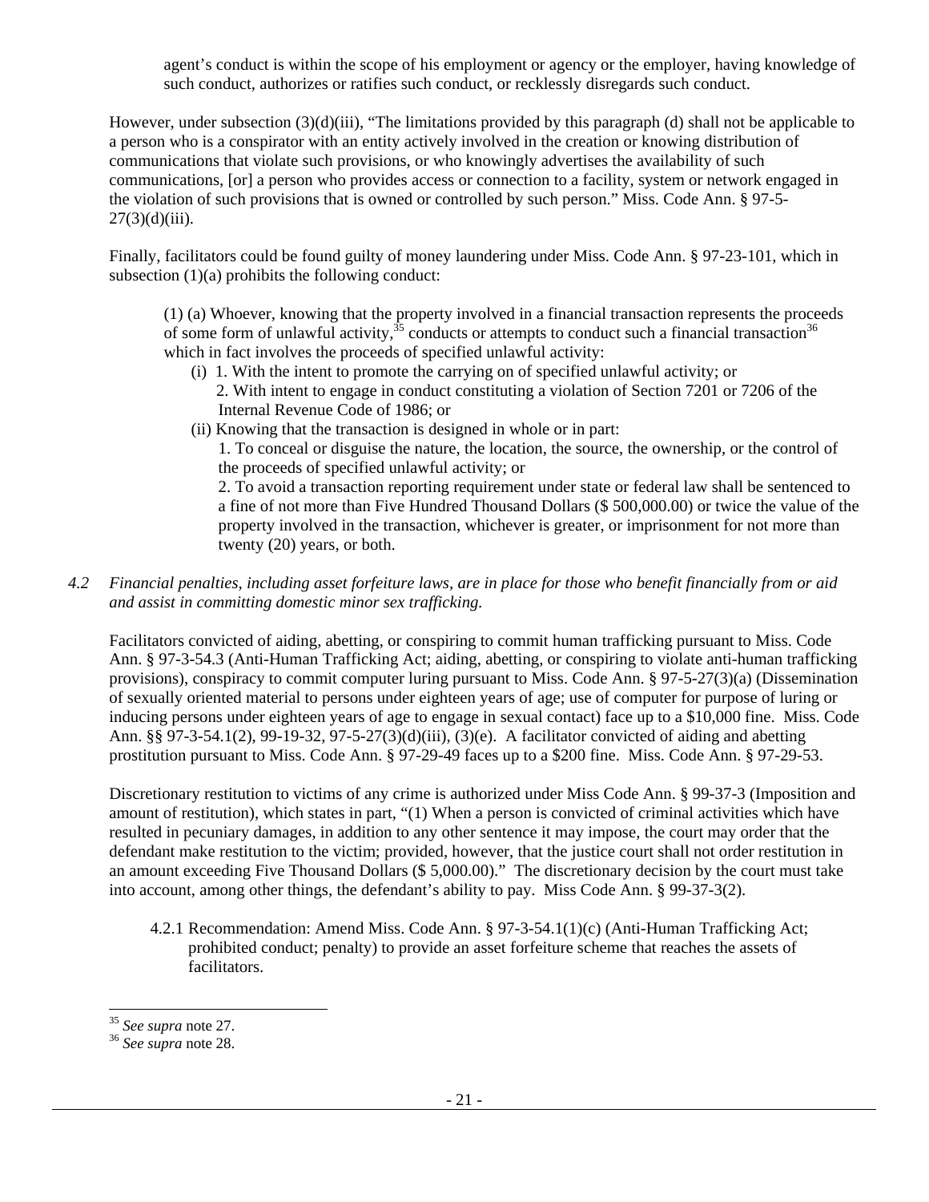agent's conduct is within the scope of his employment or agency or the employer, having knowledge of such conduct, authorizes or ratifies such conduct, or recklessly disregards such conduct.

However, under subsection (3)(d)(iii), "The limitations provided by this paragraph (d) shall not be applicable to a person who is a conspirator with an entity actively involved in the creation or knowing distribution of communications that violate such provisions, or who knowingly advertises the availability of such communications, [or] a person who provides access or connection to a facility, system or network engaged in the violation of such provisions that is owned or controlled by such person." Miss. Code Ann. § 97-5-27(3)(d)(iii).

Finally, facilitators could be found guilty of money laundering under Miss. Code Ann. § 97-23-101, which in subsection (1)(a) prohibits the following conduct:

> (1) (a) Whoever, knowing that the property involved in a financial transaction represents the proceeds of some form of unlawful activity,[35] conducts or attempts to conduct such a financial transaction[36] which in fact involves the proceeds of specified unlawful activity:
>
> (i) 1. With the intent to promote the carrying on of specified unlawful activity; or
> 2. With intent to engage in conduct constituting a violation of Section 7201 or 7206 of the Internal Revenue Code of 1986; or
>
> (ii) Knowing that the transaction is designed in whole or in part:
> 1. To conceal or disguise the nature, the location, the source, the ownership, or the control of the proceeds of specified unlawful activity; or
> 2. To avoid a transaction reporting requirement under state or federal law shall be sentenced to a fine of not more than Five Hundred Thousand Dollars ($ 500,000.00) or twice the value of the property involved in the transaction, whichever is greater, or imprisonment for not more than twenty (20) years, or both.

*4.2 Financial penalties, including asset forfeiture laws, are in place for those who benefit financially from or aid and assist in committing domestic minor sex trafficking.*

Facilitators convicted of aiding, abetting, or conspiring to commit human trafficking pursuant to Miss. Code Ann. § 97-3-54.3 (Anti-Human Trafficking Act; aiding, abetting, or conspiring to violate anti-human trafficking provisions), conspiracy to commit computer luring pursuant to Miss. Code Ann. § 97-5-27(3)(a) (Dissemination of sexually oriented material to persons under eighteen years of age; use of computer for purpose of luring or inducing persons under eighteen years of age to engage in sexual contact) face up to a $10,000 fine. Miss. Code Ann. §§ 97-3-54.1(2), 99-19-32, 97-5-27(3)(d)(iii), (3)(e). A facilitator convicted of aiding and abetting prostitution pursuant to Miss. Code Ann. § 97-29-49 faces up to a $200 fine. Miss. Code Ann. § 97-29-53.

Discretionary restitution to victims of any crime is authorized under Miss Code Ann. § 99-37-3 (Imposition and amount of restitution), which states in part, "(1) When a person is convicted of criminal activities which have resulted in pecuniary damages, in addition to any other sentence it may impose, the court may order that the defendant make restitution to the victim; provided, however, that the justice court shall not order restitution in an amount exceeding Five Thousand Dollars ($ 5,000.00)." The discretionary decision by the court must take into account, among other things, the defendant's ability to pay. Miss Code Ann. § 99-37-3(2).

4.2.1 Recommendation: Amend Miss. Code Ann. § 97-3-54.1(1)(c) (Anti-Human Trafficking Act; prohibited conduct; penalty) to provide an asset forfeiture scheme that reaches the assets of facilitators.

---

[35] *See supra* note 27.

[36] *See supra* note 28.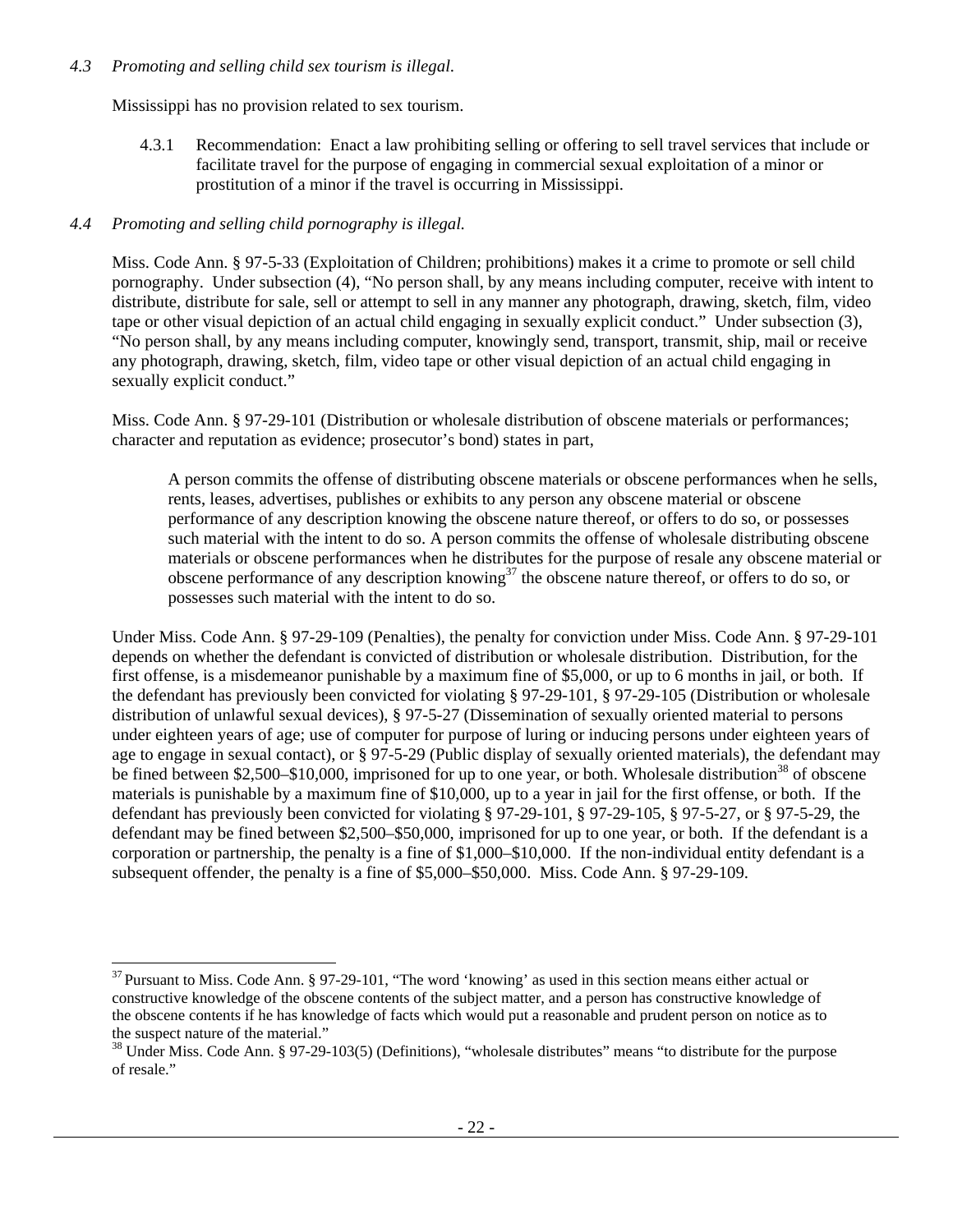*4.3 Promoting and selling child sex tourism is illegal.*

Mississippi has no provision related to sex tourism.

4.3.1 Recommendation: Enact a law prohibiting selling or offering to sell travel services that include or facilitate travel for the purpose of engaging in commercial sexual exploitation of a minor or prostitution of a minor if the travel is occurring in Mississippi.

*4.4 Promoting and selling child pornography is illegal.*

Miss. Code Ann. § 97-5-33 (Exploitation of Children; prohibitions) makes it a crime to promote or sell child pornography. Under subsection (4), "No person shall, by any means including computer, receive with intent to distribute, distribute for sale, sell or attempt to sell in any manner any photograph, drawing, sketch, film, video tape or other visual depiction of an actual child engaging in sexually explicit conduct." Under subsection (3), "No person shall, by any means including computer, knowingly send, transport, transmit, ship, mail or receive any photograph, drawing, sketch, film, video tape or other visual depiction of an actual child engaging in sexually explicit conduct."

Miss. Code Ann. § 97-29-101 (Distribution or wholesale distribution of obscene materials or performances; character and reputation as evidence; prosecutor's bond) states in part,

> A person commits the offense of distributing obscene materials or obscene performances when he sells, rents, leases, advertises, publishes or exhibits to any person any obscene material or obscene performance of any description knowing the obscene nature thereof, or offers to do so, or possesses such material with the intent to do so. A person commits the offense of wholesale distributing obscene materials or obscene performances when he distributes for the purpose of resale any obscene material or obscene performance of any description knowing[37] the obscene nature thereof, or offers to do so, or possesses such material with the intent to do so.

Under Miss. Code Ann. § 97-29-109 (Penalties), the penalty for conviction under Miss. Code Ann. § 97-29-101 depends on whether the defendant is convicted of distribution or wholesale distribution. Distribution, for the first offense, is a misdemeanor punishable by a maximum fine of $5,000, or up to 6 months in jail, or both. If the defendant has previously been convicted for violating § 97-29-101, § 97-29-105 (Distribution or wholesale distribution of unlawful sexual devices), § 97-5-27 (Dissemination of sexually oriented material to persons under eighteen years of age; use of computer for purpose of luring or inducing persons under eighteen years of age to engage in sexual contact), or § 97-5-29 (Public display of sexually oriented materials), the defendant may be fined between $2,500–$10,000, imprisoned for up to one year, or both. Wholesale distribution[38] of obscene materials is punishable by a maximum fine of $10,000, up to a year in jail for the first offense, or both. If the defendant has previously been convicted for violating § 97-29-101, § 97-29-105, § 97-5-27, or § 97-5-29, the defendant may be fined between $2,500–$50,000, imprisoned for up to one year, or both. If the defendant is a corporation or partnership, the penalty is a fine of $1,000–$10,000. If the non-individual entity defendant is a subsequent offender, the penalty is a fine of $5,000–$50,000. Miss. Code Ann. § 97-29-109.

---

[37] Pursuant to Miss. Code Ann. § 97-29-101, "The word 'knowing' as used in this section means either actual or constructive knowledge of the obscene contents of the subject matter, and a person has constructive knowledge of the obscene contents if he has knowledge of facts which would put a reasonable and prudent person on notice as to the suspect nature of the material."

[38] Under Miss. Code Ann. § 97-29-103(5) (Definitions), "wholesale distributes" means "to distribute for the purpose of resale."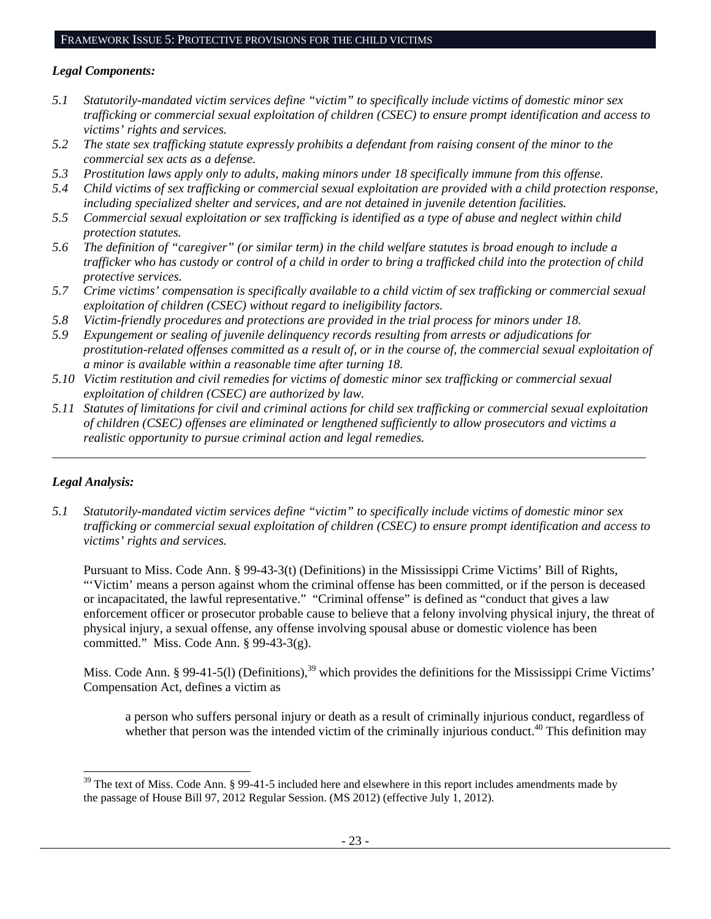## Framework Issue 5: Protective provisions for the child victims

***Legal Components:***

*5.1 Statutorily-mandated victim services define "victim" to specifically include victims of domestic minor sex trafficking or commercial sexual exploitation of children (CSEC) to ensure prompt identification and access to victims' rights and services.*

*5.2 The state sex trafficking statute expressly prohibits a defendant from raising consent of the minor to the commercial sex acts as a defense.*

*5.3 Prostitution laws apply only to adults, making minors under 18 specifically immune from this offense.*

*5.4 Child victims of sex trafficking or commercial sexual exploitation are provided with a child protection response, including specialized shelter and services, and are not detained in juvenile detention facilities.*

*5.5 Commercial sexual exploitation or sex trafficking is identified as a type of abuse and neglect within child protection statutes.*

*5.6 The definition of "caregiver" (or similar term) in the child welfare statutes is broad enough to include a trafficker who has custody or control of a child in order to bring a trafficked child into the protection of child protective services.*

*5.7 Crime victims' compensation is specifically available to a child victim of sex trafficking or commercial sexual exploitation of children (CSEC) without regard to ineligibility factors.*

*5.8 Victim-friendly procedures and protections are provided in the trial process for minors under 18.*

*5.9 Expungement or sealing of juvenile delinquency records resulting from arrests or adjudications for prostitution-related offenses committed as a result of, or in the course of, the commercial sexual exploitation of a minor is available within a reasonable time after turning 18.*

*5.10 Victim restitution and civil remedies for victims of domestic minor sex trafficking or commercial sexual exploitation of children (CSEC) are authorized by law.*

*5.11 Statutes of limitations for civil and criminal actions for child sex trafficking or commercial sexual exploitation of children (CSEC) offenses are eliminated or lengthened sufficiently to allow prosecutors and victims a realistic opportunity to pursue criminal action and legal remedies.*

---

***Legal Analysis:***

*5.1 Statutorily-mandated victim services define "victim" to specifically include victims of domestic minor sex trafficking or commercial sexual exploitation of children (CSEC) to ensure prompt identification and access to victims' rights and services.*

Pursuant to Miss. Code Ann. § 99-43-3(t) (Definitions) in the Mississippi Crime Victims' Bill of Rights, "'Victim' means a person against whom the criminal offense has been committed, or if the person is deceased or incapacitated, the lawful representative." "Criminal offense" is defined as "conduct that gives a law enforcement officer or prosecutor probable cause to believe that a felony involving physical injury, the threat of physical injury, a sexual offense, any offense involving spousal abuse or domestic violence has been committed." Miss. Code Ann. § 99-43-3(g).

Miss. Code Ann. § 99-41-5(l) (Definitions),[39] which provides the definitions for the Mississippi Crime Victims' Compensation Act, defines a victim as

> a person who suffers personal injury or death as a result of criminally injurious conduct, regardless of whether that person was the intended victim of the criminally injurious conduct.[40] This definition may

[39] The text of Miss. Code Ann. § 99-41-5 included here and elsewhere in this report includes amendments made by the passage of House Bill 97, 2012 Regular Session. (MS 2012) (effective July 1, 2012).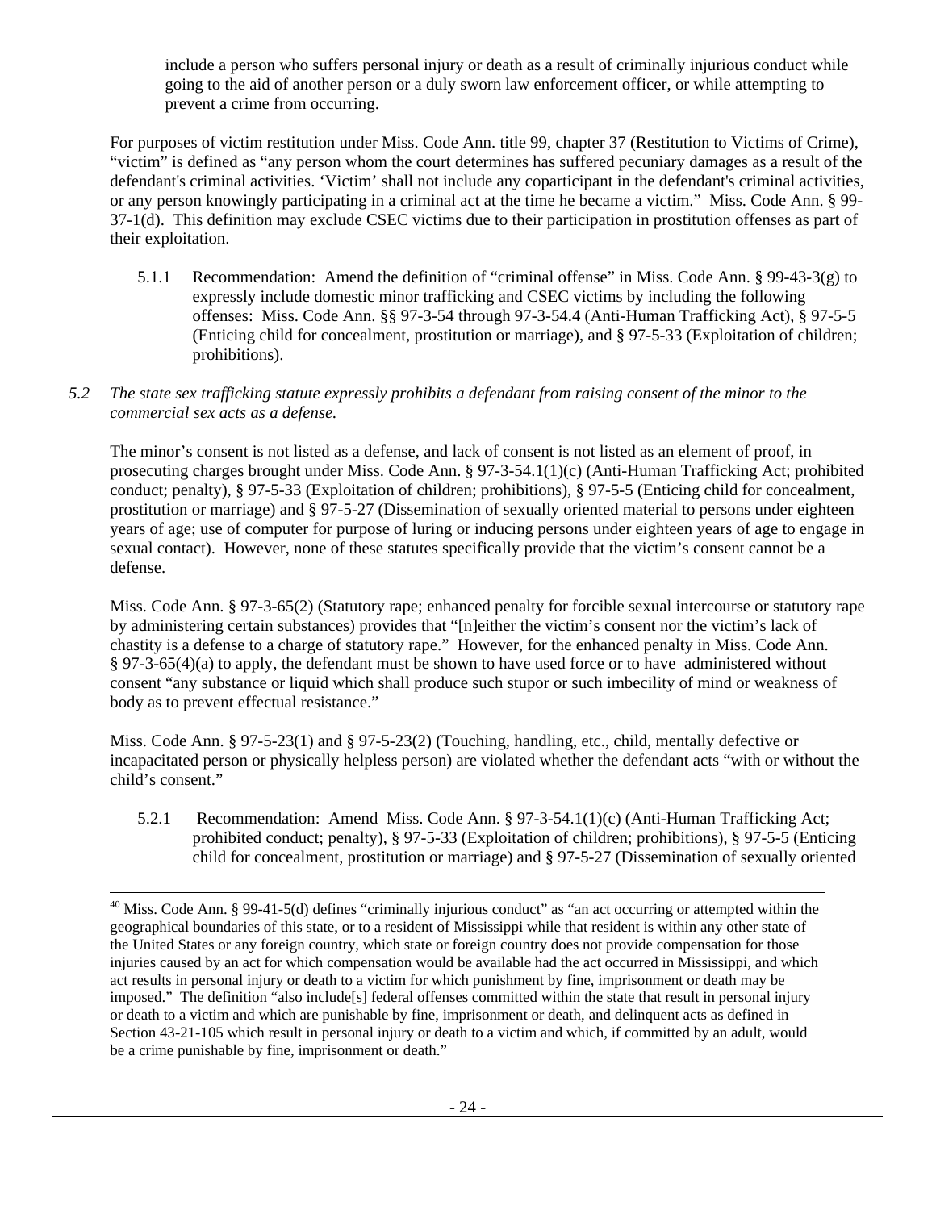include a person who suffers personal injury or death as a result of criminally injurious conduct while going to the aid of another person or a duly sworn law enforcement officer, or while attempting to prevent a crime from occurring.

For purposes of victim restitution under Miss. Code Ann. title 99, chapter 37 (Restitution to Victims of Crime), "victim" is defined as "any person whom the court determines has suffered pecuniary damages as a result of the defendant's criminal activities. 'Victim' shall not include any coparticipant in the defendant's criminal activities, or any person knowingly participating in a criminal act at the time he became a victim." Miss. Code Ann. § 99-37-1(d). This definition may exclude CSEC victims due to their participation in prostitution offenses as part of their exploitation.

5.1.1 Recommendation: Amend the definition of "criminal offense" in Miss. Code Ann. § 99-43-3(g) to expressly include domestic minor trafficking and CSEC victims by including the following offenses: Miss. Code Ann. §§ 97-3-54 through 97-3-54.4 (Anti-Human Trafficking Act), § 97-5-5 (Enticing child for concealment, prostitution or marriage), and § 97-5-33 (Exploitation of children; prohibitions).

*5.2 The state sex trafficking statute expressly prohibits a defendant from raising consent of the minor to the commercial sex acts as a defense.*

The minor's consent is not listed as a defense, and lack of consent is not listed as an element of proof, in prosecuting charges brought under Miss. Code Ann. § 97-3-54.1(1)(c) (Anti-Human Trafficking Act; prohibited conduct; penalty), § 97-5-33 (Exploitation of children; prohibitions), § 97-5-5 (Enticing child for concealment, prostitution or marriage) and § 97-5-27 (Dissemination of sexually oriented material to persons under eighteen years of age; use of computer for purpose of luring or inducing persons under eighteen years of age to engage in sexual contact). However, none of these statutes specifically provide that the victim's consent cannot be a defense.

Miss. Code Ann. § 97-3-65(2) (Statutory rape; enhanced penalty for forcible sexual intercourse or statutory rape by administering certain substances) provides that "[n]either the victim's consent nor the victim's lack of chastity is a defense to a charge of statutory rape." However, for the enhanced penalty in Miss. Code Ann. § 97-3-65(4)(a) to apply, the defendant must be shown to have used force or to have administered without consent "any substance or liquid which shall produce such stupor or such imbecility of mind or weakness of body as to prevent effectual resistance."

Miss. Code Ann. § 97-5-23(1) and § 97-5-23(2) (Touching, handling, etc., child, mentally defective or incapacitated person or physically helpless person) are violated whether the defendant acts "with or without the child's consent."

5.2.1 Recommendation: Amend Miss. Code Ann. § 97-3-54.1(1)(c) (Anti-Human Trafficking Act; prohibited conduct; penalty), § 97-5-33 (Exploitation of children; prohibitions), § 97-5-5 (Enticing child for concealment, prostitution or marriage) and § 97-5-27 (Dissemination of sexually oriented

---

[40] Miss. Code Ann. § 99-41-5(d) defines "criminally injurious conduct" as "an act occurring or attempted within the geographical boundaries of this state, or to a resident of Mississippi while that resident is within any other state of the United States or any foreign country, which state or foreign country does not provide compensation for those injuries caused by an act for which compensation would be available had the act occurred in Mississippi, and which act results in personal injury or death to a victim for which punishment by fine, imprisonment or death may be imposed." The definition "also include[s] federal offenses committed within the state that result in personal injury or death to a victim and which are punishable by fine, imprisonment or death, and delinquent acts as defined in Section 43-21-105 which result in personal injury or death to a victim and which, if committed by an adult, would be a crime punishable by fine, imprisonment or death."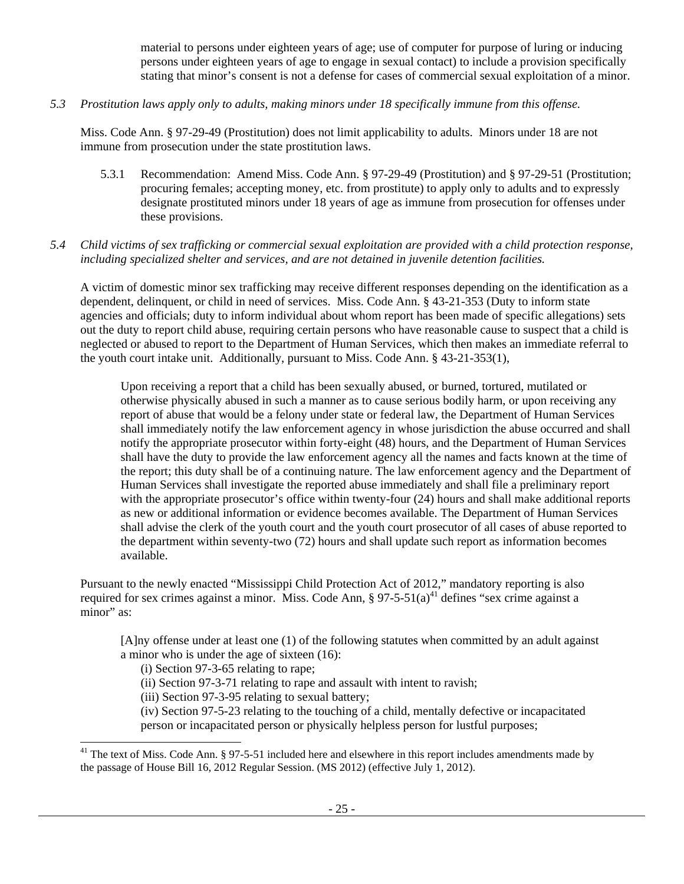material to persons under eighteen years of age; use of computer for purpose of luring or inducing persons under eighteen years of age to engage in sexual contact) to include a provision specifically stating that minor's consent is not a defense for cases of commercial sexual exploitation of a minor.

*5.3 Prostitution laws apply only to adults, making minors under 18 specifically immune from this offense.*

Miss. Code Ann. § 97-29-49 (Prostitution) does not limit applicability to adults. Minors under 18 are not immune from prosecution under the state prostitution laws.

5.3.1 Recommendation: Amend Miss. Code Ann. § 97-29-49 (Prostitution) and § 97-29-51 (Prostitution; procuring females; accepting money, etc. from prostitute) to apply only to adults and to expressly designate prostituted minors under 18 years of age as immune from prosecution for offenses under these provisions.

*5.4 Child victims of sex trafficking or commercial sexual exploitation are provided with a child protection response, including specialized shelter and services, and are not detained in juvenile detention facilities.*

A victim of domestic minor sex trafficking may receive different responses depending on the identification as a dependent, delinquent, or child in need of services. Miss. Code Ann. § 43-21-353 (Duty to inform state agencies and officials; duty to inform individual about whom report has been made of specific allegations) sets out the duty to report child abuse, requiring certain persons who have reasonable cause to suspect that a child is neglected or abused to report to the Department of Human Services, which then makes an immediate referral to the youth court intake unit. Additionally, pursuant to Miss. Code Ann. § 43-21-353(1),

> Upon receiving a report that a child has been sexually abused, or burned, tortured, mutilated or otherwise physically abused in such a manner as to cause serious bodily harm, or upon receiving any report of abuse that would be a felony under state or federal law, the Department of Human Services shall immediately notify the law enforcement agency in whose jurisdiction the abuse occurred and shall notify the appropriate prosecutor within forty-eight (48) hours, and the Department of Human Services shall have the duty to provide the law enforcement agency all the names and facts known at the time of the report; this duty shall be of a continuing nature. The law enforcement agency and the Department of Human Services shall investigate the reported abuse immediately and shall file a preliminary report with the appropriate prosecutor's office within twenty-four (24) hours and shall make additional reports as new or additional information or evidence becomes available. The Department of Human Services shall advise the clerk of the youth court and the youth court prosecutor of all cases of abuse reported to the department within seventy-two (72) hours and shall update such report as information becomes available.

Pursuant to the newly enacted "Mississippi Child Protection Act of 2012," mandatory reporting is also required for sex crimes against a minor. Miss. Code Ann, § 97-5-51(a)[41] defines "sex crime against a minor" as:

> [A]ny offense under at least one (1) of the following statutes when committed by an adult against a minor who is under the age of sixteen (16):
> (i) Section 97-3-65 relating to rape;
> (ii) Section 97-3-71 relating to rape and assault with intent to ravish;
> (iii) Section 97-3-95 relating to sexual battery;
> (iv) Section 97-5-23 relating to the touching of a child, mentally defective or incapacitated person or incapacitated person or physically helpless person for lustful purposes;

[41] The text of Miss. Code Ann. § 97-5-51 included here and elsewhere in this report includes amendments made by the passage of House Bill 16, 2012 Regular Session. (MS 2012) (effective July 1, 2012).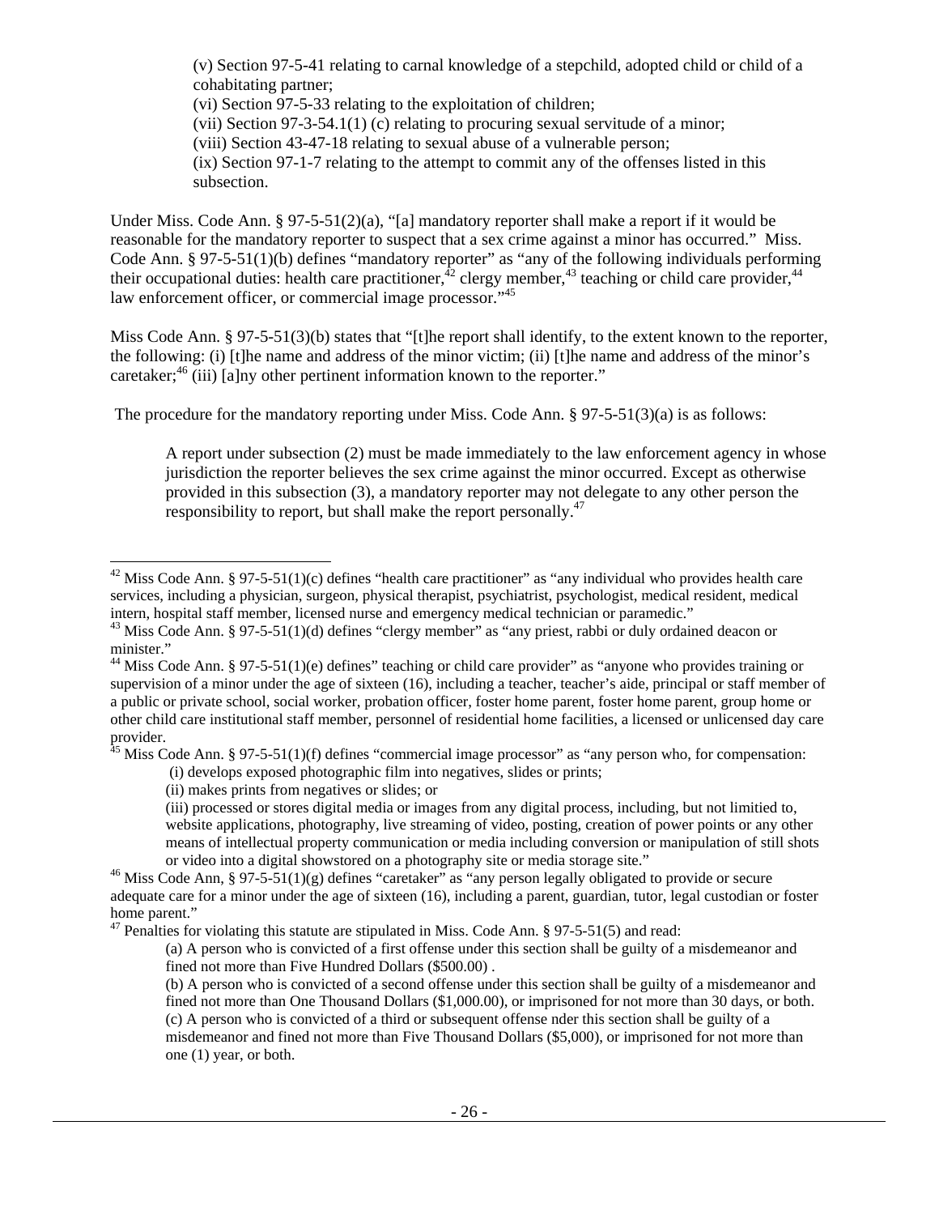(v) Section 97-5-41 relating to carnal knowledge of a stepchild, adopted child or child of a cohabitating partner;
(vi) Section 97-5-33 relating to the exploitation of children;
(vii) Section 97-3-54.1(1) (c) relating to procuring sexual servitude of a minor;
(viii) Section 43-47-18 relating to sexual abuse of a vulnerable person;
(ix) Section 97-1-7 relating to the attempt to commit any of the offenses listed in this subsection.

Under Miss. Code Ann. § 97-5-51(2)(a), "[a] mandatory reporter shall make a report if it would be reasonable for the mandatory reporter to suspect that a sex crime against a minor has occurred." Miss. Code Ann. § 97-5-51(1)(b) defines "mandatory reporter" as "any of the following individuals performing their occupational duties: health care practitioner,[42] clergy member,[43] teaching or child care provider,[44] law enforcement officer, or commercial image processor."[45]

Miss Code Ann. § 97-5-51(3)(b) states that "[t]he report shall identify, to the extent known to the reporter, the following: (i) [t]he name and address of the minor victim; (ii) [t]he name and address of the minor's caretaker;[46] (iii) [a]ny other pertinent information known to the reporter."

The procedure for the mandatory reporting under Miss. Code Ann. § 97-5-51(3)(a) is as follows:

> A report under subsection (2) must be made immediately to the law enforcement agency in whose jurisdiction the reporter believes the sex crime against the minor occurred. Except as otherwise provided in this subsection (3), a mandatory reporter may not delegate to any other person the responsibility to report, but shall make the report personally.[47]

---

[42] Miss Code Ann. § 97-5-51(1)(c) defines "health care practitioner" as "any individual who provides health care services, including a physician, surgeon, physical therapist, psychiatrist, psychologist, medical resident, medical intern, hospital staff member, licensed nurse and emergency medical technician or paramedic."

[43] Miss Code Ann. § 97-5-51(1)(d) defines "clergy member" as "any priest, rabbi or duly ordained deacon or minister."

[44] Miss Code Ann. § 97-5-51(1)(e) defines" teaching or child care provider" as "anyone who provides training or supervision of a minor under the age of sixteen (16), including a teacher, teacher's aide, principal or staff member of a public or private school, social worker, probation officer, foster home parent, foster home parent, group home or other child care institutional staff member, personnel of residential home facilities, a licensed or unlicensed day care provider.

[45] Miss Code Ann. § 97-5-51(1)(f) defines "commercial image processor" as "any person who, for compensation:
(i) develops exposed photographic film into negatives, slides or prints;
(ii) makes prints from negatives or slides; or
(iii) processed or stores digital media or images from any digital process, including, but not limitied to, website applications, photography, live streaming of video, posting, creation of power points or any other means of intellectual property communication or media including conversion or manipulation of still shots or video into a digital showstored on a photography site or media storage site."

[46] Miss Code Ann, § 97-5-51(1)(g) defines "caretaker" as "any person legally obligated to provide or secure adequate care for a minor under the age of sixteen (16), including a parent, guardian, tutor, legal custodian or foster home parent."

[47] Penalties for violating this statute are stipulated in Miss. Code Ann. § 97-5-51(5) and read:
(a) A person who is convicted of a first offense under this section shall be guilty of a misdemeanor and fined not more than Five Hundred Dollars ($500.00) .
(b) A person who is convicted of a second offense under this section shall be guilty of a misdemeanor and fined not more than One Thousand Dollars ($1,000.00), or imprisoned for not more than 30 days, or both.
(c) A person who is convicted of a third or subsequent offense nder this section shall be guilty of a misdemeanor and fined not more than Five Thousand Dollars ($5,000), or imprisoned for not more than one (1) year, or both.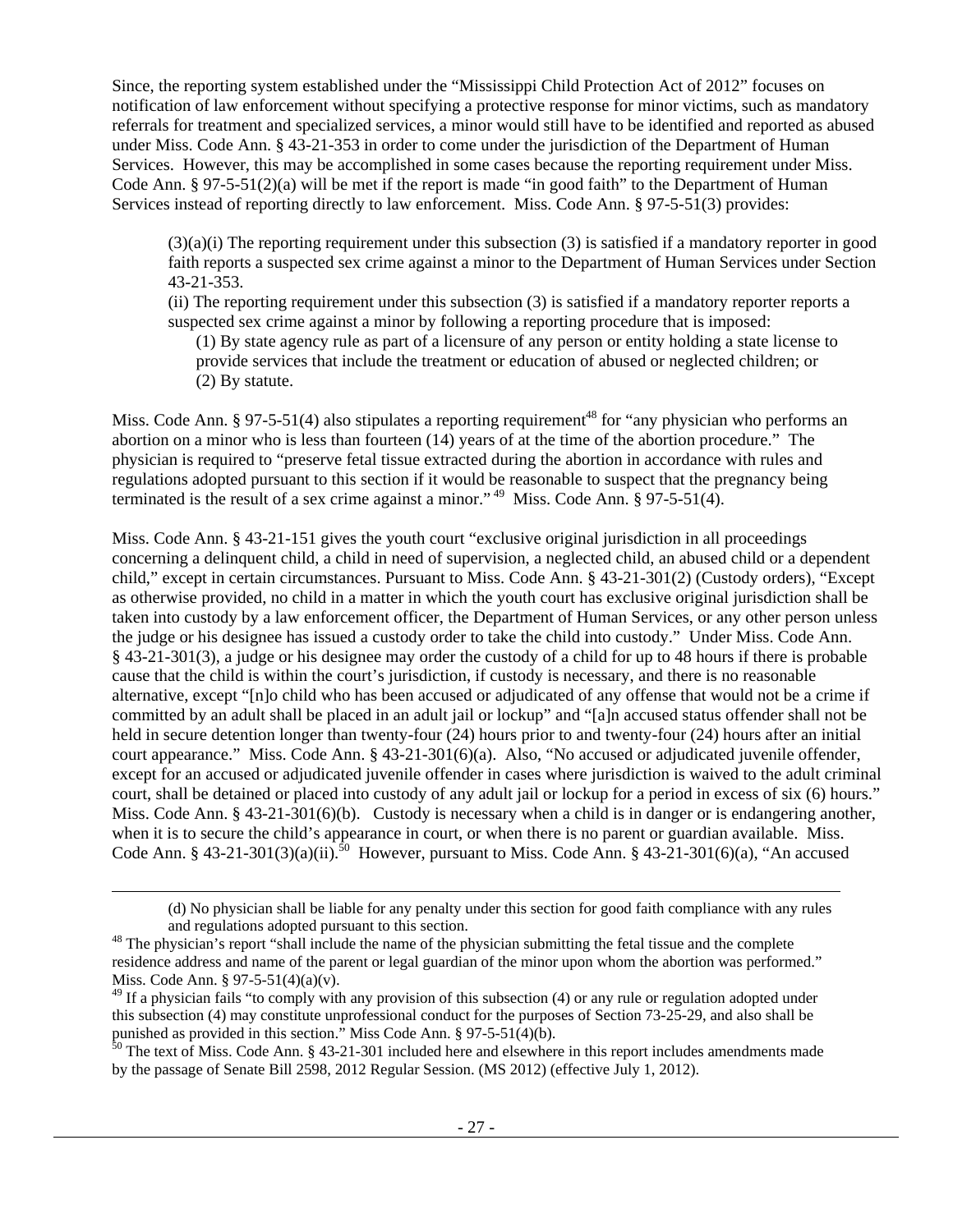Since, the reporting system established under the "Mississippi Child Protection Act of 2012" focuses on notification of law enforcement without specifying a protective response for minor victims, such as mandatory referrals for treatment and specialized services, a minor would still have to be identified and reported as abused under Miss. Code Ann. § 43-21-353 in order to come under the jurisdiction of the Department of Human Services. However, this may be accomplished in some cases because the reporting requirement under Miss. Code Ann. § 97-5-51(2)(a) will be met if the report is made "in good faith" to the Department of Human Services instead of reporting directly to law enforcement. Miss. Code Ann. § 97-5-51(3) provides:

> (3)(a)(i) The reporting requirement under this subsection (3) is satisfied if a mandatory reporter in good faith reports a suspected sex crime against a minor to the Department of Human Services under Section 43-21-353.
>
> (ii) The reporting requirement under this subsection (3) is satisfied if a mandatory reporter reports a suspected sex crime against a minor by following a reporting procedure that is imposed:
>
> (1) By state agency rule as part of a licensure of any person or entity holding a state license to provide services that include the treatment or education of abused or neglected children; or
>
> (2) By statute.

Miss. Code Ann. § 97-5-51(4) also stipulates a reporting requirement[48] for "any physician who performs an abortion on a minor who is less than fourteen (14) years of at the time of the abortion procedure." The physician is required to "preserve fetal tissue extracted during the abortion in accordance with rules and regulations adopted pursuant to this section if it would be reasonable to suspect that the pregnancy being terminated is the result of a sex crime against a minor." [49] Miss. Code Ann. § 97-5-51(4).

Miss. Code Ann. § 43-21-151 gives the youth court "exclusive original jurisdiction in all proceedings concerning a delinquent child, a child in need of supervision, a neglected child, an abused child or a dependent child," except in certain circumstances. Pursuant to Miss. Code Ann. § 43-21-301(2) (Custody orders), "Except as otherwise provided, no child in a matter in which the youth court has exclusive original jurisdiction shall be taken into custody by a law enforcement officer, the Department of Human Services, or any other person unless the judge or his designee has issued a custody order to take the child into custody." Under Miss. Code Ann. § 43-21-301(3), a judge or his designee may order the custody of a child for up to 48 hours if there is probable cause that the child is within the court's jurisdiction, if custody is necessary, and there is no reasonable alternative, except "[n]o child who has been accused or adjudicated of any offense that would not be a crime if committed by an adult shall be placed in an adult jail or lockup" and "[a]n accused status offender shall not be held in secure detention longer than twenty-four (24) hours prior to and twenty-four (24) hours after an initial court appearance." Miss. Code Ann. § 43-21-301(6)(a). Also, "No accused or adjudicated juvenile offender, except for an accused or adjudicated juvenile offender in cases where jurisdiction is waived to the adult criminal court, shall be detained or placed into custody of any adult jail or lockup for a period in excess of six (6) hours." Miss. Code Ann. § 43-21-301(6)(b). Custody is necessary when a child is in danger or is endangering another, when it is to secure the child's appearance in court, or when there is no parent or guardian available. Miss. Code Ann. § 43-21-301(3)(a)(ii).[50] However, pursuant to Miss. Code Ann. § 43-21-301(6)(a), "An accused

---

> (d) No physician shall be liable for any penalty under this section for good faith compliance with any rules and regulations adopted pursuant to this section.

[48] The physician's report "shall include the name of the physician submitting the fetal tissue and the complete residence address and name of the parent or legal guardian of the minor upon whom the abortion was performed." Miss. Code Ann. § 97-5-51(4)(a)(v).

[49] If a physician fails "to comply with any provision of this subsection (4) or any rule or regulation adopted under this subsection (4) may constitute unprofessional conduct for the purposes of Section 73-25-29, and also shall be punished as provided in this section." Miss Code Ann. § 97-5-51(4)(b).

[50] The text of Miss. Code Ann. § 43-21-301 included here and elsewhere in this report includes amendments made by the passage of Senate Bill 2598, 2012 Regular Session. (MS 2012) (effective July 1, 2012).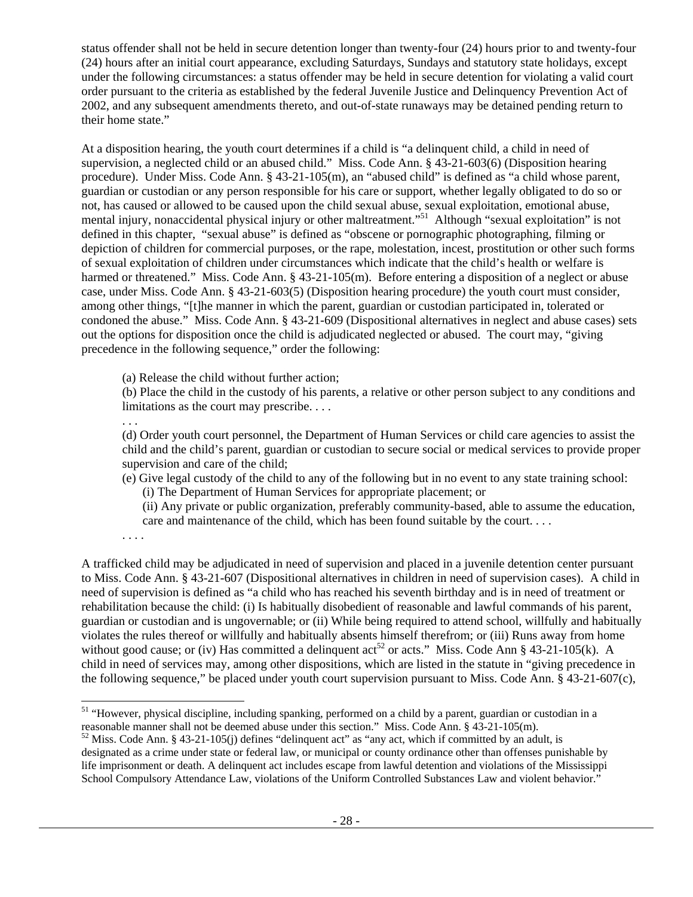status offender shall not be held in secure detention longer than twenty-four (24) hours prior to and twenty-four (24) hours after an initial court appearance, excluding Saturdays, Sundays and statutory state holidays, except under the following circumstances: a status offender may be held in secure detention for violating a valid court order pursuant to the criteria as established by the federal Juvenile Justice and Delinquency Prevention Act of 2002, and any subsequent amendments thereto, and out-of-state runaways may be detained pending return to their home state."

At a disposition hearing, the youth court determines if a child is "a delinquent child, a child in need of supervision, a neglected child or an abused child." Miss. Code Ann. § 43-21-603(6) (Disposition hearing procedure). Under Miss. Code Ann. § 43-21-105(m), an "abused child" is defined as "a child whose parent, guardian or custodian or any person responsible for his care or support, whether legally obligated to do so or not, has caused or allowed to be caused upon the child sexual abuse, sexual exploitation, emotional abuse, mental injury, nonaccidental physical injury or other maltreatment."[51] Although "sexual exploitation" is not defined in this chapter, "sexual abuse" is defined as "obscene or pornographic photographing, filming or depiction of children for commercial purposes, or the rape, molestation, incest, prostitution or other such forms of sexual exploitation of children under circumstances which indicate that the child's health or welfare is harmed or threatened." Miss. Code Ann. § 43-21-105(m). Before entering a disposition of a neglect or abuse case, under Miss. Code Ann. § 43-21-603(5) (Disposition hearing procedure) the youth court must consider, among other things, "[t]he manner in which the parent, guardian or custodian participated in, tolerated or condoned the abuse." Miss. Code Ann. § 43-21-609 (Dispositional alternatives in neglect and abuse cases) sets out the options for disposition once the child is adjudicated neglected or abused. The court may, "giving precedence in the following sequence," order the following:

> (a) Release the child without further action;
> (b) Place the child in the custody of his parents, a relative or other person subject to any conditions and limitations as the court may prescribe. . . .
> . . .
> (d) Order youth court personnel, the Department of Human Services or child care agencies to assist the child and the child's parent, guardian or custodian to secure social or medical services to provide proper supervision and care of the child;
> (e) Give legal custody of the child to any of the following but in no event to any state training school:
> (i) The Department of Human Services for appropriate placement; or
> (ii) Any private or public organization, preferably community-based, able to assume the education, care and maintenance of the child, which has been found suitable by the court. . . .
> . . . .

A trafficked child may be adjudicated in need of supervision and placed in a juvenile detention center pursuant to Miss. Code Ann. § 43-21-607 (Dispositional alternatives in children in need of supervision cases). A child in need of supervision is defined as "a child who has reached his seventh birthday and is in need of treatment or rehabilitation because the child: (i) Is habitually disobedient of reasonable and lawful commands of his parent, guardian or custodian and is ungovernable; or (ii) While being required to attend school, willfully and habitually violates the rules thereof or willfully and habitually absents himself therefrom; or (iii) Runs away from home without good cause; or (iv) Has committed a delinquent act[52] or acts." Miss. Code Ann § 43-21-105(k). A child in need of services may, among other dispositions, which are listed in the statute in "giving precedence in the following sequence," be placed under youth court supervision pursuant to Miss. Code Ann. § 43-21-607(c),

[51] "However, physical discipline, including spanking, performed on a child by a parent, guardian or custodian in a reasonable manner shall not be deemed abuse under this section." Miss. Code Ann. § 43-21-105(m).

[52] Miss. Code Ann. § 43-21-105(j) defines "delinquent act" as "any act, which if committed by an adult, is designated as a crime under state or federal law, or municipal or county ordinance other than offenses punishable by life imprisonment or death. A delinquent act includes escape from lawful detention and violations of the Mississippi School Compulsory Attendance Law, violations of the Uniform Controlled Substances Law and violent behavior."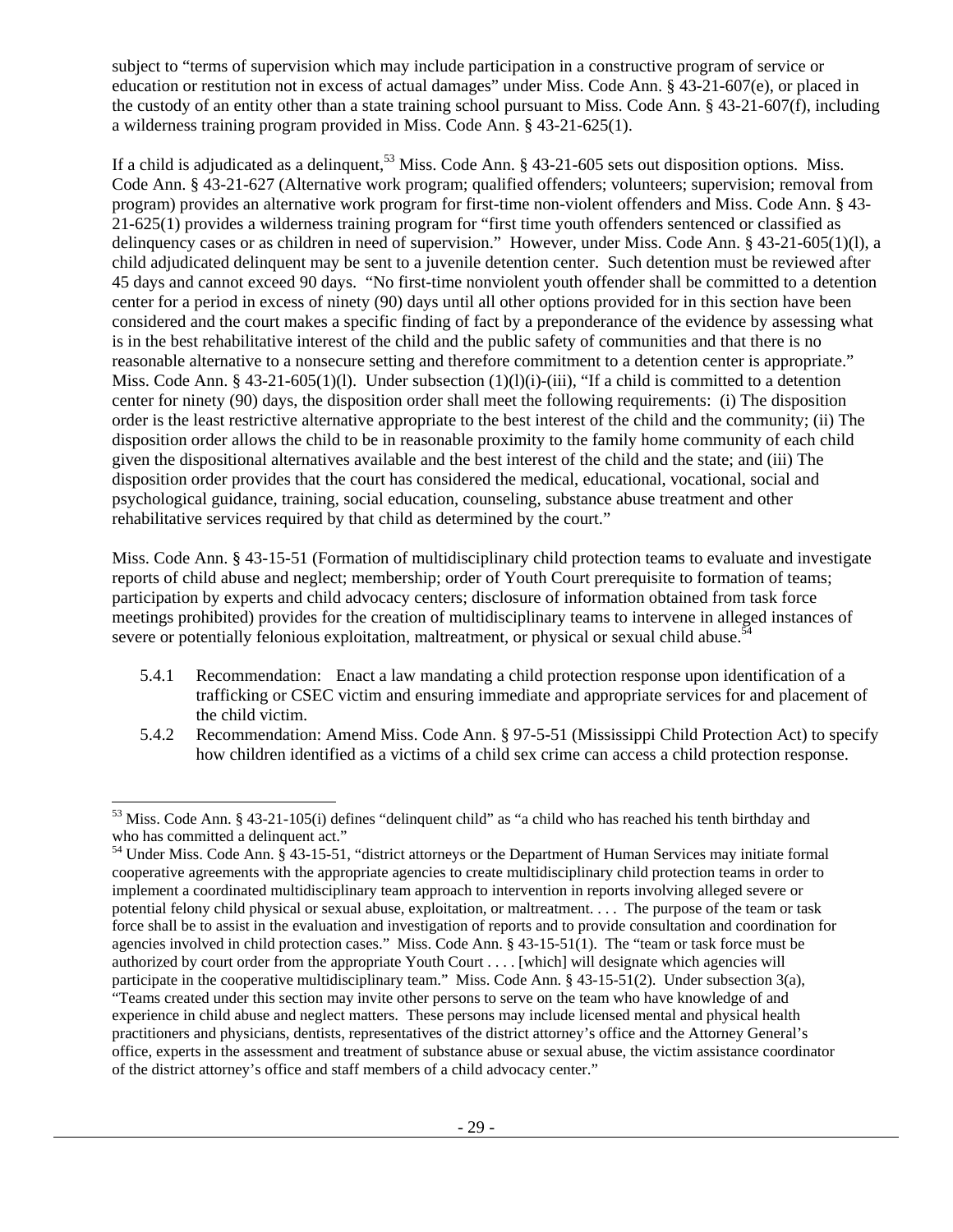subject to "terms of supervision which may include participation in a constructive program of service or education or restitution not in excess of actual damages" under Miss. Code Ann. § 43-21-607(e), or placed in the custody of an entity other than a state training school pursuant to Miss. Code Ann. § 43-21-607(f), including a wilderness training program provided in Miss. Code Ann. § 43-21-625(1).

If a child is adjudicated as a delinquent,[53] Miss. Code Ann. § 43-21-605 sets out disposition options. Miss. Code Ann. § 43-21-627 (Alternative work program; qualified offenders; volunteers; supervision; removal from program) provides an alternative work program for first-time non-violent offenders and Miss. Code Ann. § 43-21-625(1) provides a wilderness training program for "first time youth offenders sentenced or classified as delinquency cases or as children in need of supervision." However, under Miss. Code Ann. § 43-21-605(1)(l), a child adjudicated delinquent may be sent to a juvenile detention center. Such detention must be reviewed after 45 days and cannot exceed 90 days. "No first-time nonviolent youth offender shall be committed to a detention center for a period in excess of ninety (90) days until all other options provided for in this section have been considered and the court makes a specific finding of fact by a preponderance of the evidence by assessing what is in the best rehabilitative interest of the child and the public safety of communities and that there is no reasonable alternative to a nonsecure setting and therefore commitment to a detention center is appropriate." Miss. Code Ann. § 43-21-605(1)(l). Under subsection (1)(l)(i)-(iii), "If a child is committed to a detention center for ninety (90) days, the disposition order shall meet the following requirements: (i) The disposition order is the least restrictive alternative appropriate to the best interest of the child and the community; (ii) The disposition order allows the child to be in reasonable proximity to the family home community of each child given the dispositional alternatives available and the best interest of the child and the state; and (iii) The disposition order provides that the court has considered the medical, educational, vocational, social and psychological guidance, training, social education, counseling, substance abuse treatment and other rehabilitative services required by that child as determined by the court."

Miss. Code Ann. § 43-15-51 (Formation of multidisciplinary child protection teams to evaluate and investigate reports of child abuse and neglect; membership; order of Youth Court prerequisite to formation of teams; participation by experts and child advocacy centers; disclosure of information obtained from task force meetings prohibited) provides for the creation of multidisciplinary teams to intervene in alleged instances of severe or potentially felonious exploitation, maltreatment, or physical or sexual child abuse.[54]

- 5.4.1 Recommendation: Enact a law mandating a child protection response upon identification of a trafficking or CSEC victim and ensuring immediate and appropriate services for and placement of the child victim.
- 5.4.2 Recommendation: Amend Miss. Code Ann. § 97-5-51 (Mississippi Child Protection Act) to specify how children identified as a victims of a child sex crime can access a child protection response.

---

[53] Miss. Code Ann. § 43-21-105(i) defines "delinquent child" as "a child who has reached his tenth birthday and who has committed a delinquent act."

[54] Under Miss. Code Ann. § 43-15-51, "district attorneys or the Department of Human Services may initiate formal cooperative agreements with the appropriate agencies to create multidisciplinary child protection teams in order to implement a coordinated multidisciplinary team approach to intervention in reports involving alleged severe or potential felony child physical or sexual abuse, exploitation, or maltreatment. . . . The purpose of the team or task force shall be to assist in the evaluation and investigation of reports and to provide consultation and coordination for agencies involved in child protection cases." Miss. Code Ann. § 43-15-51(1). The "team or task force must be authorized by court order from the appropriate Youth Court . . . . [which] will designate which agencies will participate in the cooperative multidisciplinary team." Miss. Code Ann. § 43-15-51(2). Under subsection 3(a), "Teams created under this section may invite other persons to serve on the team who have knowledge of and experience in child abuse and neglect matters. These persons may include licensed mental and physical health practitioners and physicians, dentists, representatives of the district attorney's office and the Attorney General's office, experts in the assessment and treatment of substance abuse or sexual abuse, the victim assistance coordinator of the district attorney's office and staff members of a child advocacy center."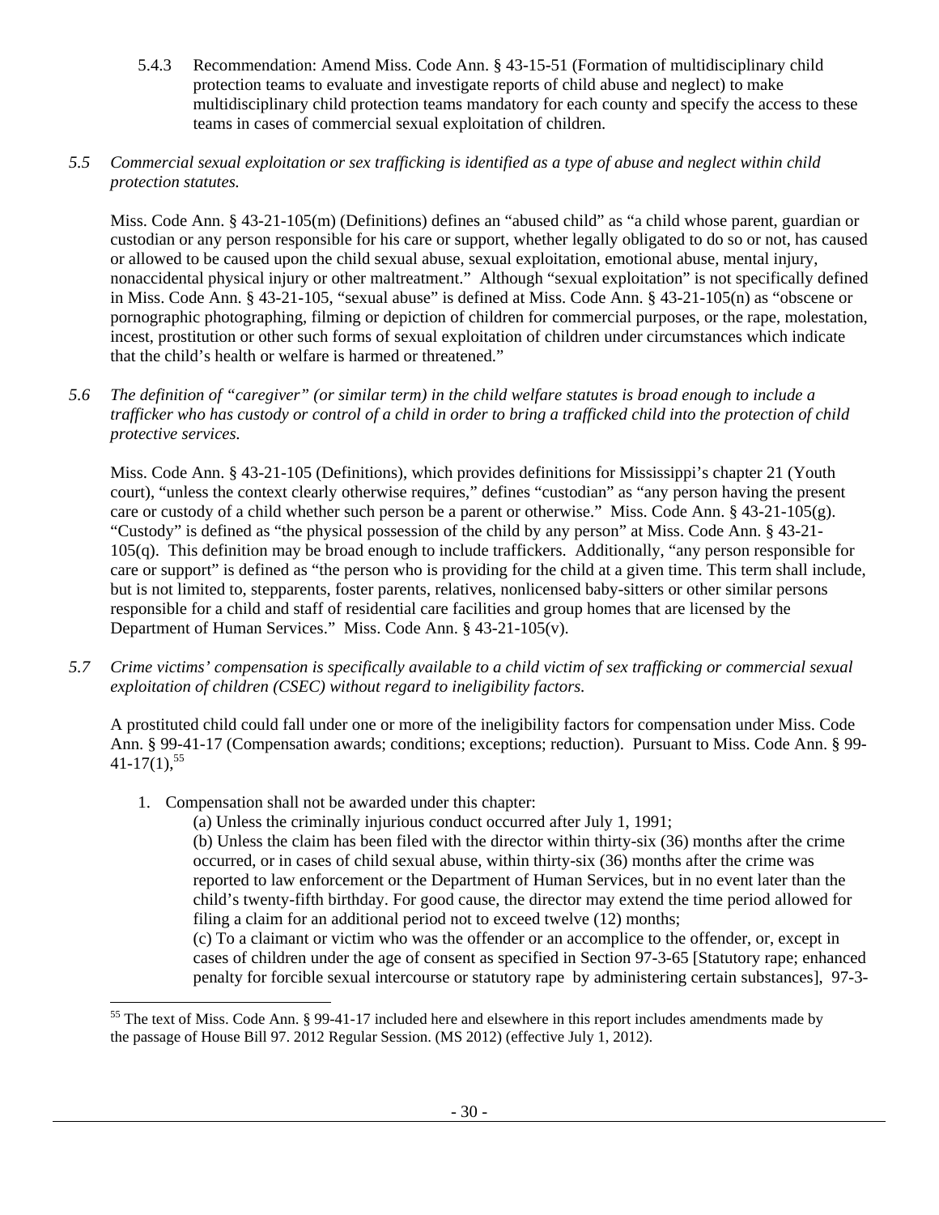5.4.3 Recommendation: Amend Miss. Code Ann. § 43-15-51 (Formation of multidisciplinary child protection teams to evaluate and investigate reports of child abuse and neglect) to make multidisciplinary child protection teams mandatory for each county and specify the access to these teams in cases of commercial sexual exploitation of children.

*5.5 Commercial sexual exploitation or sex trafficking is identified as a type of abuse and neglect within child protection statutes.*

Miss. Code Ann. § 43-21-105(m) (Definitions) defines an "abused child" as "a child whose parent, guardian or custodian or any person responsible for his care or support, whether legally obligated to do so or not, has caused or allowed to be caused upon the child sexual abuse, sexual exploitation, emotional abuse, mental injury, nonaccidental physical injury or other maltreatment." Although "sexual exploitation" is not specifically defined in Miss. Code Ann. § 43-21-105, "sexual abuse" is defined at Miss. Code Ann. § 43-21-105(n) as "obscene or pornographic photographing, filming or depiction of children for commercial purposes, or the rape, molestation, incest, prostitution or other such forms of sexual exploitation of children under circumstances which indicate that the child's health or welfare is harmed or threatened."

*5.6 The definition of "caregiver" (or similar term) in the child welfare statutes is broad enough to include a trafficker who has custody or control of a child in order to bring a trafficked child into the protection of child protective services.*

Miss. Code Ann. § 43-21-105 (Definitions), which provides definitions for Mississippi's chapter 21 (Youth court), "unless the context clearly otherwise requires," defines "custodian" as "any person having the present care or custody of a child whether such person be a parent or otherwise." Miss. Code Ann. § 43-21-105(g). "Custody" is defined as "the physical possession of the child by any person" at Miss. Code Ann. § 43-21-105(q). This definition may be broad enough to include traffickers. Additionally, "any person responsible for care or support" is defined as "the person who is providing for the child at a given time. This term shall include, but is not limited to, stepparents, foster parents, relatives, nonlicensed baby-sitters or other similar persons responsible for a child and staff of residential care facilities and group homes that are licensed by the Department of Human Services." Miss. Code Ann. § 43-21-105(v).

*5.7 Crime victims' compensation is specifically available to a child victim of sex trafficking or commercial sexual exploitation of children (CSEC) without regard to ineligibility factors.*

A prostituted child could fall under one or more of the ineligibility factors for compensation under Miss. Code Ann. § 99-41-17 (Compensation awards; conditions; exceptions; reduction). Pursuant to Miss. Code Ann. § 99-41-17(1),[55]

1. Compensation shall not be awarded under this chapter:
   (a) Unless the criminally injurious conduct occurred after July 1, 1991;
   (b) Unless the claim has been filed with the director within thirty-six (36) months after the crime occurred, or in cases of child sexual abuse, within thirty-six (36) months after the crime was reported to law enforcement or the Department of Human Services, but in no event later than the child's twenty-fifth birthday. For good cause, the director may extend the time period allowed for filing a claim for an additional period not to exceed twelve (12) months;
   (c) To a claimant or victim who was the offender or an accomplice to the offender, or, except in cases of children under the age of consent as specified in Section 97-3-65 [Statutory rape; enhanced penalty for forcible sexual intercourse or statutory rape by administering certain substances], 97-3-

---

[55] The text of Miss. Code Ann. § 99-41-17 included here and elsewhere in this report includes amendments made by the passage of House Bill 97. 2012 Regular Session. (MS 2012) (effective July 1, 2012).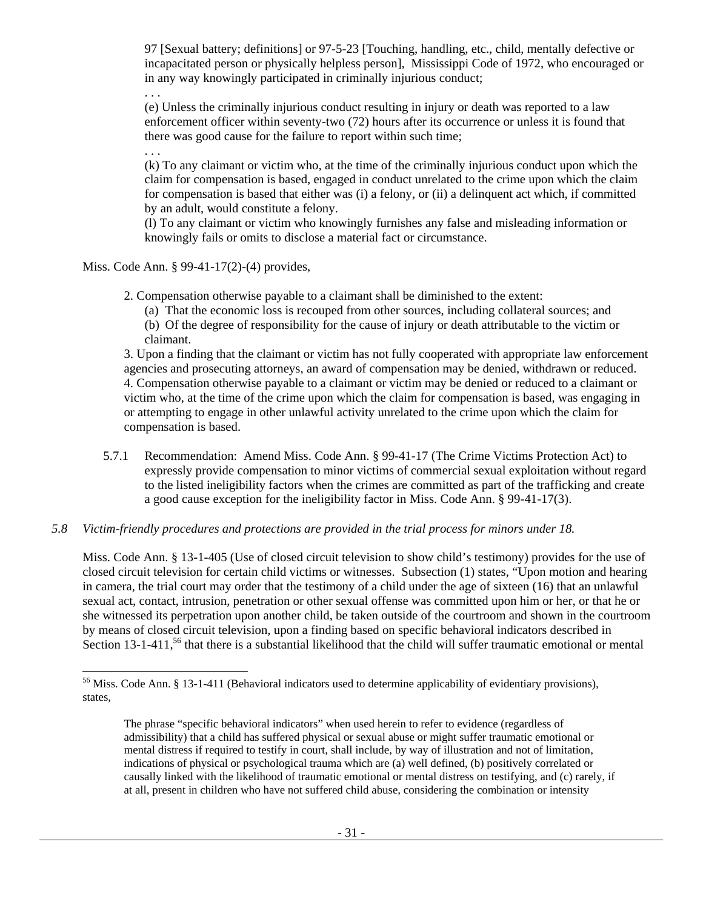97 [Sexual battery; definitions] or 97-5-23 [Touching, handling, etc., child, mentally defective or incapacitated person or physically helpless person], Mississippi Code of 1972, who encouraged or in any way knowingly participated in criminally injurious conduct;

. . .

(e) Unless the criminally injurious conduct resulting in injury or death was reported to a law enforcement officer within seventy-two (72) hours after its occurrence or unless it is found that there was good cause for the failure to report within such time;

. . .

(k) To any claimant or victim who, at the time of the criminally injurious conduct upon which the claim for compensation is based, engaged in conduct unrelated to the crime upon which the claim for compensation is based that either was (i) a felony, or (ii) a delinquent act which, if committed by an adult, would constitute a felony.

(l) To any claimant or victim who knowingly furnishes any false and misleading information or knowingly fails or omits to disclose a material fact or circumstance.

Miss. Code Ann. § 99-41-17(2)-(4) provides,

> 2. Compensation otherwise payable to a claimant shall be diminished to the extent:
>    (a) That the economic loss is recouped from other sources, including collateral sources; and
>    (b) Of the degree of responsibility for the cause of injury or death attributable to the victim or claimant.
>
> 3. Upon a finding that the claimant or victim has not fully cooperated with appropriate law enforcement agencies and prosecuting attorneys, an award of compensation may be denied, withdrawn or reduced.
>
> 4. Compensation otherwise payable to a claimant or victim may be denied or reduced to a claimant or victim who, at the time of the crime upon which the claim for compensation is based, was engaging in or attempting to engage in other unlawful activity unrelated to the crime upon which the claim for compensation is based.

5.7.1 Recommendation: Amend Miss. Code Ann. § 99-41-17 (The Crime Victims Protection Act) to expressly provide compensation to minor victims of commercial sexual exploitation without regard to the listed ineligibility factors when the crimes are committed as part of the trafficking and create a good cause exception for the ineligibility factor in Miss. Code Ann. § 99-41-17(3).

*5.8 Victim-friendly procedures and protections are provided in the trial process for minors under 18.*

Miss. Code Ann. § 13-1-405 (Use of closed circuit television to show child's testimony) provides for the use of closed circuit television for certain child victims or witnesses. Subsection (1) states, "Upon motion and hearing in camera, the trial court may order that the testimony of a child under the age of sixteen (16) that an unlawful sexual act, contact, intrusion, penetration or other sexual offense was committed upon him or her, or that he or she witnessed its perpetration upon another child, be taken outside of the courtroom and shown in the courtroom by means of closed circuit television, upon a finding based on specific behavioral indicators described in Section 13-1-411,[56] that there is a substantial likelihood that the child will suffer traumatic emotional or mental

---

[56] Miss. Code Ann. § 13-1-411 (Behavioral indicators used to determine applicability of evidentiary provisions), states,

> The phrase "specific behavioral indicators" when used herein to refer to evidence (regardless of admissibility) that a child has suffered physical or sexual abuse or might suffer traumatic emotional or mental distress if required to testify in court, shall include, by way of illustration and not of limitation, indications of physical or psychological trauma which are (a) well defined, (b) positively correlated or causally linked with the likelihood of traumatic emotional or mental distress on testifying, and (c) rarely, if at all, present in children who have not suffered child abuse, considering the combination or intensity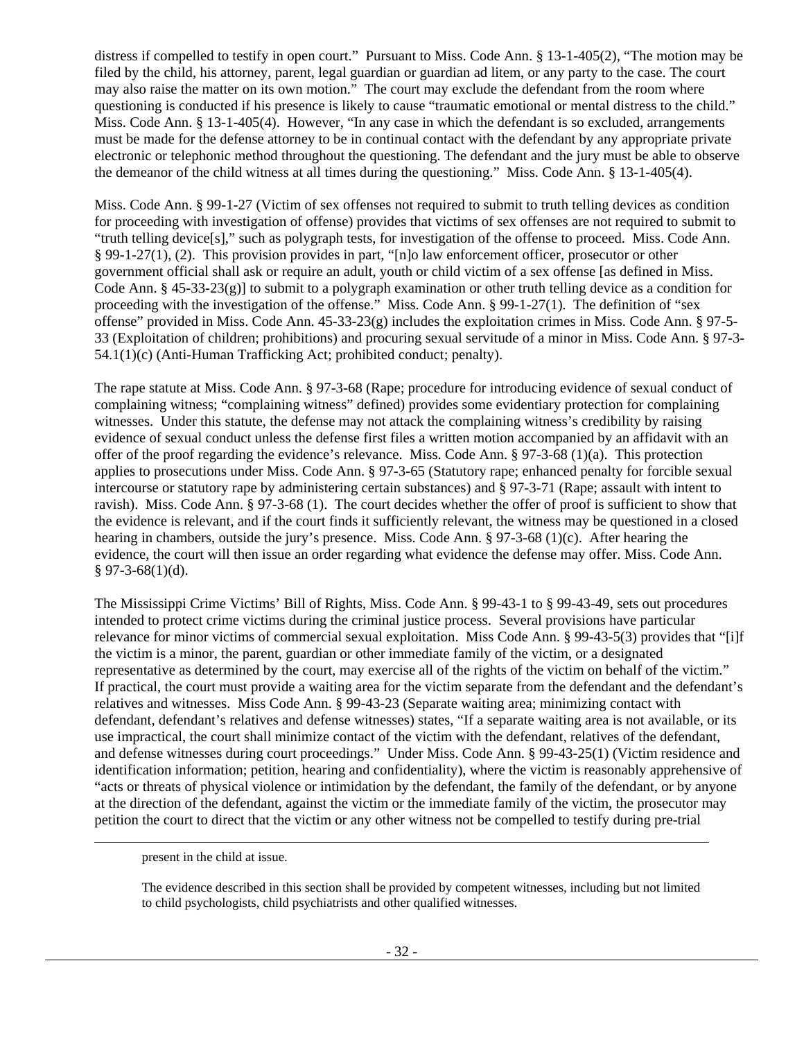distress if compelled to testify in open court." Pursuant to Miss. Code Ann. § 13-1-405(2), "The motion may be filed by the child, his attorney, parent, legal guardian or guardian ad litem, or any party to the case. The court may also raise the matter on its own motion." The court may exclude the defendant from the room where questioning is conducted if his presence is likely to cause "traumatic emotional or mental distress to the child." Miss. Code Ann. § 13-1-405(4). However, "In any case in which the defendant is so excluded, arrangements must be made for the defense attorney to be in continual contact with the defendant by any appropriate private electronic or telephonic method throughout the questioning. The defendant and the jury must be able to observe the demeanor of the child witness at all times during the questioning." Miss. Code Ann. § 13-1-405(4).

Miss. Code Ann. § 99-1-27 (Victim of sex offenses not required to submit to truth telling devices as condition for proceeding with investigation of offense) provides that victims of sex offenses are not required to submit to "truth telling device[s]," such as polygraph tests, for investigation of the offense to proceed. Miss. Code Ann. § 99-1-27(1), (2). This provision provides in part, "[n]o law enforcement officer, prosecutor or other government official shall ask or require an adult, youth or child victim of a sex offense [as defined in Miss. Code Ann. § 45-33-23(g)] to submit to a polygraph examination or other truth telling device as a condition for proceeding with the investigation of the offense." Miss. Code Ann. § 99-1-27(1). The definition of "sex offense" provided in Miss. Code Ann. 45-33-23(g) includes the exploitation crimes in Miss. Code Ann. § 97-5-33 (Exploitation of children; prohibitions) and procuring sexual servitude of a minor in Miss. Code Ann. § 97-3-54.1(1)(c) (Anti-Human Trafficking Act; prohibited conduct; penalty).

The rape statute at Miss. Code Ann. § 97-3-68 (Rape; procedure for introducing evidence of sexual conduct of complaining witness; "complaining witness" defined) provides some evidentiary protection for complaining witnesses. Under this statute, the defense may not attack the complaining witness's credibility by raising evidence of sexual conduct unless the defense first files a written motion accompanied by an affidavit with an offer of the proof regarding the evidence's relevance. Miss. Code Ann. § 97-3-68 (1)(a). This protection applies to prosecutions under Miss. Code Ann. § 97-3-65 (Statutory rape; enhanced penalty for forcible sexual intercourse or statutory rape by administering certain substances) and § 97-3-71 (Rape; assault with intent to ravish). Miss. Code Ann. § 97-3-68 (1). The court decides whether the offer of proof is sufficient to show that the evidence is relevant, and if the court finds it sufficiently relevant, the witness may be questioned in a closed hearing in chambers, outside the jury's presence. Miss. Code Ann. § 97-3-68 (1)(c). After hearing the evidence, the court will then issue an order regarding what evidence the defense may offer. Miss. Code Ann. § 97-3-68(1)(d).

The Mississippi Crime Victims' Bill of Rights, Miss. Code Ann. § 99-43-1 to § 99-43-49, sets out procedures intended to protect crime victims during the criminal justice process. Several provisions have particular relevance for minor victims of commercial sexual exploitation. Miss Code Ann. § 99-43-5(3) provides that "[i]f the victim is a minor, the parent, guardian or other immediate family of the victim, or a designated representative as determined by the court, may exercise all of the rights of the victim on behalf of the victim." If practical, the court must provide a waiting area for the victim separate from the defendant and the defendant's relatives and witnesses. Miss Code Ann. § 99-43-23 (Separate waiting area; minimizing contact with defendant, defendant's relatives and defense witnesses) states, "If a separate waiting area is not available, or its use impractical, the court shall minimize contact of the victim with the defendant, relatives of the defendant, and defense witnesses during court proceedings." Under Miss. Code Ann. § 99-43-25(1) (Victim residence and identification information; petition, hearing and confidentiality), where the victim is reasonably apprehensive of "acts or threats of physical violence or intimidation by the defendant, the family of the defendant, or by anyone at the direction of the defendant, against the victim or the immediate family of the victim, the prosecutor may petition the court to direct that the victim or any other witness not be compelled to testify during pre-trial

---

present in the child at issue.

The evidence described in this section shall be provided by competent witnesses, including but not limited to child psychologists, child psychiatrists and other qualified witnesses.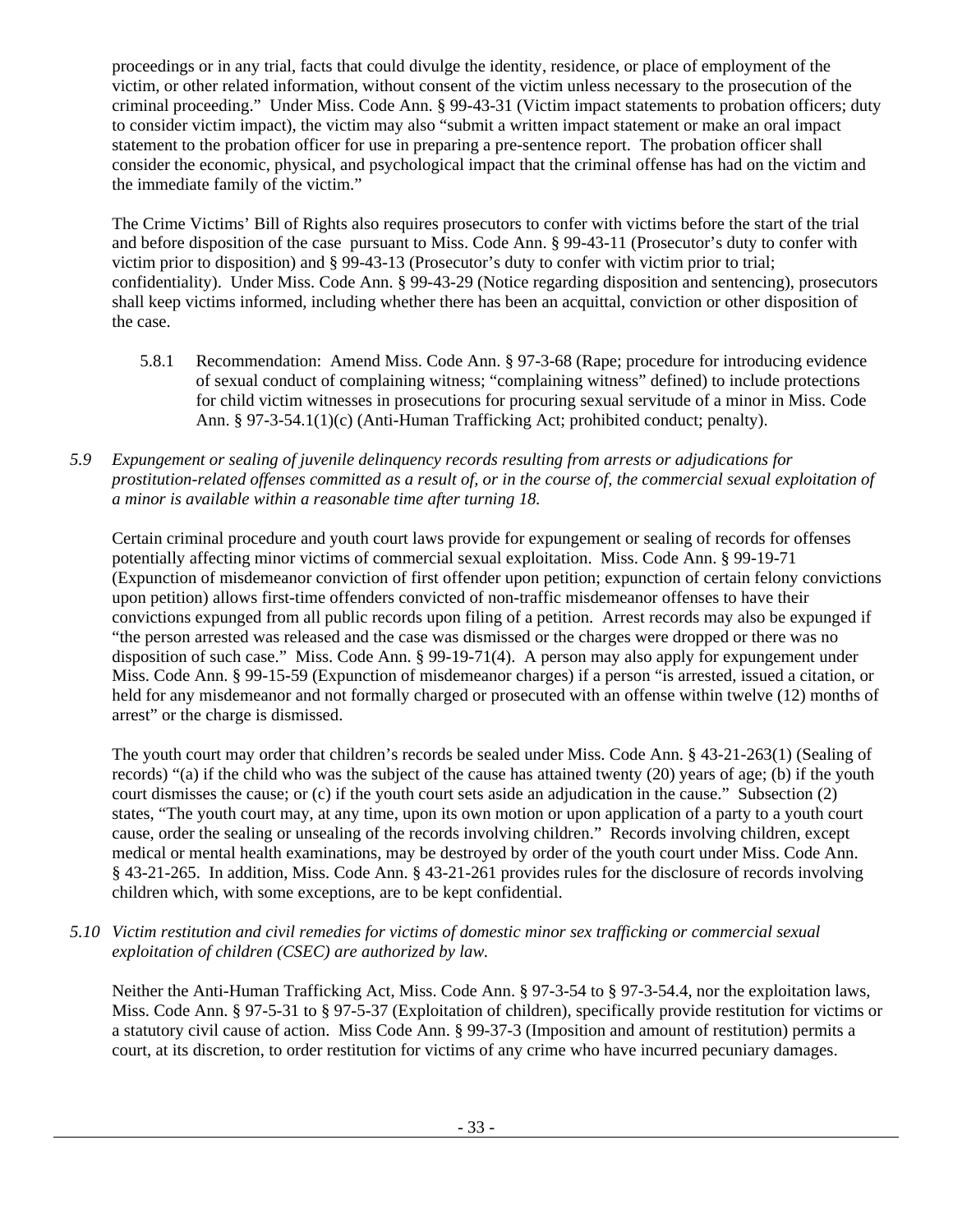proceedings or in any trial, facts that could divulge the identity, residence, or place of employment of the victim, or other related information, without consent of the victim unless necessary to the prosecution of the criminal proceeding." Under Miss. Code Ann. § 99-43-31 (Victim impact statements to probation officers; duty to consider victim impact), the victim may also "submit a written impact statement or make an oral impact statement to the probation officer for use in preparing a pre-sentence report. The probation officer shall consider the economic, physical, and psychological impact that the criminal offense has had on the victim and the immediate family of the victim."

The Crime Victims' Bill of Rights also requires prosecutors to confer with victims before the start of the trial and before disposition of the case pursuant to Miss. Code Ann. § 99-43-11 (Prosecutor's duty to confer with victim prior to disposition) and § 99-43-13 (Prosecutor's duty to confer with victim prior to trial; confidentiality). Under Miss. Code Ann. § 99-43-29 (Notice regarding disposition and sentencing), prosecutors shall keep victims informed, including whether there has been an acquittal, conviction or other disposition of the case.

5.8.1 Recommendation: Amend Miss. Code Ann. § 97-3-68 (Rape; procedure for introducing evidence of sexual conduct of complaining witness; "complaining witness" defined) to include protections for child victim witnesses in prosecutions for procuring sexual servitude of a minor in Miss. Code Ann. § 97-3-54.1(1)(c) (Anti-Human Trafficking Act; prohibited conduct; penalty).

*5.9 Expungement or sealing of juvenile delinquency records resulting from arrests or adjudications for prostitution-related offenses committed as a result of, or in the course of, the commercial sexual exploitation of a minor is available within a reasonable time after turning 18.*

Certain criminal procedure and youth court laws provide for expungement or sealing of records for offenses potentially affecting minor victims of commercial sexual exploitation. Miss. Code Ann. § 99-19-71 (Expunction of misdemeanor conviction of first offender upon petition; expunction of certain felony convictions upon petition) allows first-time offenders convicted of non-traffic misdemeanor offenses to have their convictions expunged from all public records upon filing of a petition. Arrest records may also be expunged if "the person arrested was released and the case was dismissed or the charges were dropped or there was no disposition of such case." Miss. Code Ann. § 99-19-71(4). A person may also apply for expungement under Miss. Code Ann. § 99-15-59 (Expunction of misdemeanor charges) if a person "is arrested, issued a citation, or held for any misdemeanor and not formally charged or prosecuted with an offense within twelve (12) months of arrest" or the charge is dismissed.

The youth court may order that children's records be sealed under Miss. Code Ann. § 43-21-263(1) (Sealing of records) "(a) if the child who was the subject of the cause has attained twenty (20) years of age; (b) if the youth court dismisses the cause; or (c) if the youth court sets aside an adjudication in the cause." Subsection (2) states, "The youth court may, at any time, upon its own motion or upon application of a party to a youth court cause, order the sealing or unsealing of the records involving children." Records involving children, except medical or mental health examinations, may be destroyed by order of the youth court under Miss. Code Ann. § 43-21-265. In addition, Miss. Code Ann. § 43-21-261 provides rules for the disclosure of records involving children which, with some exceptions, are to be kept confidential.

*5.10 Victim restitution and civil remedies for victims of domestic minor sex trafficking or commercial sexual exploitation of children (CSEC) are authorized by law.*

Neither the Anti-Human Trafficking Act, Miss. Code Ann. § 97-3-54 to § 97-3-54.4, nor the exploitation laws, Miss. Code Ann. § 97-5-31 to § 97-5-37 (Exploitation of children), specifically provide restitution for victims or a statutory civil cause of action. Miss Code Ann. § 99-37-3 (Imposition and amount of restitution) permits a court, at its discretion, to order restitution for victims of any crime who have incurred pecuniary damages.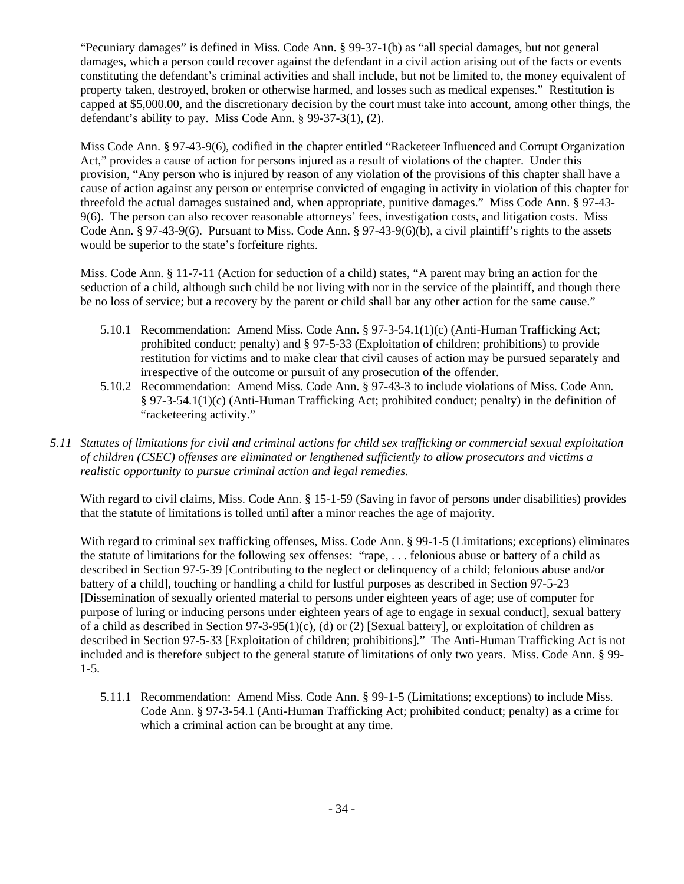"Pecuniary damages" is defined in Miss. Code Ann. § 99-37-1(b) as "all special damages, but not general damages, which a person could recover against the defendant in a civil action arising out of the facts or events constituting the defendant's criminal activities and shall include, but not be limited to, the money equivalent of property taken, destroyed, broken or otherwise harmed, and losses such as medical expenses." Restitution is capped at $5,000.00, and the discretionary decision by the court must take into account, among other things, the defendant's ability to pay. Miss Code Ann. § 99-37-3(1), (2).

Miss Code Ann. § 97-43-9(6), codified in the chapter entitled "Racketeer Influenced and Corrupt Organization Act," provides a cause of action for persons injured as a result of violations of the chapter. Under this provision, "Any person who is injured by reason of any violation of the provisions of this chapter shall have a cause of action against any person or enterprise convicted of engaging in activity in violation of this chapter for threefold the actual damages sustained and, when appropriate, punitive damages." Miss Code Ann. § 97-43-9(6). The person can also recover reasonable attorneys' fees, investigation costs, and litigation costs. Miss Code Ann. § 97-43-9(6). Pursuant to Miss. Code Ann. § 97-43-9(6)(b), a civil plaintiff's rights to the assets would be superior to the state's forfeiture rights.

Miss. Code Ann. § 11-7-11 (Action for seduction of a child) states, "A parent may bring an action for the seduction of a child, although such child be not living with nor in the service of the plaintiff, and though there be no loss of service; but a recovery by the parent or child shall bar any other action for the same cause."

5.10.1 Recommendation: Amend Miss. Code Ann. § 97-3-54.1(1)(c) (Anti-Human Trafficking Act; prohibited conduct; penalty) and § 97-5-33 (Exploitation of children; prohibitions) to provide restitution for victims and to make clear that civil causes of action may be pursued separately and irrespective of the outcome or pursuit of any prosecution of the offender.

5.10.2 Recommendation: Amend Miss. Code Ann. § 97-43-3 to include violations of Miss. Code Ann. § 97-3-54.1(1)(c) (Anti-Human Trafficking Act; prohibited conduct; penalty) in the definition of "racketeering activity."

*5.11 Statutes of limitations for civil and criminal actions for child sex trafficking or commercial sexual exploitation of children (CSEC) offenses are eliminated or lengthened sufficiently to allow prosecutors and victims a realistic opportunity to pursue criminal action and legal remedies.*

With regard to civil claims, Miss. Code Ann. § 15-1-59 (Saving in favor of persons under disabilities) provides that the statute of limitations is tolled until after a minor reaches the age of majority.

With regard to criminal sex trafficking offenses, Miss. Code Ann. § 99-1-5 (Limitations; exceptions) eliminates the statute of limitations for the following sex offenses: "rape, . . . felonious abuse or battery of a child as described in Section 97-5-39 [Contributing to the neglect or delinquency of a child; felonious abuse and/or battery of a child], touching or handling a child for lustful purposes as described in Section 97-5-23 [Dissemination of sexually oriented material to persons under eighteen years of age; use of computer for purpose of luring or inducing persons under eighteen years of age to engage in sexual conduct], sexual battery of a child as described in Section 97-3-95(1)(c), (d) or (2) [Sexual battery], or exploitation of children as described in Section 97-5-33 [Exploitation of children; prohibitions]." The Anti-Human Trafficking Act is not included and is therefore subject to the general statute of limitations of only two years. Miss. Code Ann. § 99-1-5.

5.11.1 Recommendation: Amend Miss. Code Ann. § 99-1-5 (Limitations; exceptions) to include Miss. Code Ann. § 97-3-54.1 (Anti-Human Trafficking Act; prohibited conduct; penalty) as a crime for which a criminal action can be brought at any time.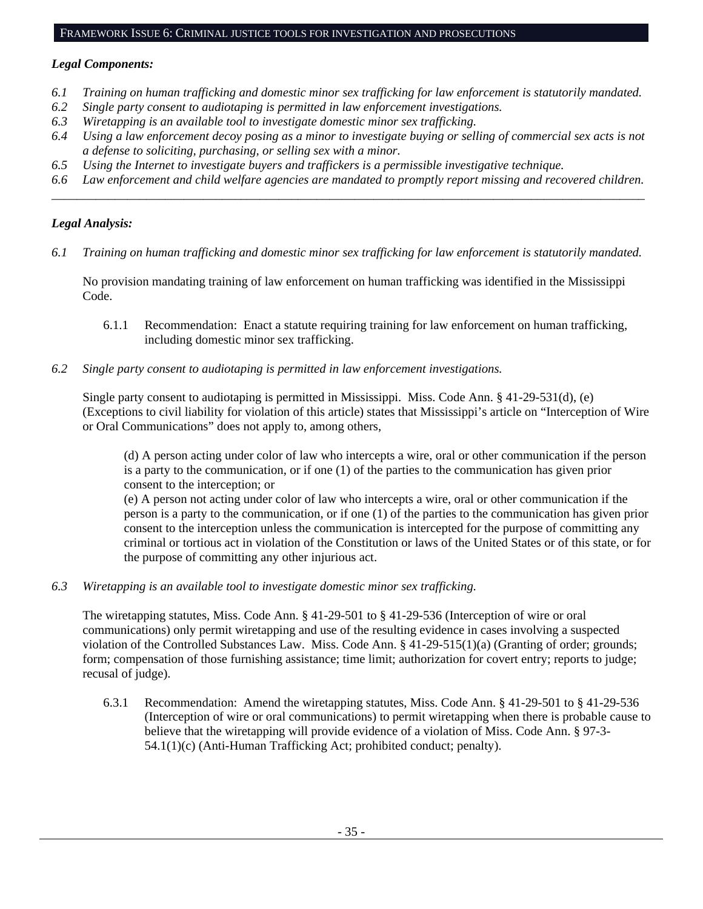## FRAMEWORK ISSUE 6: CRIMINAL JUSTICE TOOLS FOR INVESTIGATION AND PROSECUTIONS

***Legal Components:***

*6.1 Training on human trafficking and domestic minor sex trafficking for law enforcement is statutorily mandated.*
*6.2 Single party consent to audiotaping is permitted in law enforcement investigations.*
*6.3 Wiretapping is an available tool to investigate domestic minor sex trafficking.*
*6.4 Using a law enforcement decoy posing as a minor to investigate buying or selling of commercial sex acts is not a defense to soliciting, purchasing, or selling sex with a minor.*
*6.5 Using the Internet to investigate buyers and traffickers is a permissible investigative technique.*
*6.6 Law enforcement and child welfare agencies are mandated to promptly report missing and recovered children.*

---

***Legal Analysis:***

*6.1 Training on human trafficking and domestic minor sex trafficking for law enforcement is statutorily mandated.*

No provision mandating training of law enforcement on human trafficking was identified in the Mississippi Code.

6.1.1 Recommendation: Enact a statute requiring training for law enforcement on human trafficking, including domestic minor sex trafficking.

*6.2 Single party consent to audiotaping is permitted in law enforcement investigations.*

Single party consent to audiotaping is permitted in Mississippi. Miss. Code Ann. § 41-29-531(d), (e) (Exceptions to civil liability for violation of this article) states that Mississippi's article on "Interception of Wire or Oral Communications" does not apply to, among others,

> (d) A person acting under color of law who intercepts a wire, oral or other communication if the person is a party to the communication, or if one (1) of the parties to the communication has given prior consent to the interception; or
> (e) A person not acting under color of law who intercepts a wire, oral or other communication if the person is a party to the communication, or if one (1) of the parties to the communication has given prior consent to the interception unless the communication is intercepted for the purpose of committing any criminal or tortious act in violation of the Constitution or laws of the United States or of this state, or for the purpose of committing any other injurious act.

*6.3 Wiretapping is an available tool to investigate domestic minor sex trafficking.*

The wiretapping statutes, Miss. Code Ann. § 41-29-501 to § 41-29-536 (Interception of wire or oral communications) only permit wiretapping and use of the resulting evidence in cases involving a suspected violation of the Controlled Substances Law. Miss. Code Ann. § 41-29-515(1)(a) (Granting of order; grounds; form; compensation of those furnishing assistance; time limit; authorization for covert entry; reports to judge; recusal of judge).

6.3.1 Recommendation: Amend the wiretapping statutes, Miss. Code Ann. § 41-29-501 to § 41-29-536 (Interception of wire or oral communications) to permit wiretapping when there is probable cause to believe that the wiretapping will provide evidence of a violation of Miss. Code Ann. § 97-3-54.1(1)(c) (Anti-Human Trafficking Act; prohibited conduct; penalty).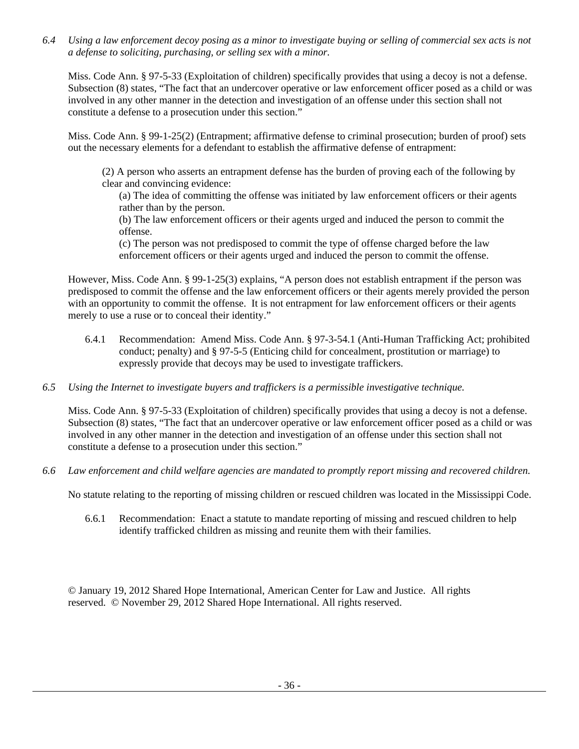*6.4 Using a law enforcement decoy posing as a minor to investigate buying or selling of commercial sex acts is not a defense to soliciting, purchasing, or selling sex with a minor.*

Miss. Code Ann. § 97-5-33 (Exploitation of children) specifically provides that using a decoy is not a defense. Subsection (8) states, "The fact that an undercover operative or law enforcement officer posed as a child or was involved in any other manner in the detection and investigation of an offense under this section shall not constitute a defense to a prosecution under this section."

Miss. Code Ann. § 99-1-25(2) (Entrapment; affirmative defense to criminal prosecution; burden of proof) sets out the necessary elements for a defendant to establish the affirmative defense of entrapment:

> (2) A person who asserts an entrapment defense has the burden of proving each of the following by clear and convincing evidence:
>
> (a) The idea of committing the offense was initiated by law enforcement officers or their agents rather than by the person.
>
> (b) The law enforcement officers or their agents urged and induced the person to commit the offense.
>
> (c) The person was not predisposed to commit the type of offense charged before the law enforcement officers or their agents urged and induced the person to commit the offense.

However, Miss. Code Ann. § 99-1-25(3) explains, "A person does not establish entrapment if the person was predisposed to commit the offense and the law enforcement officers or their agents merely provided the person with an opportunity to commit the offense. It is not entrapment for law enforcement officers or their agents merely to use a ruse or to conceal their identity."

6.4.1 Recommendation: Amend Miss. Code Ann. § 97-3-54.1 (Anti-Human Trafficking Act; prohibited conduct; penalty) and § 97-5-5 (Enticing child for concealment, prostitution or marriage) to expressly provide that decoys may be used to investigate traffickers.

*6.5 Using the Internet to investigate buyers and traffickers is a permissible investigative technique.*

Miss. Code Ann. § 97-5-33 (Exploitation of children) specifically provides that using a decoy is not a defense. Subsection (8) states, "The fact that an undercover operative or law enforcement officer posed as a child or was involved in any other manner in the detection and investigation of an offense under this section shall not constitute a defense to a prosecution under this section."

*6.6 Law enforcement and child welfare agencies are mandated to promptly report missing and recovered children.*

No statute relating to the reporting of missing children or rescued children was located in the Mississippi Code.

6.6.1 Recommendation: Enact a statute to mandate reporting of missing and rescued children to help identify trafficked children as missing and reunite them with their families.

© January 19, 2012 Shared Hope International, American Center for Law and Justice. All rights reserved. © November 29, 2012 Shared Hope International. All rights reserved.